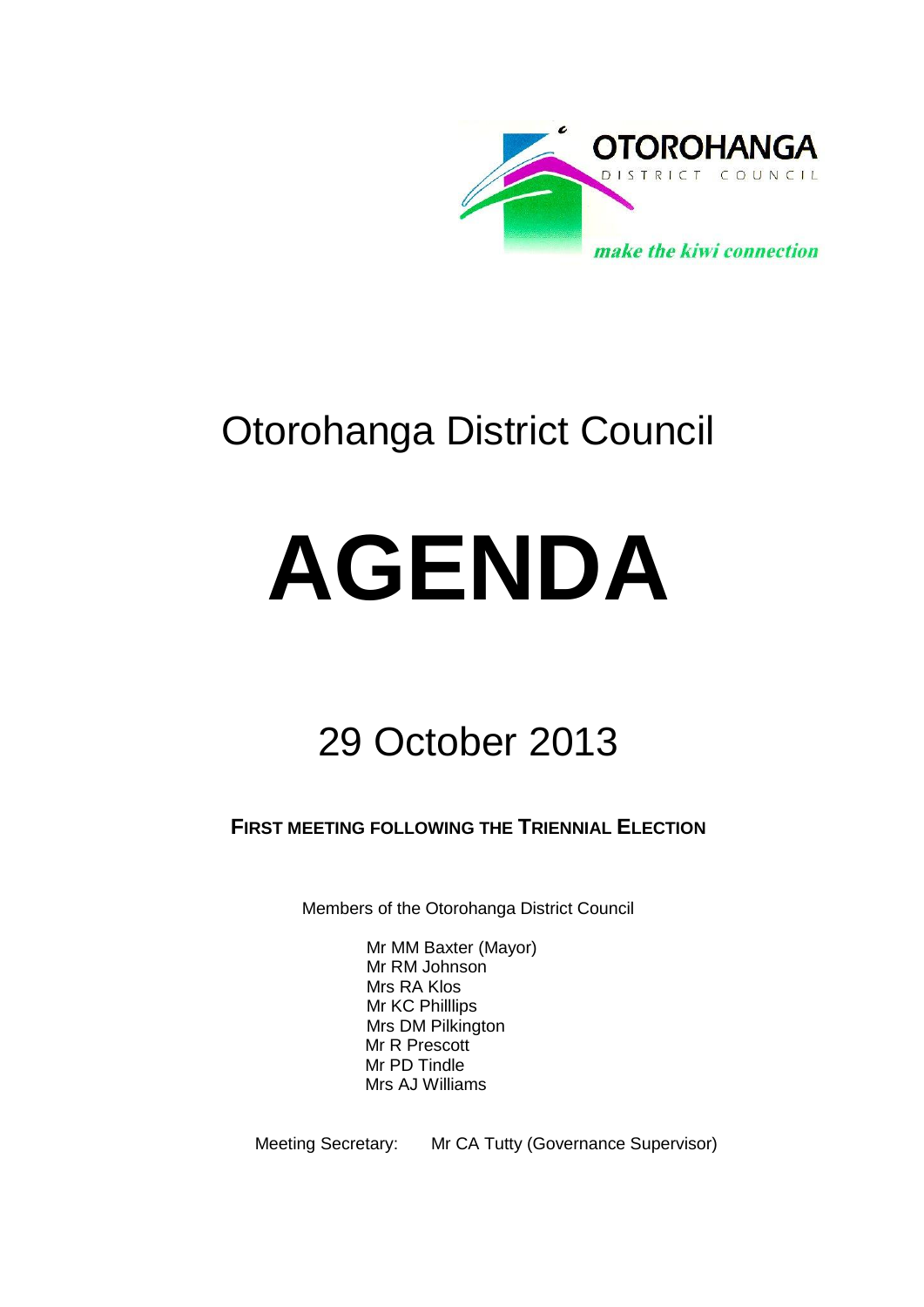OTOROHANGA DISTRICT COUNCIL

*make the kiwi connection*

# Otorohanga District Council

# AGENDA

## 29 October 2013

**FIRST MEETING FOLLOWING THE TRIENNIAL ELECTION**

Members of the Otorohanga District Council

Mr MM Baxter (Mayor)
Mr RM Johnson
Mrs RA Klos
Mr KC Philllips
Mrs DM Pilkington
Mr R Prescott
Mr PD Tindle
Mrs AJ Williams

Meeting Secretary: Mr CA Tutty (Governance Supervisor)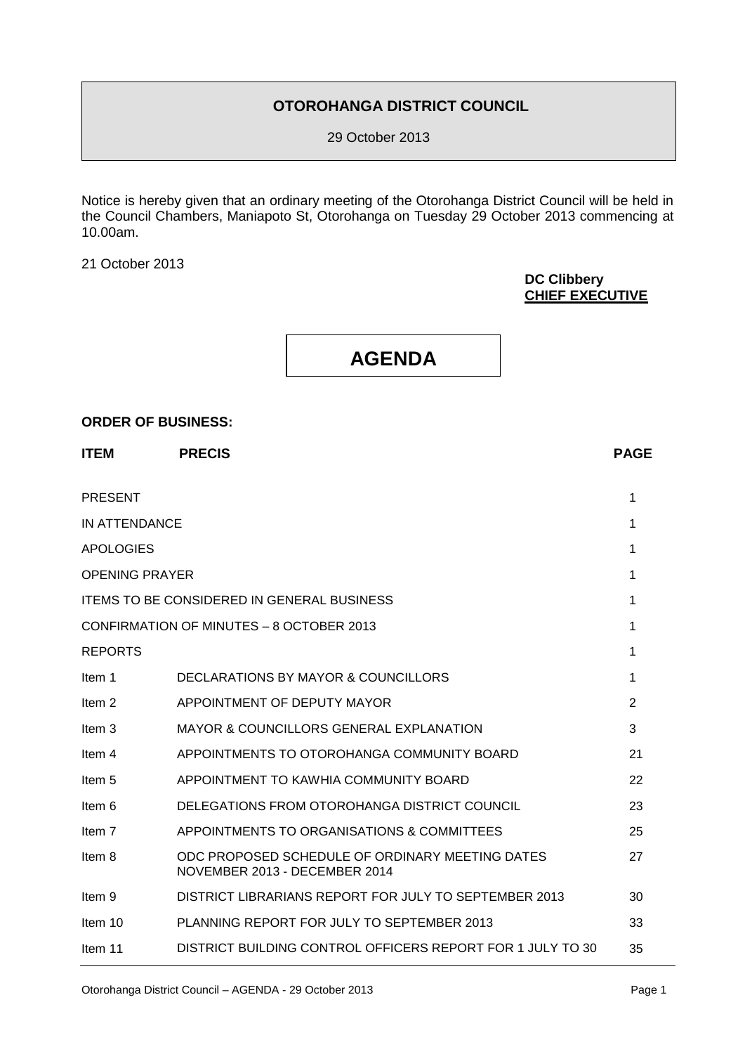**OTOROHANGA DISTRICT COUNCIL**

29 October 2013

Notice is hereby given that an ordinary meeting of the Otorohanga District Council will be held in the Council Chambers, Maniapoto St, Otorohanga on Tuesday 29 October 2013 commencing at 10.00am.

21 October 2013

**DC Clibbery**
**CHIEF EXECUTIVE**

# AGENDA

**ORDER OF BUSINESS:**

| ITEM | PRECIS | PAGE |
|---|---|---|
| PRESENT | | 1 |
| IN ATTENDANCE | | 1 |
| APOLOGIES | | 1 |
| OPENING PRAYER | | 1 |
| ITEMS TO BE CONSIDERED IN GENERAL BUSINESS | | 1 |
| CONFIRMATION OF MINUTES – 8 OCTOBER 2013 | | 1 |
| REPORTS | | 1 |
| Item 1 | DECLARATIONS BY MAYOR & COUNCILLORS | 1 |
| Item 2 | APPOINTMENT OF DEPUTY MAYOR | 2 |
| Item 3 | MAYOR & COUNCILLORS GENERAL EXPLANATION | 3 |
| Item 4 | APPOINTMENTS TO OTOROHANGA COMMUNITY BOARD | 21 |
| Item 5 | APPOINTMENT TO KAWHIA COMMUNITY BOARD | 22 |
| Item 6 | DELEGATIONS FROM OTOROHANGA DISTRICT COUNCIL | 23 |
| Item 7 | APPOINTMENTS TO ORGANISATIONS & COMMITTEES | 25 |
| Item 8 | ODC PROPOSED SCHEDULE OF ORDINARY MEETING DATES NOVEMBER 2013 - DECEMBER 2014 | 27 |
| Item 9 | DISTRICT LIBRARIANS REPORT FOR JULY TO SEPTEMBER 2013 | 30 |
| Item 10 | PLANNING REPORT FOR JULY TO SEPTEMBER 2013 | 33 |
| Item 11 | DISTRICT BUILDING CONTROL OFFICERS REPORT FOR 1 JULY TO 30 | 35 |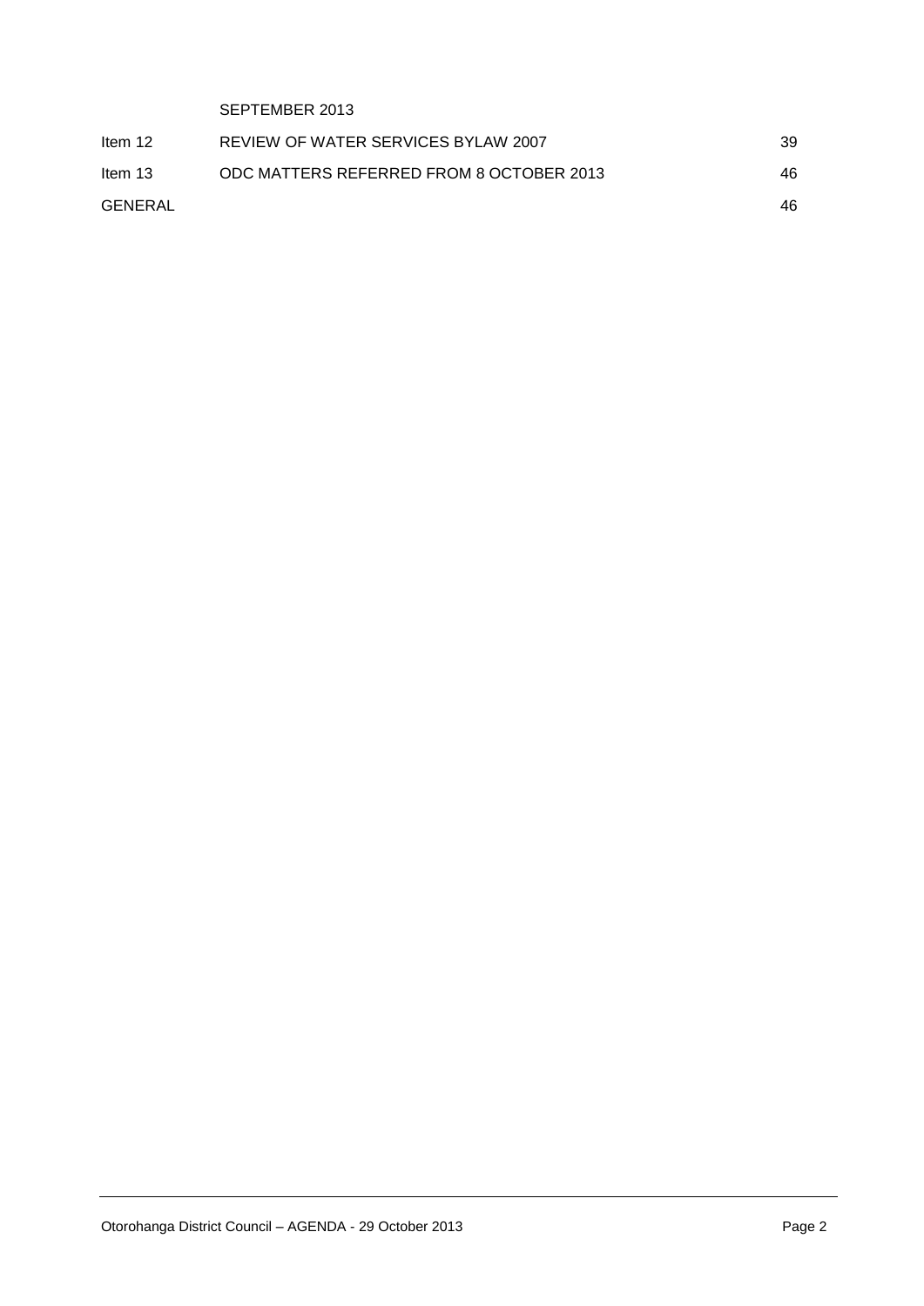| | | |
|---|---|---|
| | SEPTEMBER 2013 | |
| Item 12 | REVIEW OF WATER SERVICES BYLAW 2007 | 39 |
| Item 13 | ODC MATTERS REFERRED FROM 8 OCTOBER 2013 | 46 |
| GENERAL | | 46 |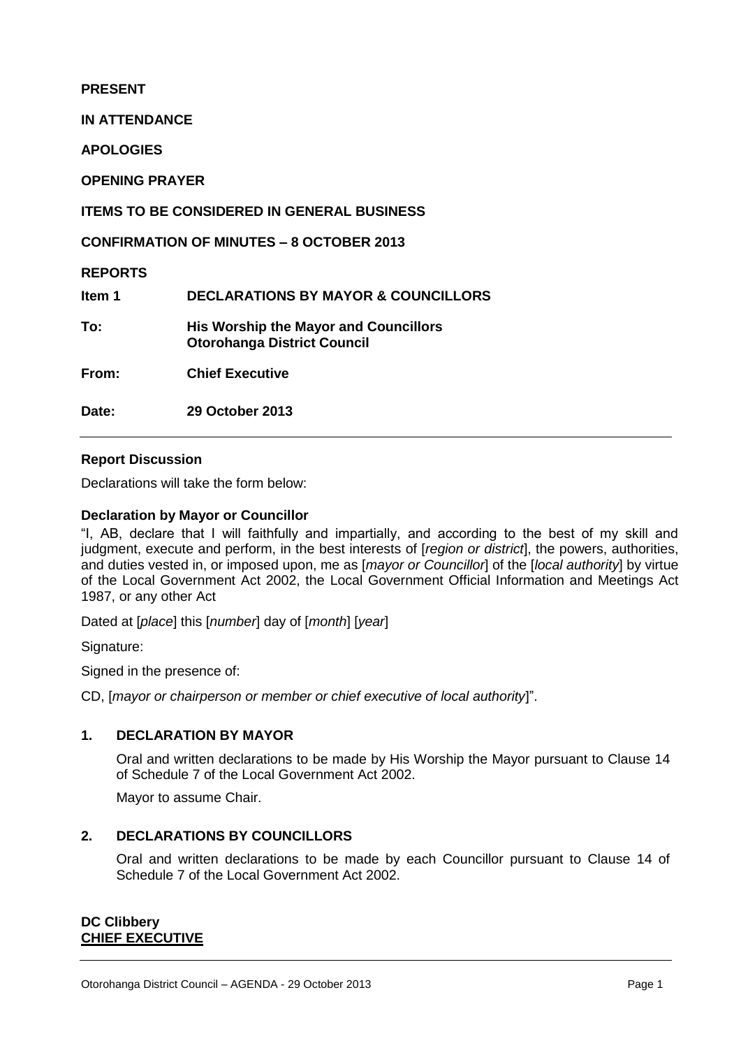**PRESENT**

**IN ATTENDANCE**

**APOLOGIES**

**OPENING PRAYER**

**ITEMS TO BE CONSIDERED IN GENERAL BUSINESS**

**CONFIRMATION OF MINUTES – 8 OCTOBER 2013**

**REPORTS**

| | |
|---|---|
| **Item 1** | **DECLARATIONS BY MAYOR & COUNCILLORS** |
| **To:** | **His Worship the Mayor and Councillors**<br>**Otorohanga District Council** |
| **From:** | **Chief Executive** |
| **Date:** | **29 October 2013** |

---

**Report Discussion**

Declarations will take the form below:

**Declaration by Mayor or Councillor**

"I, AB, declare that I will faithfully and impartially, and according to the best of my skill and judgment, execute and perform, in the best interests of [*region or district*], the powers, authorities, and duties vested in, or imposed upon, me as [*mayor or Councillor*] of the [*local authority*] by virtue of the Local Government Act 2002, the Local Government Official Information and Meetings Act 1987, or any other Act

Dated at [*place*] this [*number*] day of [*month*] [*year*]

Signature:

Signed in the presence of:

CD, [*mayor or chairperson or member or chief executive of local authority*]".

## 1. DECLARATION BY MAYOR

Oral and written declarations to be made by His Worship the Mayor pursuant to Clause 14 of Schedule 7 of the Local Government Act 2002.

Mayor to assume Chair.

## 2. DECLARATIONS BY COUNCILLORS

Oral and written declarations to be made by each Councillor pursuant to Clause 14 of Schedule 7 of the Local Government Act 2002.

**DC Clibbery**
**CHIEF EXECUTIVE**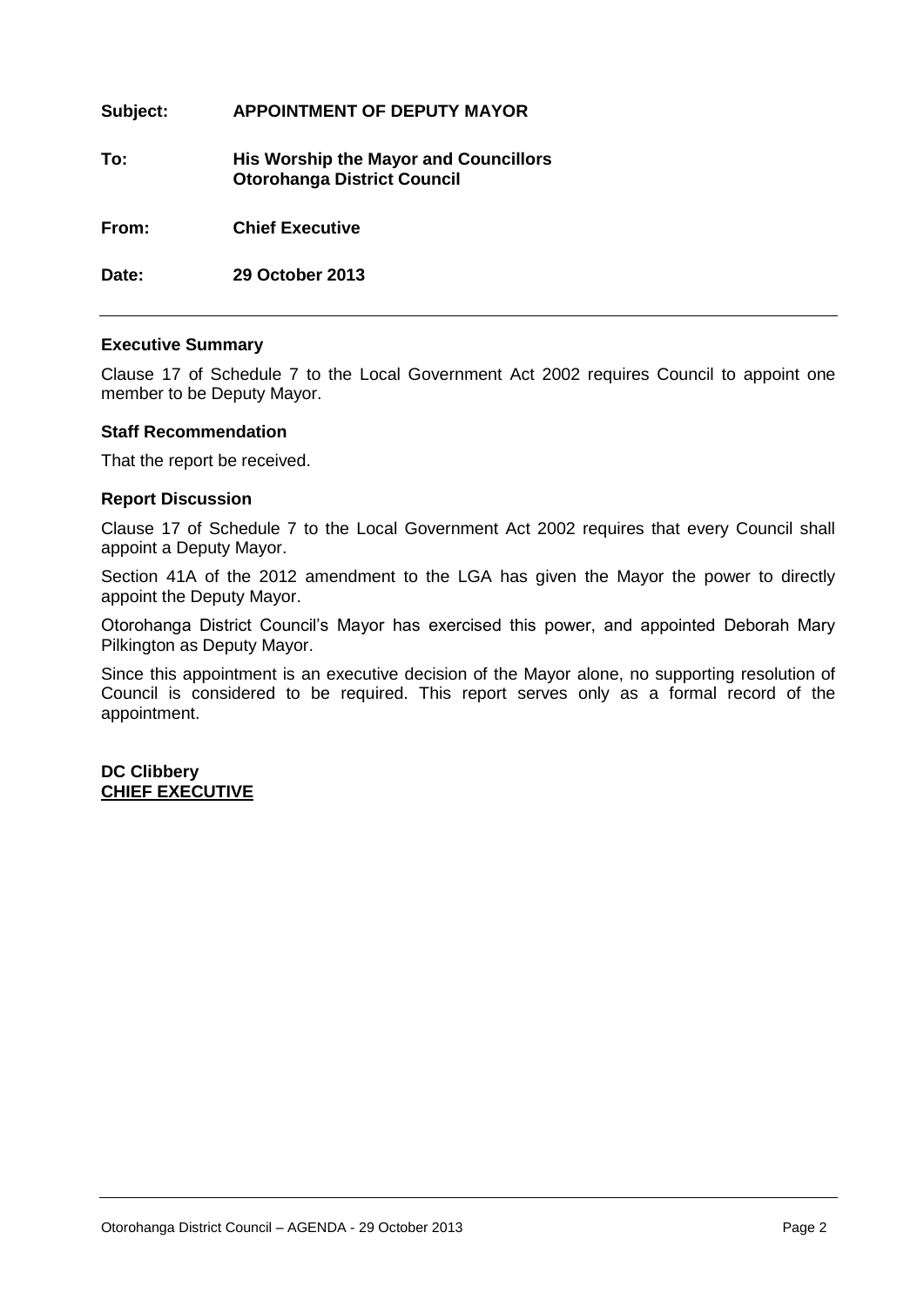**Subject:** **APPOINTMENT OF DEPUTY MAYOR**

**To:** **His Worship the Mayor and Councillors**
**Otorohanga District Council**

**From:** **Chief Executive**

**Date:** **29 October 2013**

---

**Executive Summary**

Clause 17 of Schedule 7 to the Local Government Act 2002 requires Council to appoint one member to be Deputy Mayor.

**Staff Recommendation**

That the report be received.

**Report Discussion**

Clause 17 of Schedule 7 to the Local Government Act 2002 requires that every Council shall appoint a Deputy Mayor.

Section 41A of the 2012 amendment to the LGA has given the Mayor the power to directly appoint the Deputy Mayor.

Otorohanga District Council's Mayor has exercised this power, and appointed Deborah Mary Pilkington as Deputy Mayor.

Since this appointment is an executive decision of the Mayor alone, no supporting resolution of Council is considered to be required. This report serves only as a formal record of the appointment.

**DC Clibbery**
**CHIEF EXECUTIVE**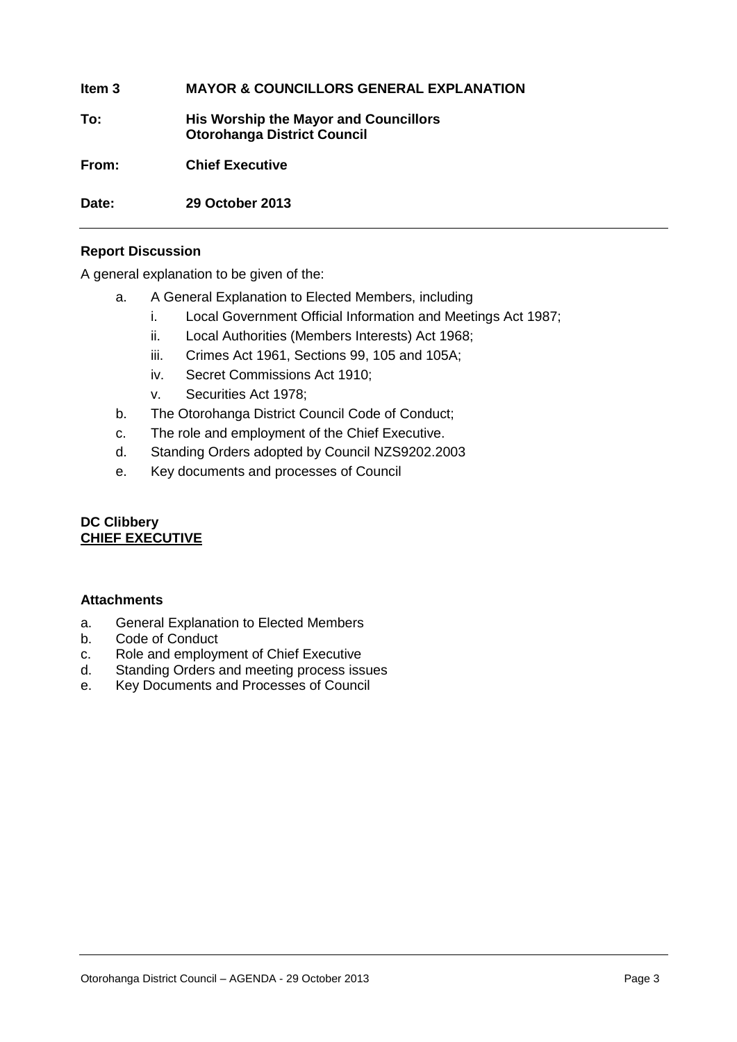**Item 3** **MAYOR & COUNCILLORS GENERAL EXPLANATION**

**To:** **His Worship the Mayor and Councillors**
**Otorohanga District Council**

**From:** **Chief Executive**

**Date:** **29 October 2013**

---

**Report Discussion**

A general explanation to be given of the:

a. A General Explanation to Elected Members, including
   i. Local Government Official Information and Meetings Act 1987;
   ii. Local Authorities (Members Interests) Act 1968;
   iii. Crimes Act 1961, Sections 99, 105 and 105A;
   iv. Secret Commissions Act 1910;
   v. Securities Act 1978;
b. The Otorohanga District Council Code of Conduct;
c. The role and employment of the Chief Executive.
d. Standing Orders adopted by Council NZS9202.2003
e. Key documents and processes of Council

**DC Clibbery**
**<u>CHIEF EXECUTIVE</u>**

**Attachments**

a. General Explanation to Elected Members
b. Code of Conduct
c. Role and employment of Chief Executive
d. Standing Orders and meeting process issues
e. Key Documents and Processes of Council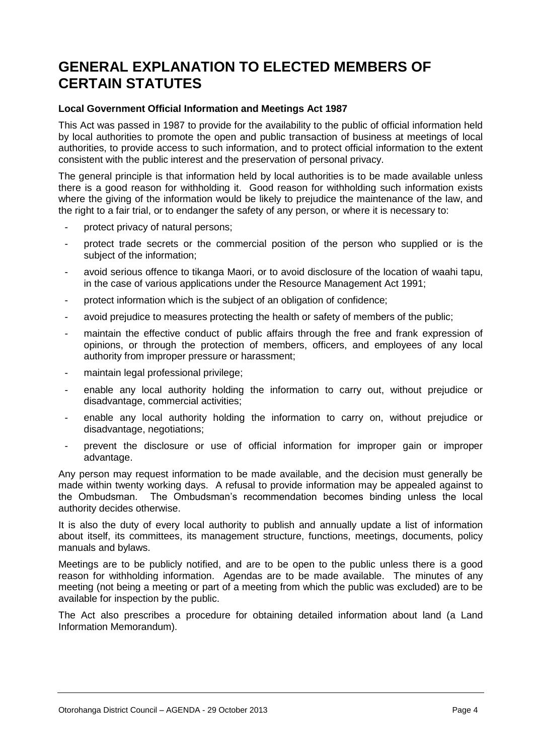# GENERAL EXPLANATION TO ELECTED MEMBERS OF CERTAIN STATUTES

**Local Government Official Information and Meetings Act 1987**

This Act was passed in 1987 to provide for the availability to the public of official information held by local authorities to promote the open and public transaction of business at meetings of local authorities, to provide access to such information, and to protect official information to the extent consistent with the public interest and the preservation of personal privacy.

The general principle is that information held by local authorities is to be made available unless there is a good reason for withholding it. Good reason for withholding such information exists where the giving of the information would be likely to prejudice the maintenance of the law, and the right to a fair trial, or to endanger the safety of any person, or where it is necessary to:

- protect privacy of natural persons;
- protect trade secrets or the commercial position of the person who supplied or is the subject of the information;
- avoid serious offence to tikanga Maori, or to avoid disclosure of the location of waahi tapu, in the case of various applications under the Resource Management Act 1991;
- protect information which is the subject of an obligation of confidence;
- avoid prejudice to measures protecting the health or safety of members of the public;
- maintain the effective conduct of public affairs through the free and frank expression of opinions, or through the protection of members, officers, and employees of any local authority from improper pressure or harassment;
- maintain legal professional privilege;
- enable any local authority holding the information to carry out, without prejudice or disadvantage, commercial activities;
- enable any local authority holding the information to carry on, without prejudice or disadvantage, negotiations;
- prevent the disclosure or use of official information for improper gain or improper advantage.

Any person may request information to be made available, and the decision must generally be made within twenty working days. A refusal to provide information may be appealed against to the Ombudsman. The Ombudsman's recommendation becomes binding unless the local authority decides otherwise.

It is also the duty of every local authority to publish and annually update a list of information about itself, its committees, its management structure, functions, meetings, documents, policy manuals and bylaws.

Meetings are to be publicly notified, and are to be open to the public unless there is a good reason for withholding information. Agendas are to be made available. The minutes of any meeting (not being a meeting or part of a meeting from which the public was excluded) are to be available for inspection by the public.

The Act also prescribes a procedure for obtaining detailed information about land (a Land Information Memorandum).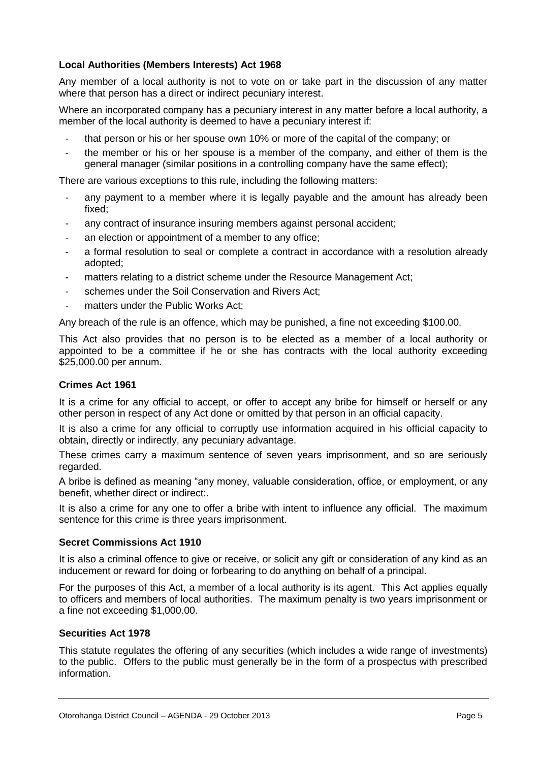**Local Authorities (Members Interests) Act 1968**

Any member of a local authority is not to vote on or take part in the discussion of any matter where that person has a direct or indirect pecuniary interest.

Where an incorporated company has a pecuniary interest in any matter before a local authority, a member of the local authority is deemed to have a pecuniary interest if:

- that person or his or her spouse own 10% or more of the capital of the company; or
- the member or his or her spouse is a member of the company, and either of them is the general manager (similar positions in a controlling company have the same effect);

There are various exceptions to this rule, including the following matters:

- any payment to a member where it is legally payable and the amount has already been fixed;
- any contract of insurance insuring members against personal accident;
- an election or appointment of a member to any office;
- a formal resolution to seal or complete a contract in accordance with a resolution already adopted;
- matters relating to a district scheme under the Resource Management Act;
- schemes under the Soil Conservation and Rivers Act;
- matters under the Public Works Act;

Any breach of the rule is an offence, which may be punished, a fine not exceeding $100.00.

This Act also provides that no person is to be elected as a member of a local authority or appointed to be a committee if he or she has contracts with the local authority exceeding $25,000.00 per annum.

**Crimes Act 1961**

It is a crime for any official to accept, or offer to accept any bribe for himself or herself or any other person in respect of any Act done or omitted by that person in an official capacity.

It is also a crime for any official to corruptly use information acquired in his official capacity to obtain, directly or indirectly, any pecuniary advantage.

These crimes carry a maximum sentence of seven years imprisonment, and so are seriously regarded.

A bribe is defined as meaning "any money, valuable consideration, office, or employment, or any benefit, whether direct or indirect:.

It is also a crime for any one to offer a bribe with intent to influence any official. The maximum sentence for this crime is three years imprisonment.

**Secret Commissions Act 1910**

It is also a criminal offence to give or receive, or solicit any gift or consideration of any kind as an inducement or reward for doing or forbearing to do anything on behalf of a principal.

For the purposes of this Act, a member of a local authority is its agent. This Act applies equally to officers and members of local authorities. The maximum penalty is two years imprisonment or a fine not exceeding $1,000.00.

**Securities Act 1978**

This statute regulates the offering of any securities (which includes a wide range of investments) to the public. Offers to the public must generally be in the form of a prospectus with prescribed information.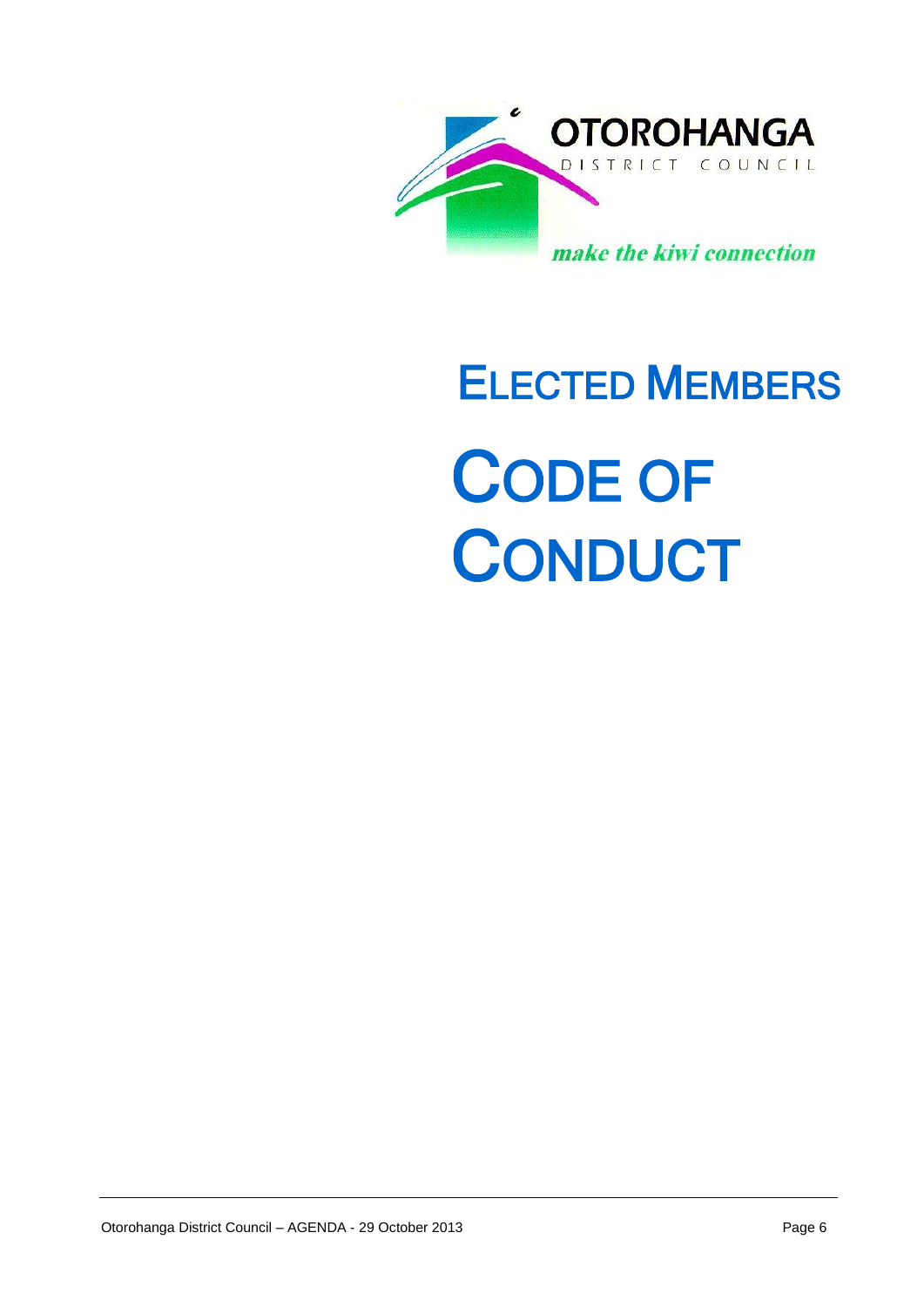OTOROHANGA

DISTRICT COUNCIL

*make the kiwi connection*

# ELECTED MEMBERS

# CODE OF CONDUCT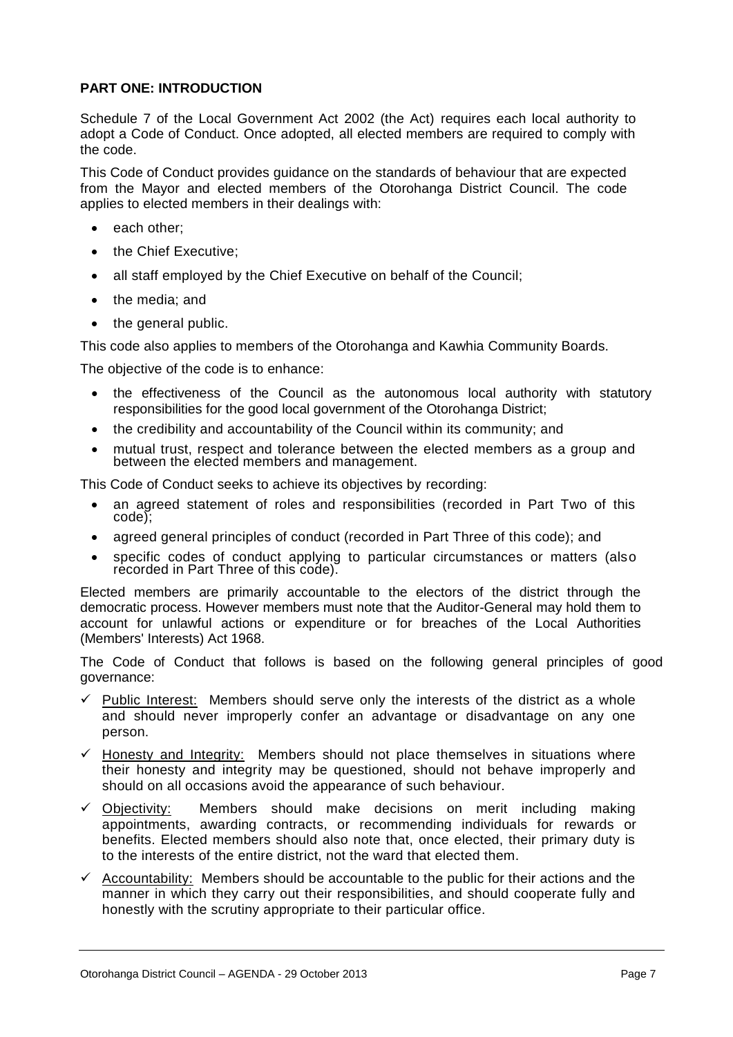**PART ONE: INTRODUCTION**

Schedule 7 of the Local Government Act 2002 (the Act) requires each local authority to adopt a Code of Conduct. Once adopted, all elected members are required to comply with the code.

This Code of Conduct provides guidance on the standards of behaviour that are expected from the Mayor and elected members of the Otorohanga District Council. The code applies to elected members in their dealings with:

- each other;
- the Chief Executive;
- all staff employed by the Chief Executive on behalf of the Council;
- the media; and
- the general public.

This code also applies to members of the Otorohanga and Kawhia Community Boards.

The objective of the code is to enhance:

- the effectiveness of the Council as the autonomous local authority with statutory responsibilities for the good local government of the Otorohanga District;
- the credibility and accountability of the Council within its community; and
- mutual trust, respect and tolerance between the elected members as a group and between the elected members and management.

This Code of Conduct seeks to achieve its objectives by recording:

- an agreed statement of roles and responsibilities (recorded in Part Two of this code);
- agreed general principles of conduct (recorded in Part Three of this code); and
- specific codes of conduct applying to particular circumstances or matters (also recorded in Part Three of this code).

Elected members are primarily accountable to the electors of the district through the democratic process. However members must note that the Auditor-General may hold them to account for unlawful actions or expenditure or for breaches of the Local Authorities (Members' Interests) Act 1968.

The Code of Conduct that follows is based on the following general principles of good governance:

- ✓ Public Interest: Members should serve only the interests of the district as a whole and should never improperly confer an advantage or disadvantage on any one person.
- ✓ Honesty and Integrity: Members should not place themselves in situations where their honesty and integrity may be questioned, should not behave improperly and should on all occasions avoid the appearance of such behaviour.
- ✓ Objectivity: Members should make decisions on merit including making appointments, awarding contracts, or recommending individuals for rewards or benefits. Elected members should also note that, once elected, their primary duty is to the interests of the entire district, not the ward that elected them.
- ✓ Accountability: Members should be accountable to the public for their actions and the manner in which they carry out their responsibilities, and should cooperate fully and honestly with the scrutiny appropriate to their particular office.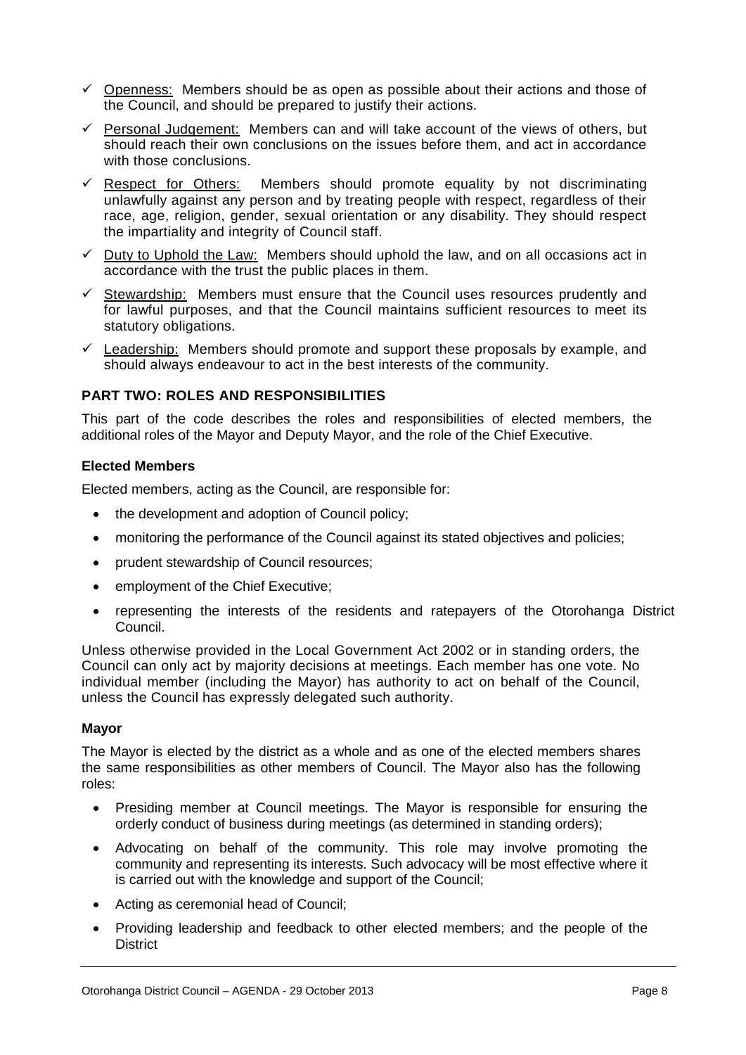- ✓ Openness: Members should be as open as possible about their actions and those of the Council, and should be prepared to justify their actions.
- ✓ Personal Judgement: Members can and will take account of the views of others, but should reach their own conclusions on the issues before them, and act in accordance with those conclusions.
- ✓ Respect for Others: Members should promote equality by not discriminating unlawfully against any person and by treating people with respect, regardless of their race, age, religion, gender, sexual orientation or any disability. They should respect the impartiality and integrity of Council staff.
- ✓ Duty to Uphold the Law: Members should uphold the law, and on all occasions act in accordance with the trust the public places in them.
- ✓ Stewardship: Members must ensure that the Council uses resources prudently and for lawful purposes, and that the Council maintains sufficient resources to meet its statutory obligations.
- ✓ Leadership: Members should promote and support these proposals by example, and should always endeavour to act in the best interests of the community.

## PART TWO: ROLES AND RESPONSIBILITIES

This part of the code describes the roles and responsibilities of elected members, the additional roles of the Mayor and Deputy Mayor, and the role of the Chief Executive.

### Elected Members

Elected members, acting as the Council, are responsible for:

- the development and adoption of Council policy;
- monitoring the performance of the Council against its stated objectives and policies;
- prudent stewardship of Council resources;
- employment of the Chief Executive;
- representing the interests of the residents and ratepayers of the Otorohanga District Council.

Unless otherwise provided in the Local Government Act 2002 or in standing orders, the Council can only act by majority decisions at meetings. Each member has one vote. No individual member (including the Mayor) has authority to act on behalf of the Council, unless the Council has expressly delegated such authority.

### Mayor

The Mayor is elected by the district as a whole and as one of the elected members shares the same responsibilities as other members of Council. The Mayor also has the following roles:

- Presiding member at Council meetings. The Mayor is responsible for ensuring the orderly conduct of business during meetings (as determined in standing orders);
- Advocating on behalf of the community. This role may involve promoting the community and representing its interests. Such advocacy will be most effective where it is carried out with the knowledge and support of the Council;
- Acting as ceremonial head of Council;
- Providing leadership and feedback to other elected members; and the people of the District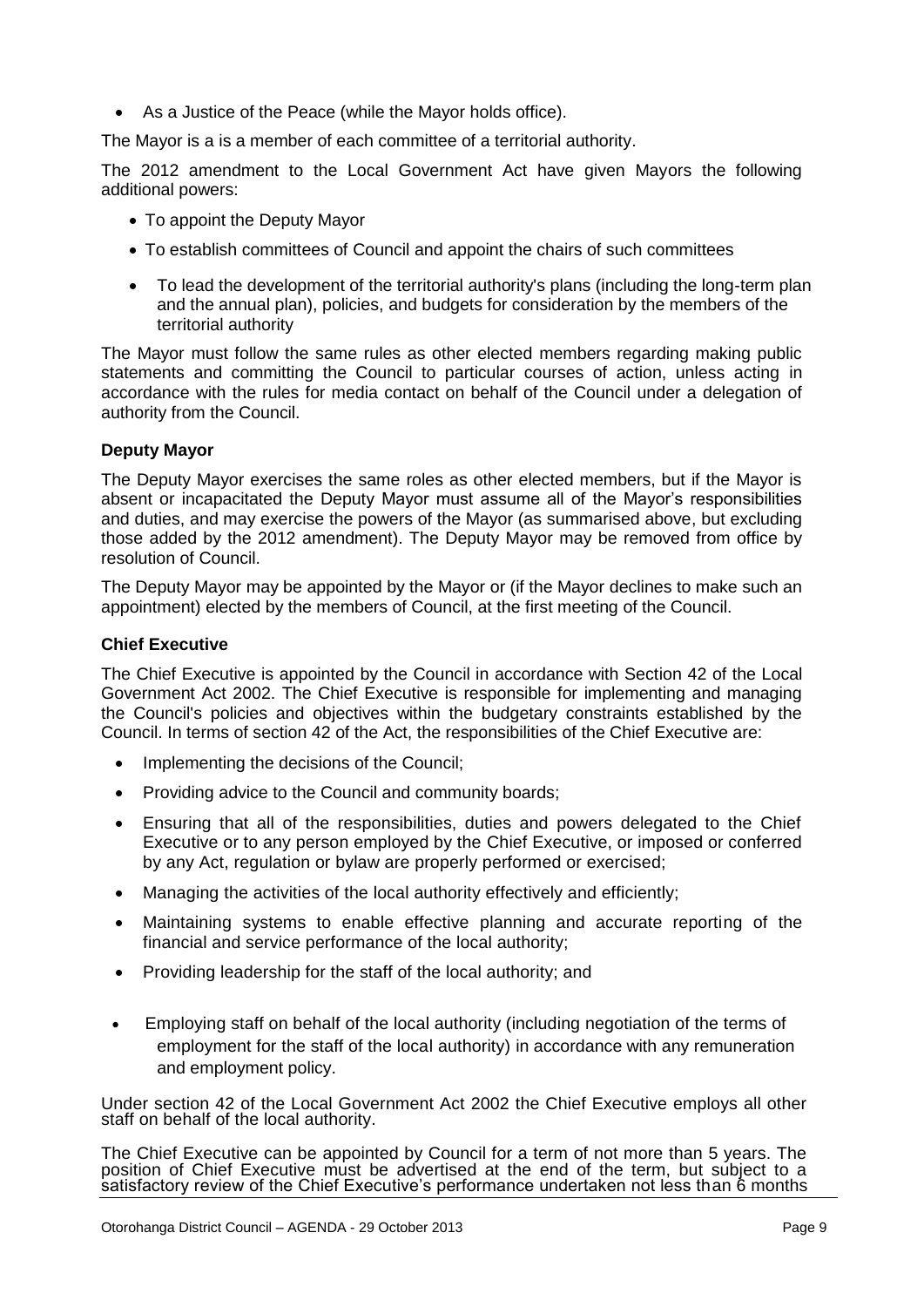- As a Justice of the Peace (while the Mayor holds office).

The Mayor is a is a member of each committee of a territorial authority.

The 2012 amendment to the Local Government Act have given Mayors the following additional powers:

- To appoint the Deputy Mayor
- To establish committees of Council and appoint the chairs of such committees
- To lead the development of the territorial authority's plans (including the long-term plan and the annual plan), policies, and budgets for consideration by the members of the territorial authority

The Mayor must follow the same rules as other elected members regarding making public statements and committing the Council to particular courses of action, unless acting in accordance with the rules for media contact on behalf of the Council under a delegation of authority from the Council.

**Deputy Mayor**

The Deputy Mayor exercises the same roles as other elected members, but if the Mayor is absent or incapacitated the Deputy Mayor must assume all of the Mayor's responsibilities and duties, and may exercise the powers of the Mayor (as summarised above, but excluding those added by the 2012 amendment). The Deputy Mayor may be removed from office by resolution of Council.

The Deputy Mayor may be appointed by the Mayor or (if the Mayor declines to make such an appointment) elected by the members of Council, at the first meeting of the Council.

**Chief Executive**

The Chief Executive is appointed by the Council in accordance with Section 42 of the Local Government Act 2002. The Chief Executive is responsible for implementing and managing the Council's policies and objectives within the budgetary constraints established by the Council. In terms of section 42 of the Act, the responsibilities of the Chief Executive are:

- Implementing the decisions of the Council;
- Providing advice to the Council and community boards;
- Ensuring that all of the responsibilities, duties and powers delegated to the Chief Executive or to any person employed by the Chief Executive, or imposed or conferred by any Act, regulation or bylaw are properly performed or exercised;
- Managing the activities of the local authority effectively and efficiently;
- Maintaining systems to enable effective planning and accurate reporting of the financial and service performance of the local authority;
- Providing leadership for the staff of the local authority; and
- Employing staff on behalf of the local authority (including negotiation of the terms of employment for the staff of the local authority) in accordance with any remuneration and employment policy.

Under section 42 of the Local Government Act 2002 the Chief Executive employs all other staff on behalf of the local authority.

The Chief Executive can be appointed by Council for a term of not more than 5 years. The position of Chief Executive must be advertised at the end of the term, but subject to a satisfactory review of the Chief Executive's performance undertaken not less than 6 months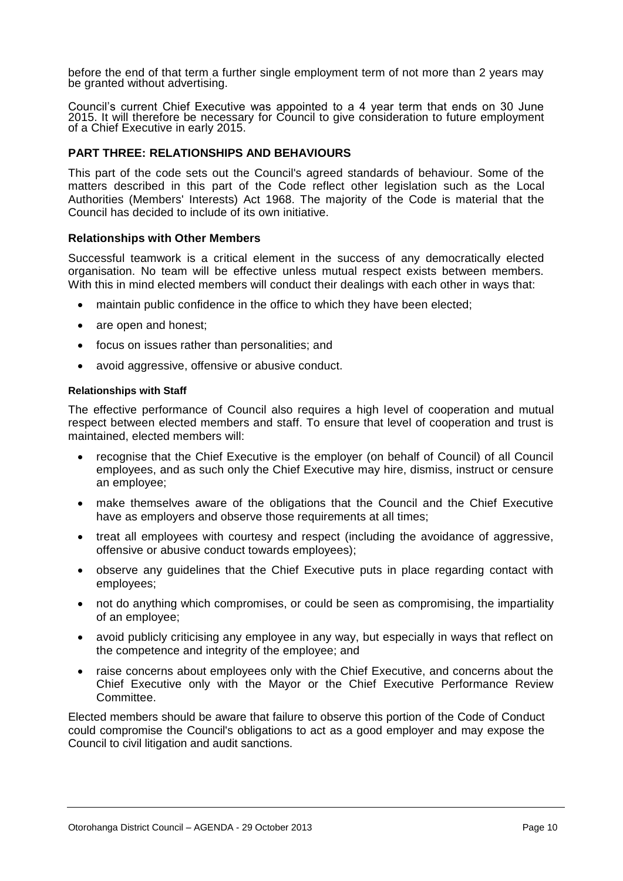before the end of that term a further single employment term of not more than 2 years may be granted without advertising.

Council's current Chief Executive was appointed to a 4 year term that ends on 30 June 2015. It will therefore be necessary for Council to give consideration to future employment of a Chief Executive in early 2015.

## PART THREE: RELATIONSHIPS AND BEHAVIOURS

This part of the code sets out the Council's agreed standards of behaviour. Some of the matters described in this part of the Code reflect other legislation such as the Local Authorities (Members' Interests) Act 1968. The majority of the Code is material that the Council has decided to include of its own initiative.

### Relationships with Other Members

Successful teamwork is a critical element in the success of any democratically elected organisation. No team will be effective unless mutual respect exists between members. With this in mind elected members will conduct their dealings with each other in ways that:

- maintain public confidence in the office to which they have been elected;
- are open and honest;
- focus on issues rather than personalities; and
- avoid aggressive, offensive or abusive conduct.

#### Relationships with Staff

The effective performance of Council also requires a high level of cooperation and mutual respect between elected members and staff. To ensure that level of cooperation and trust is maintained, elected members will:

- recognise that the Chief Executive is the employer (on behalf of Council) of all Council employees, and as such only the Chief Executive may hire, dismiss, instruct or censure an employee;
- make themselves aware of the obligations that the Council and the Chief Executive have as employers and observe those requirements at all times;
- treat all employees with courtesy and respect (including the avoidance of aggressive, offensive or abusive conduct towards employees);
- observe any guidelines that the Chief Executive puts in place regarding contact with employees;
- not do anything which compromises, or could be seen as compromising, the impartiality of an employee;
- avoid publicly criticising any employee in any way, but especially in ways that reflect on the competence and integrity of the employee; and
- raise concerns about employees only with the Chief Executive, and concerns about the Chief Executive only with the Mayor or the Chief Executive Performance Review Committee.

Elected members should be aware that failure to observe this portion of the Code of Conduct could compromise the Council's obligations to act as a good employer and may expose the Council to civil litigation and audit sanctions.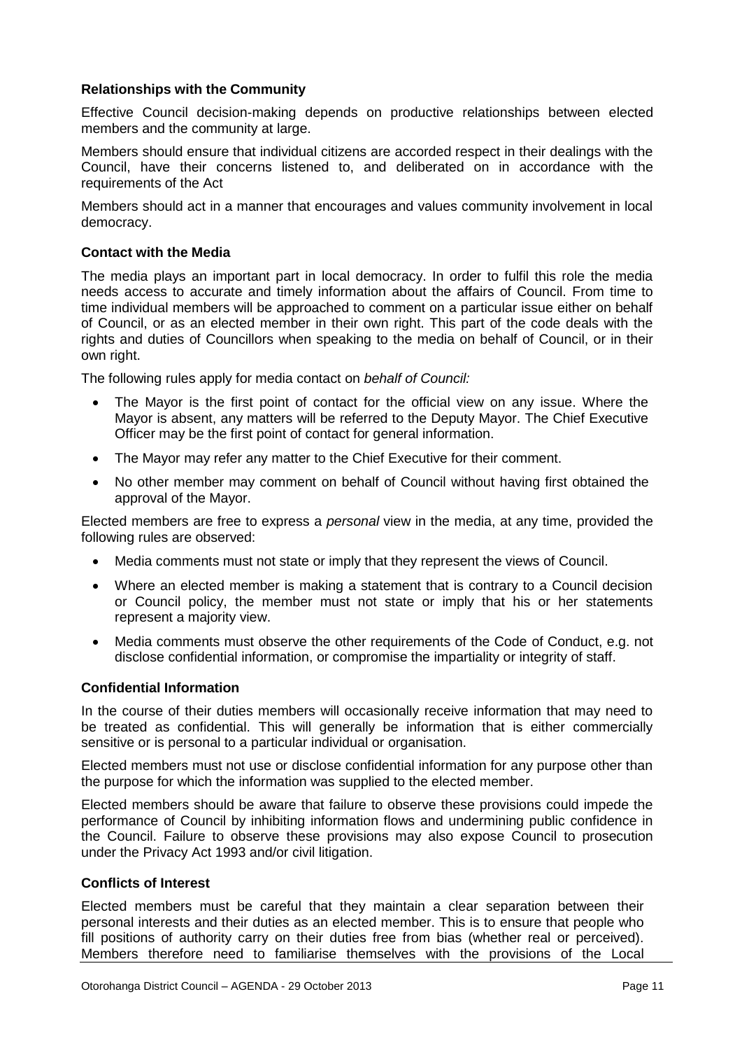**Relationships with the Community**

Effective Council decision-making depends on productive relationships between elected members and the community at large.

Members should ensure that individual citizens are accorded respect in their dealings with the Council, have their concerns listened to, and deliberated on in accordance with the requirements of the Act

Members should act in a manner that encourages and values community involvement in local democracy.

**Contact with the Media**

The media plays an important part in local democracy. In order to fulfil this role the media needs access to accurate and timely information about the affairs of Council. From time to time individual members will be approached to comment on a particular issue either on behalf of Council, or as an elected member in their own right. This part of the code deals with the rights and duties of Councillors when speaking to the media on behalf of Council, or in their own right.

The following rules apply for media contact on *behalf of Council:*

- The Mayor is the first point of contact for the official view on any issue. Where the Mayor is absent, any matters will be referred to the Deputy Mayor. The Chief Executive Officer may be the first point of contact for general information.
- The Mayor may refer any matter to the Chief Executive for their comment.
- No other member may comment on behalf of Council without having first obtained the approval of the Mayor.

Elected members are free to express a *personal* view in the media, at any time, provided the following rules are observed:

- Media comments must not state or imply that they represent the views of Council.
- Where an elected member is making a statement that is contrary to a Council decision or Council policy, the member must not state or imply that his or her statements represent a majority view.
- Media comments must observe the other requirements of the Code of Conduct, e.g. not disclose confidential information, or compromise the impartiality or integrity of staff.

**Confidential Information**

In the course of their duties members will occasionally receive information that may need to be treated as confidential. This will generally be information that is either commercially sensitive or is personal to a particular individual or organisation.

Elected members must not use or disclose confidential information for any purpose other than the purpose for which the information was supplied to the elected member.

Elected members should be aware that failure to observe these provisions could impede the performance of Council by inhibiting information flows and undermining public confidence in the Council. Failure to observe these provisions may also expose Council to prosecution under the Privacy Act 1993 and/or civil litigation.

**Conflicts of Interest**

Elected members must be careful that they maintain a clear separation between their personal interests and their duties as an elected member. This is to ensure that people who fill positions of authority carry on their duties free from bias (whether real or perceived). Members therefore need to familiarise themselves with the provisions of the Local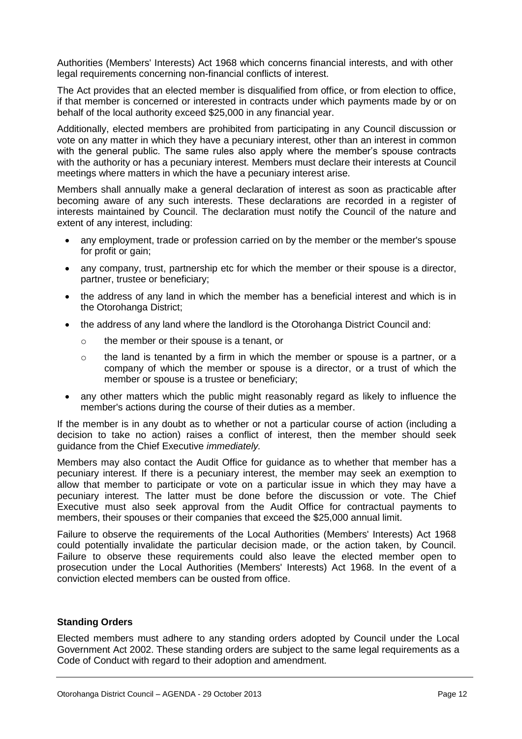Authorities (Members' Interests) Act 1968 which concerns financial interests, and with other legal requirements concerning non-financial conflicts of interest.

The Act provides that an elected member is disqualified from office, or from election to office, if that member is concerned or interested in contracts under which payments made by or on behalf of the local authority exceed $25,000 in any financial year.

Additionally, elected members are prohibited from participating in any Council discussion or vote on any matter in which they have a pecuniary interest, other than an interest in common with the general public. The same rules also apply where the member's spouse contracts with the authority or has a pecuniary interest. Members must declare their interests at Council meetings where matters in which the have a pecuniary interest arise.

Members shall annually make a general declaration of interest as soon as practicable after becoming aware of any such interests. These declarations are recorded in a register of interests maintained by Council. The declaration must notify the Council of the nature and extent of any interest, including:

- any employment, trade or profession carried on by the member or the member's spouse for profit or gain;
- any company, trust, partnership etc for which the member or their spouse is a director, partner, trustee or beneficiary;
- the address of any land in which the member has a beneficial interest and which is in the Otorohanga District;
- the address of any land where the landlord is the Otorohanga District Council and:
  - the member or their spouse is a tenant, or
  - the land is tenanted by a firm in which the member or spouse is a partner, or a company of which the member or spouse is a director, or a trust of which the member or spouse is a trustee or beneficiary;
- any other matters which the public might reasonably regard as likely to influence the member's actions during the course of their duties as a member.

If the member is in any doubt as to whether or not a particular course of action (including a decision to take no action) raises a conflict of interest, then the member should seek guidance from the Chief Executive *immediately.*

Members may also contact the Audit Office for guidance as to whether that member has a pecuniary interest. If there is a pecuniary interest, the member may seek an exemption to allow that member to participate or vote on a particular issue in which they may have a pecuniary interest. The latter must be done before the discussion or vote. The Chief Executive must also seek approval from the Audit Office for contractual payments to members, their spouses or their companies that exceed the $25,000 annual limit.

Failure to observe the requirements of the Local Authorities (Members' Interests) Act 1968 could potentially invalidate the particular decision made, or the action taken, by Council. Failure to observe these requirements could also leave the elected member open to prosecution under the Local Authorities (Members' Interests) Act 1968. In the event of a conviction elected members can be ousted from office.

**Standing Orders**

Elected members must adhere to any standing orders adopted by Council under the Local Government Act 2002. These standing orders are subject to the same legal requirements as a Code of Conduct with regard to their adoption and amendment.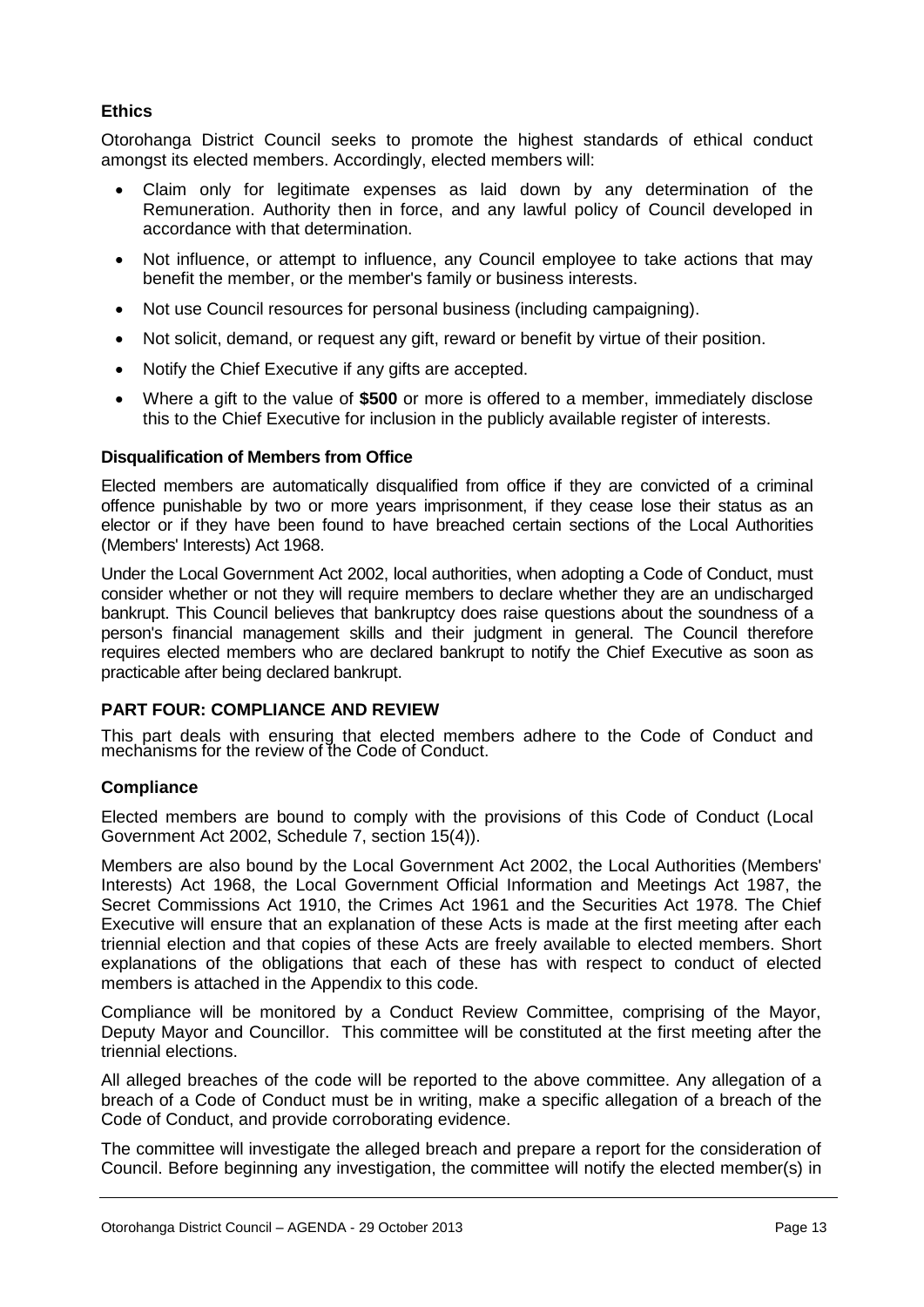### Ethics

Otorohanga District Council seeks to promote the highest standards of ethical conduct amongst its elected members. Accordingly, elected members will:

- Claim only for legitimate expenses as laid down by any determination of the Remuneration. Authority then in force, and any lawful policy of Council developed in accordance with that determination.
- Not influence, or attempt to influence, any Council employee to take actions that may benefit the member, or the member's family or business interests.
- Not use Council resources for personal business (including campaigning).
- Not solicit, demand, or request any gift, reward or benefit by virtue of their position.
- Notify the Chief Executive if any gifts are accepted.
- Where a gift to the value of **$500** or more is offered to a member, immediately disclose this to the Chief Executive for inclusion in the publicly available register of interests.

#### Disqualification of Members from Office

Elected members are automatically disqualified from office if they are convicted of a criminal offence punishable by two or more years imprisonment, if they cease lose their status as an elector or if they have been found to have breached certain sections of the Local Authorities (Members' Interests) Act 1968.

Under the Local Government Act 2002, local authorities, when adopting a Code of Conduct, must consider whether or not they will require members to declare whether they are an undischarged bankrupt. This Council believes that bankruptcy does raise questions about the soundness of a person's financial management skills and their judgment in general. The Council therefore requires elected members who are declared bankrupt to notify the Chief Executive as soon as practicable after being declared bankrupt.

## PART FOUR: COMPLIANCE AND REVIEW

This part deals with ensuring that elected members adhere to the Code of Conduct and mechanisms for the review of the Code of Conduct.

### Compliance

Elected members are bound to comply with the provisions of this Code of Conduct (Local Government Act 2002, Schedule 7, section 15(4)).

Members are also bound by the Local Government Act 2002, the Local Authorities (Members' Interests) Act 1968, the Local Government Official Information and Meetings Act 1987, the Secret Commissions Act 1910, the Crimes Act 1961 and the Securities Act 1978. The Chief Executive will ensure that an explanation of these Acts is made at the first meeting after each triennial election and that copies of these Acts are freely available to elected members. Short explanations of the obligations that each of these has with respect to conduct of elected members is attached in the Appendix to this code.

Compliance will be monitored by a Conduct Review Committee, comprising of the Mayor, Deputy Mayor and Councillor. This committee will be constituted at the first meeting after the triennial elections.

All alleged breaches of the code will be reported to the above committee. Any allegation of a breach of a Code of Conduct must be in writing, make a specific allegation of a breach of the Code of Conduct, and provide corroborating evidence.

The committee will investigate the alleged breach and prepare a report for the consideration of Council. Before beginning any investigation, the committee will notify the elected member(s) in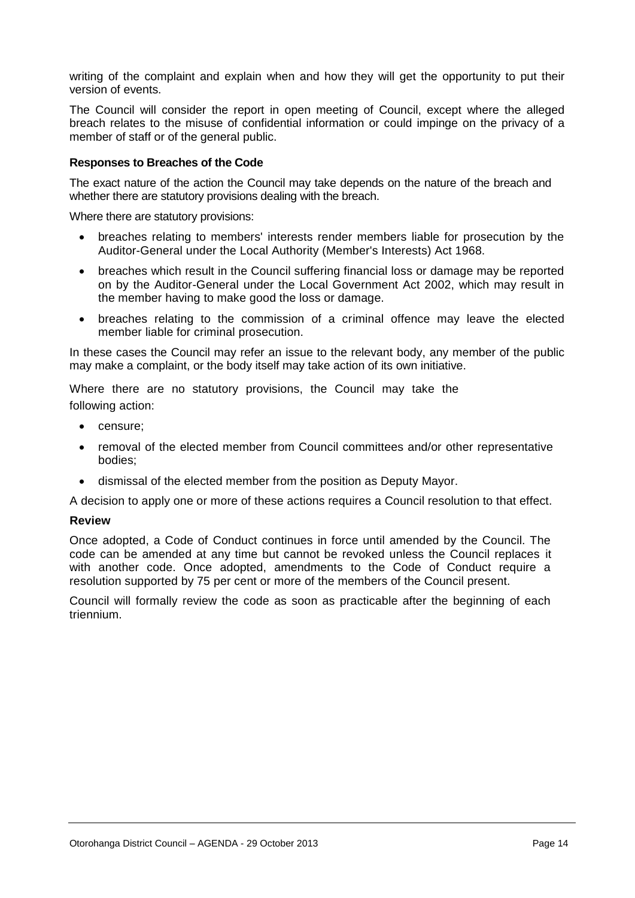writing of the complaint and explain when and how they will get the opportunity to put their version of events.

The Council will consider the report in open meeting of Council, except where the alleged breach relates to the misuse of confidential information or could impinge on the privacy of a member of staff or of the general public.

**Responses to Breaches of the Code**

The exact nature of the action the Council may take depends on the nature of the breach and whether there are statutory provisions dealing with the breach.

Where there are statutory provisions:

- breaches relating to members' interests render members liable for prosecution by the Auditor-General under the Local Authority (Member's Interests) Act 1968.
- breaches which result in the Council suffering financial loss or damage may be reported on by the Auditor-General under the Local Government Act 2002, which may result in the member having to make good the loss or damage.
- breaches relating to the commission of a criminal offence may leave the elected member liable for criminal prosecution.

In these cases the Council may refer an issue to the relevant body, any member of the public may make a complaint, or the body itself may take action of its own initiative.

Where there are no statutory provisions, the Council may take the following action:

- censure;
- removal of the elected member from Council committees and/or other representative bodies;
- dismissal of the elected member from the position as Deputy Mayor.

A decision to apply one or more of these actions requires a Council resolution to that effect.

**Review**

Once adopted, a Code of Conduct continues in force until amended by the Council. The code can be amended at any time but cannot be revoked unless the Council replaces it with another code. Once adopted, amendments to the Code of Conduct require a resolution supported by 75 per cent or more of the members of the Council present.

Council will formally review the code as soon as practicable after the beginning of each triennium.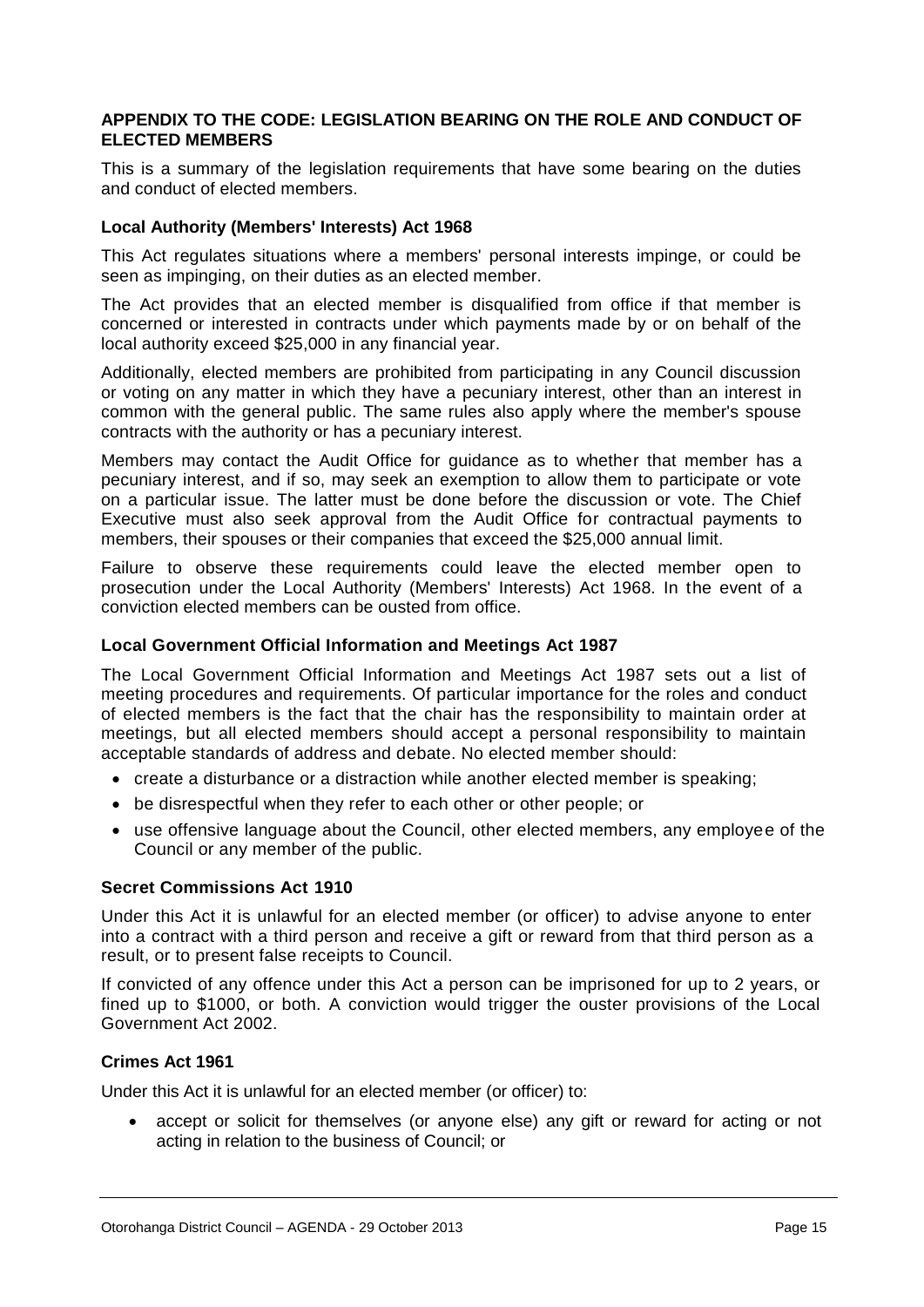## APPENDIX TO THE CODE: LEGISLATION BEARING ON THE ROLE AND CONDUCT OF ELECTED MEMBERS

This is a summary of the legislation requirements that have some bearing on the duties and conduct of elected members.

### Local Authority (Members' Interests) Act 1968

This Act regulates situations where a members' personal interests impinge, or could be seen as impinging, on their duties as an elected member.

The Act provides that an elected member is disqualified from office if that member is concerned or interested in contracts under which payments made by or on behalf of the local authority exceed $25,000 in any financial year.

Additionally, elected members are prohibited from participating in any Council discussion or voting on any matter in which they have a pecuniary interest, other than an interest in common with the general public. The same rules also apply where the member's spouse contracts with the authority or has a pecuniary interest.

Members may contact the Audit Office for guidance as to whether that member has a pecuniary interest, and if so, may seek an exemption to allow them to participate or vote on a particular issue. The latter must be done before the discussion or vote. The Chief Executive must also seek approval from the Audit Office for contractual payments to members, their spouses or their companies that exceed the $25,000 annual limit.

Failure to observe these requirements could leave the elected member open to prosecution under the Local Authority (Members' Interests) Act 1968. In the event of a conviction elected members can be ousted from office.

### Local Government Official Information and Meetings Act 1987

The Local Government Official Information and Meetings Act 1987 sets out a list of meeting procedures and requirements. Of particular importance for the roles and conduct of elected members is the fact that the chair has the responsibility to maintain order at meetings, but all elected members should accept a personal responsibility to maintain acceptable standards of address and debate. No elected member should:

- create a disturbance or a distraction while another elected member is speaking;
- be disrespectful when they refer to each other or other people; or
- use offensive language about the Council, other elected members, any employee of the Council or any member of the public.

### Secret Commissions Act 1910

Under this Act it is unlawful for an elected member (or officer) to advise anyone to enter into a contract with a third person and receive a gift or reward from that third person as a result, or to present false receipts to Council.

If convicted of any offence under this Act a person can be imprisoned for up to 2 years, or fined up to $1000, or both. A conviction would trigger the ouster provisions of the Local Government Act 2002.

### Crimes Act 1961

Under this Act it is unlawful for an elected member (or officer) to:

- accept or solicit for themselves (or anyone else) any gift or reward for acting or not acting in relation to the business of Council; or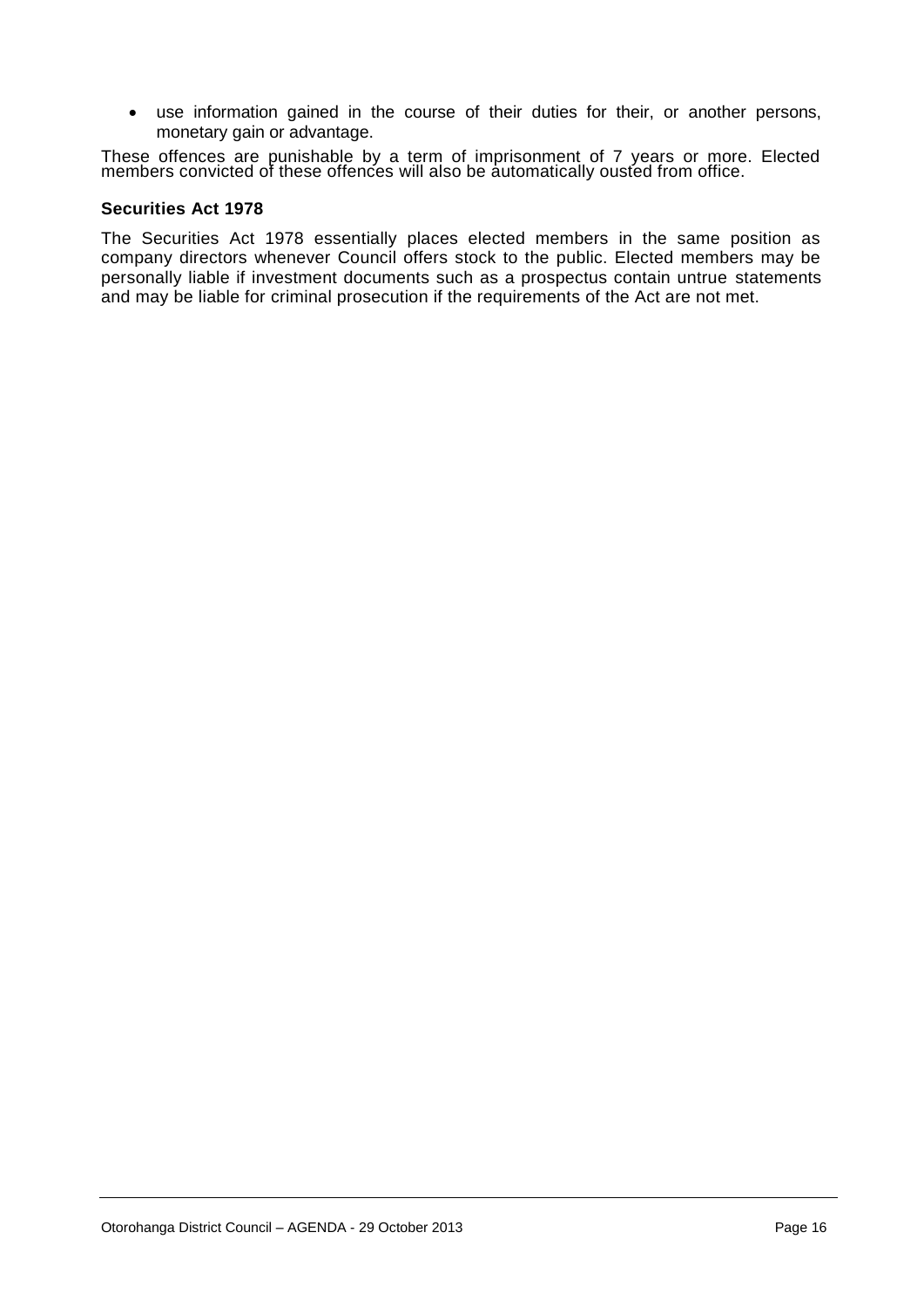- use information gained in the course of their duties for their, or another persons, monetary gain or advantage.

These offences are punishable by a term of imprisonment of 7 years or more. Elected members convicted of these offences will also be automatically ousted from office.

**Securities Act 1978**

The Securities Act 1978 essentially places elected members in the same position as company directors whenever Council offers stock to the public. Elected members may be personally liable if investment documents such as a prospectus contain untrue statements and may be liable for criminal prosecution if the requirements of the Act are not met.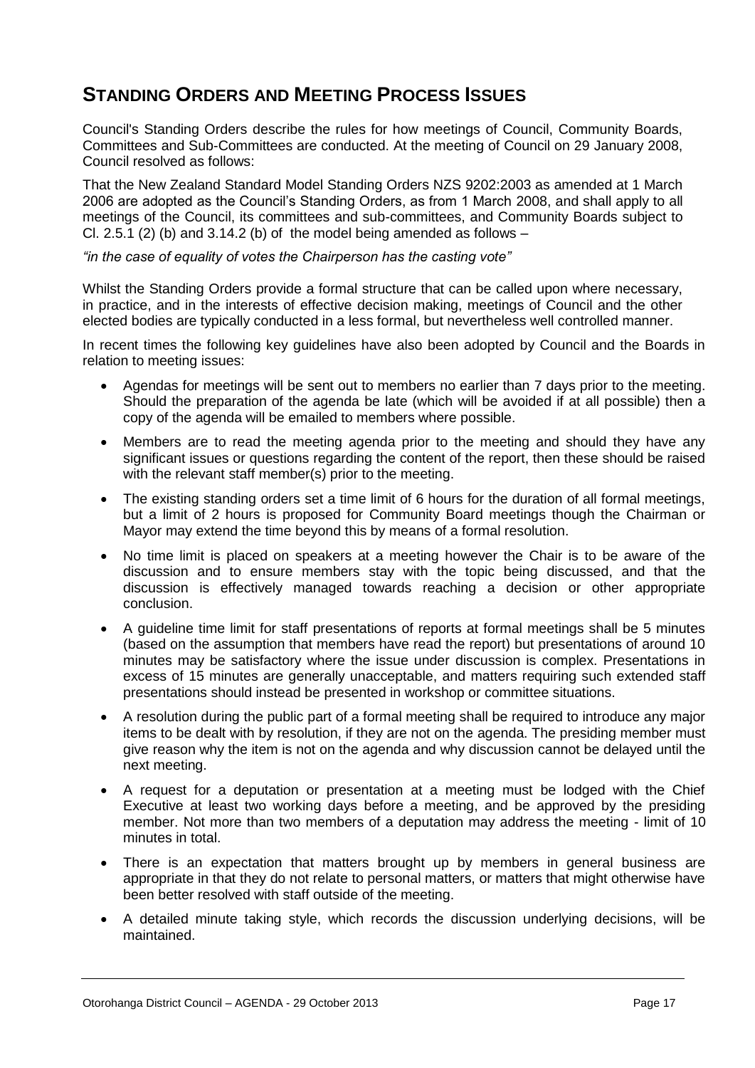## STANDING ORDERS AND MEETING PROCESS ISSUES

Council's Standing Orders describe the rules for how meetings of Council, Community Boards, Committees and Sub-Committees are conducted. At the meeting of Council on 29 January 2008, Council resolved as follows:

That the New Zealand Standard Model Standing Orders NZS 9202:2003 as amended at 1 March 2006 are adopted as the Council's Standing Orders, as from 1 March 2008, and shall apply to all meetings of the Council, its committees and sub-committees, and Community Boards subject to Cl. 2.5.1 (2) (b) and 3.14.2 (b) of the model being amended as follows –

*"in the case of equality of votes the Chairperson has the casting vote"*

Whilst the Standing Orders provide a formal structure that can be called upon where necessary, in practice, and in the interests of effective decision making, meetings of Council and the other elected bodies are typically conducted in a less formal, but nevertheless well controlled manner.

In recent times the following key guidelines have also been adopted by Council and the Boards in relation to meeting issues:

- Agendas for meetings will be sent out to members no earlier than 7 days prior to the meeting. Should the preparation of the agenda be late (which will be avoided if at all possible) then a copy of the agenda will be emailed to members where possible.
- Members are to read the meeting agenda prior to the meeting and should they have any significant issues or questions regarding the content of the report, then these should be raised with the relevant staff member(s) prior to the meeting.
- The existing standing orders set a time limit of 6 hours for the duration of all formal meetings, but a limit of 2 hours is proposed for Community Board meetings though the Chairman or Mayor may extend the time beyond this by means of a formal resolution.
- No time limit is placed on speakers at a meeting however the Chair is to be aware of the discussion and to ensure members stay with the topic being discussed, and that the discussion is effectively managed towards reaching a decision or other appropriate conclusion.
- A guideline time limit for staff presentations of reports at formal meetings shall be 5 minutes (based on the assumption that members have read the report) but presentations of around 10 minutes may be satisfactory where the issue under discussion is complex. Presentations in excess of 15 minutes are generally unacceptable, and matters requiring such extended staff presentations should instead be presented in workshop or committee situations.
- A resolution during the public part of a formal meeting shall be required to introduce any major items to be dealt with by resolution, if they are not on the agenda. The presiding member must give reason why the item is not on the agenda and why discussion cannot be delayed until the next meeting.
- A request for a deputation or presentation at a meeting must be lodged with the Chief Executive at least two working days before a meeting, and be approved by the presiding member. Not more than two members of a deputation may address the meeting - limit of 10 minutes in total.
- There is an expectation that matters brought up by members in general business are appropriate in that they do not relate to personal matters, or matters that might otherwise have been better resolved with staff outside of the meeting.
- A detailed minute taking style, which records the discussion underlying decisions, will be maintained.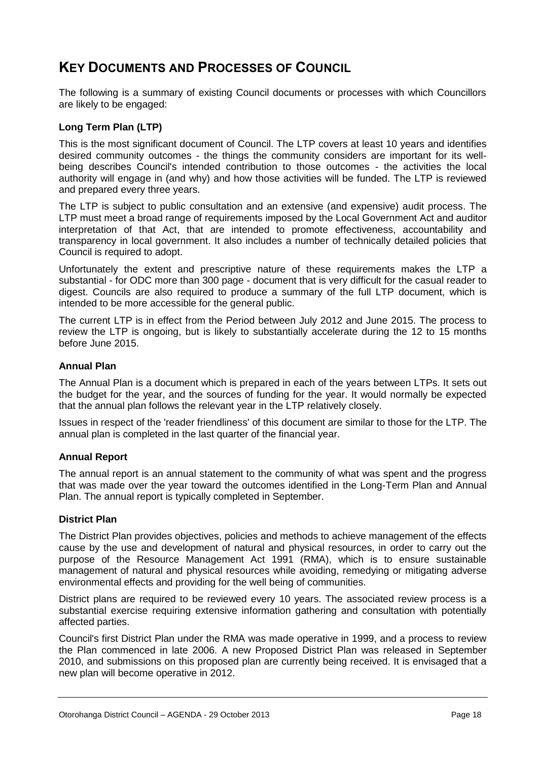# KEY DOCUMENTS AND PROCESSES OF COUNCIL

The following is a summary of existing Council documents or processes with which Councillors are likely to be engaged:

### Long Term Plan (LTP)

This is the most significant document of Council. The LTP covers at least 10 years and identifies desired community outcomes - the things the community considers are important for its well-being describes Council's intended contribution to those outcomes - the activities the local authority will engage in (and why) and how those activities will be funded. The LTP is reviewed and prepared every three years.

The LTP is subject to public consultation and an extensive (and expensive) audit process. The LTP must meet a broad range of requirements imposed by the Local Government Act and auditor interpretation of that Act, that are intended to promote effectiveness, accountability and transparency in local government. It also includes a number of technically detailed policies that Council is required to adopt.

Unfortunately the extent and prescriptive nature of these requirements makes the LTP a substantial - for ODC more than 300 page - document that is very difficult for the casual reader to digest. Councils are also required to produce a summary of the full LTP document, which is intended to be more accessible for the general public.

The current LTP is in effect from the Period between July 2012 and June 2015. The process to review the LTP is ongoing, but is likely to substantially accelerate during the 12 to 15 months before June 2015.

### Annual Plan

The Annual Plan is a document which is prepared in each of the years between LTPs. It sets out the budget for the year, and the sources of funding for the year. It would normally be expected that the annual plan follows the relevant year in the LTP relatively closely.

Issues in respect of the 'reader friendliness' of this document are similar to those for the LTP. The annual plan is completed in the last quarter of the financial year.

### Annual Report

The annual report is an annual statement to the community of what was spent and the progress that was made over the year toward the outcomes identified in the Long-Term Plan and Annual Plan. The annual report is typically completed in September.

### District Plan

The District Plan provides objectives, policies and methods to achieve management of the effects cause by the use and development of natural and physical resources, in order to carry out the purpose of the Resource Management Act 1991 (RMA), which is to ensure sustainable management of natural and physical resources while avoiding, remedying or mitigating adverse environmental effects and providing for the well being of communities.

District plans are required to be reviewed every 10 years. The associated review process is a substantial exercise requiring extensive information gathering and consultation with potentially affected parties.

Council's first District Plan under the RMA was made operative in 1999, and a process to review the Plan commenced in late 2006. A new Proposed District Plan was released in September 2010, and submissions on this proposed plan are currently being received. It is envisaged that a new plan will become operative in 2012.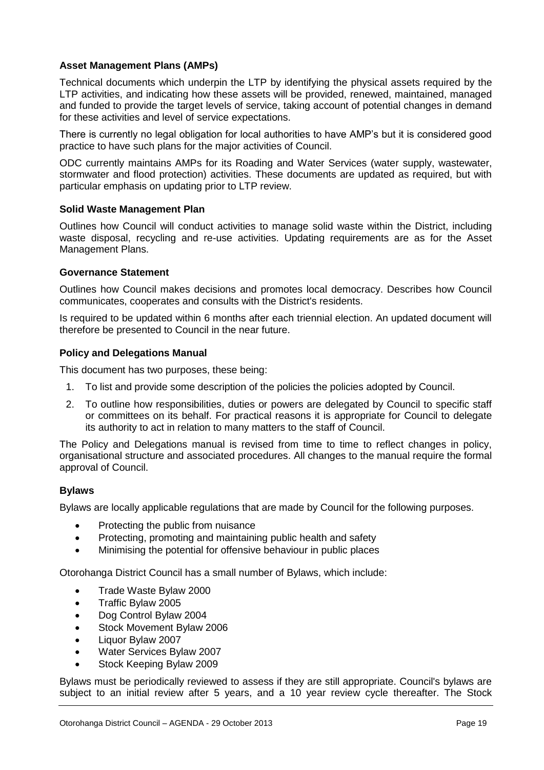### Asset Management Plans (AMPs)

Technical documents which underpin the LTP by identifying the physical assets required by the LTP activities, and indicating how these assets will be provided, renewed, maintained, managed and funded to provide the target levels of service, taking account of potential changes in demand for these activities and level of service expectations.

There is currently no legal obligation for local authorities to have AMP's but it is considered good practice to have such plans for the major activities of Council.

ODC currently maintains AMPs for its Roading and Water Services (water supply, wastewater, stormwater and flood protection) activities. These documents are updated as required, but with particular emphasis on updating prior to LTP review.

### Solid Waste Management Plan

Outlines how Council will conduct activities to manage solid waste within the District, including waste disposal, recycling and re-use activities. Updating requirements are as for the Asset Management Plans.

### Governance Statement

Outlines how Council makes decisions and promotes local democracy. Describes how Council communicates, cooperates and consults with the District's residents.

Is required to be updated within 6 months after each triennial election. An updated document will therefore be presented to Council in the near future.

### Policy and Delegations Manual

This document has two purposes, these being:

1. To list and provide some description of the policies the policies adopted by Council.
2. To outline how responsibilities, duties or powers are delegated by Council to specific staff or committees on its behalf. For practical reasons it is appropriate for Council to delegate its authority to act in relation to many matters to the staff of Council.

The Policy and Delegations manual is revised from time to time to reflect changes in policy, organisational structure and associated procedures. All changes to the manual require the formal approval of Council.

### Bylaws

Bylaws are locally applicable regulations that are made by Council for the following purposes.

- Protecting the public from nuisance
- Protecting, promoting and maintaining public health and safety
- Minimising the potential for offensive behaviour in public places

Otorohanga District Council has a small number of Bylaws, which include:

- Trade Waste Bylaw 2000
- Traffic Bylaw 2005
- Dog Control Bylaw 2004
- Stock Movement Bylaw 2006
- Liquor Bylaw 2007
- Water Services Bylaw 2007
- Stock Keeping Bylaw 2009

Bylaws must be periodically reviewed to assess if they are still appropriate. Council's bylaws are subject to an initial review after 5 years, and a 10 year review cycle thereafter. The Stock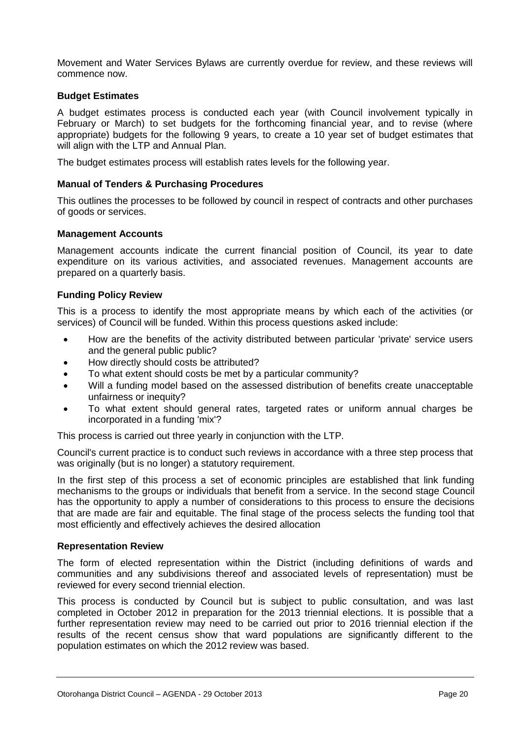Movement and Water Services Bylaws are currently overdue for review, and these reviews will commence now.

### Budget Estimates

A budget estimates process is conducted each year (with Council involvement typically in February or March) to set budgets for the forthcoming financial year, and to revise (where appropriate) budgets for the following 9 years, to create a 10 year set of budget estimates that will align with the LTP and Annual Plan.

The budget estimates process will establish rates levels for the following year.

### Manual of Tenders & Purchasing Procedures

This outlines the processes to be followed by council in respect of contracts and other purchases of goods or services.

### Management Accounts

Management accounts indicate the current financial position of Council, its year to date expenditure on its various activities, and associated revenues. Management accounts are prepared on a quarterly basis.

### Funding Policy Review

This is a process to identify the most appropriate means by which each of the activities (or services) of Council will be funded. Within this process questions asked include:

- How are the benefits of the activity distributed between particular 'private' service users and the general public public?
- How directly should costs be attributed?
- To what extent should costs be met by a particular community?
- Will a funding model based on the assessed distribution of benefits create unacceptable unfairness or inequity?
- To what extent should general rates, targeted rates or uniform annual charges be incorporated in a funding 'mix'?

This process is carried out three yearly in conjunction with the LTP.

Council's current practice is to conduct such reviews in accordance with a three step process that was originally (but is no longer) a statutory requirement.

In the first step of this process a set of economic principles are established that link funding mechanisms to the groups or individuals that benefit from a service. In the second stage Council has the opportunity to apply a number of considerations to this process to ensure the decisions that are made are fair and equitable. The final stage of the process selects the funding tool that most efficiently and effectively achieves the desired allocation

### Representation Review

The form of elected representation within the District (including definitions of wards and communities and any subdivisions thereof and associated levels of representation) must be reviewed for every second triennial election.

This process is conducted by Council but is subject to public consultation, and was last completed in October 2012 in preparation for the 2013 triennial elections. It is possible that a further representation review may need to be carried out prior to 2016 triennial election if the results of the recent census show that ward populations are significantly different to the population estimates on which the 2012 review was based.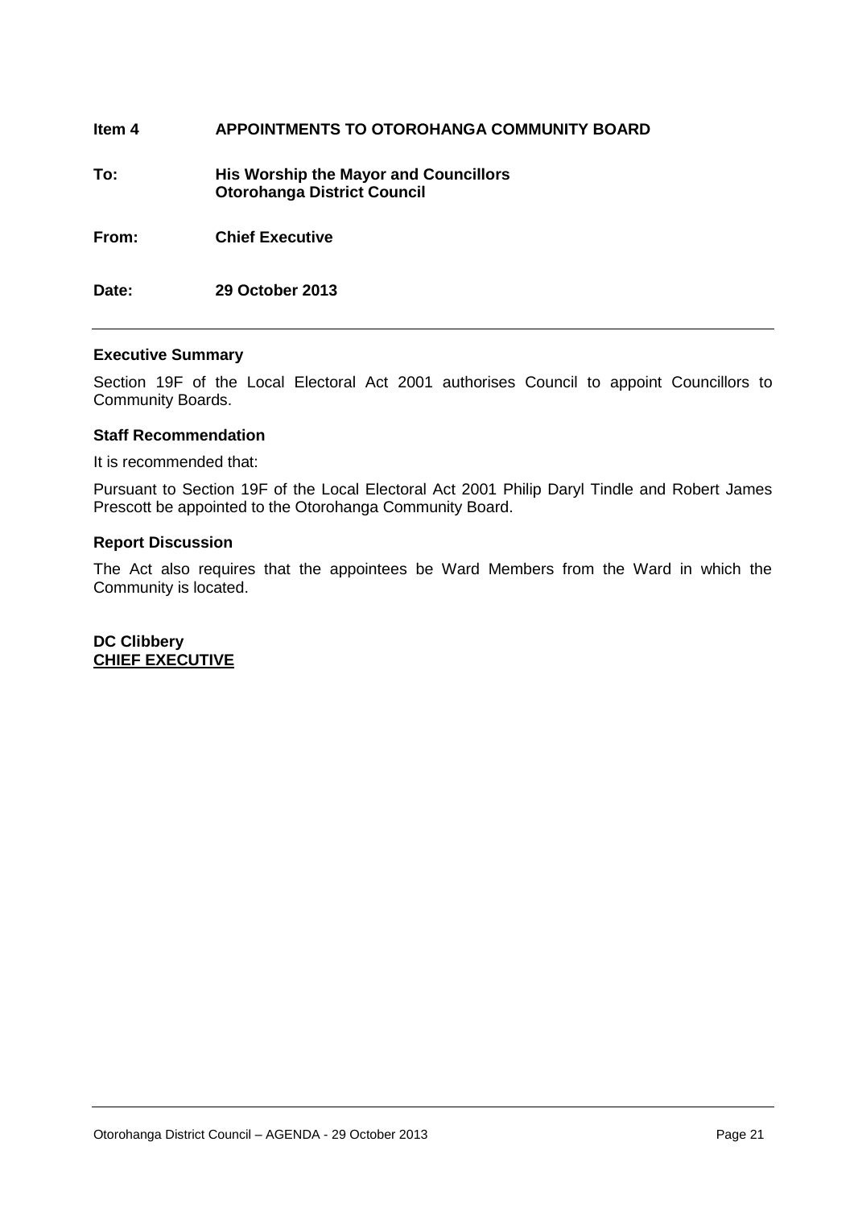**Item 4 APPOINTMENTS TO OTOROHANGA COMMUNITY BOARD**

**To: His Worship the Mayor and Councillors**
**Otorohanga District Council**

**From: Chief Executive**

**Date: 29 October 2013**

---

### Executive Summary

Section 19F of the Local Electoral Act 2001 authorises Council to appoint Councillors to Community Boards.

### Staff Recommendation

It is recommended that:

Pursuant to Section 19F of the Local Electoral Act 2001 Philip Daryl Tindle and Robert James Prescott be appointed to the Otorohanga Community Board.

### Report Discussion

The Act also requires that the appointees be Ward Members from the Ward in which the Community is located.

**DC Clibbery**
**CHIEF EXECUTIVE**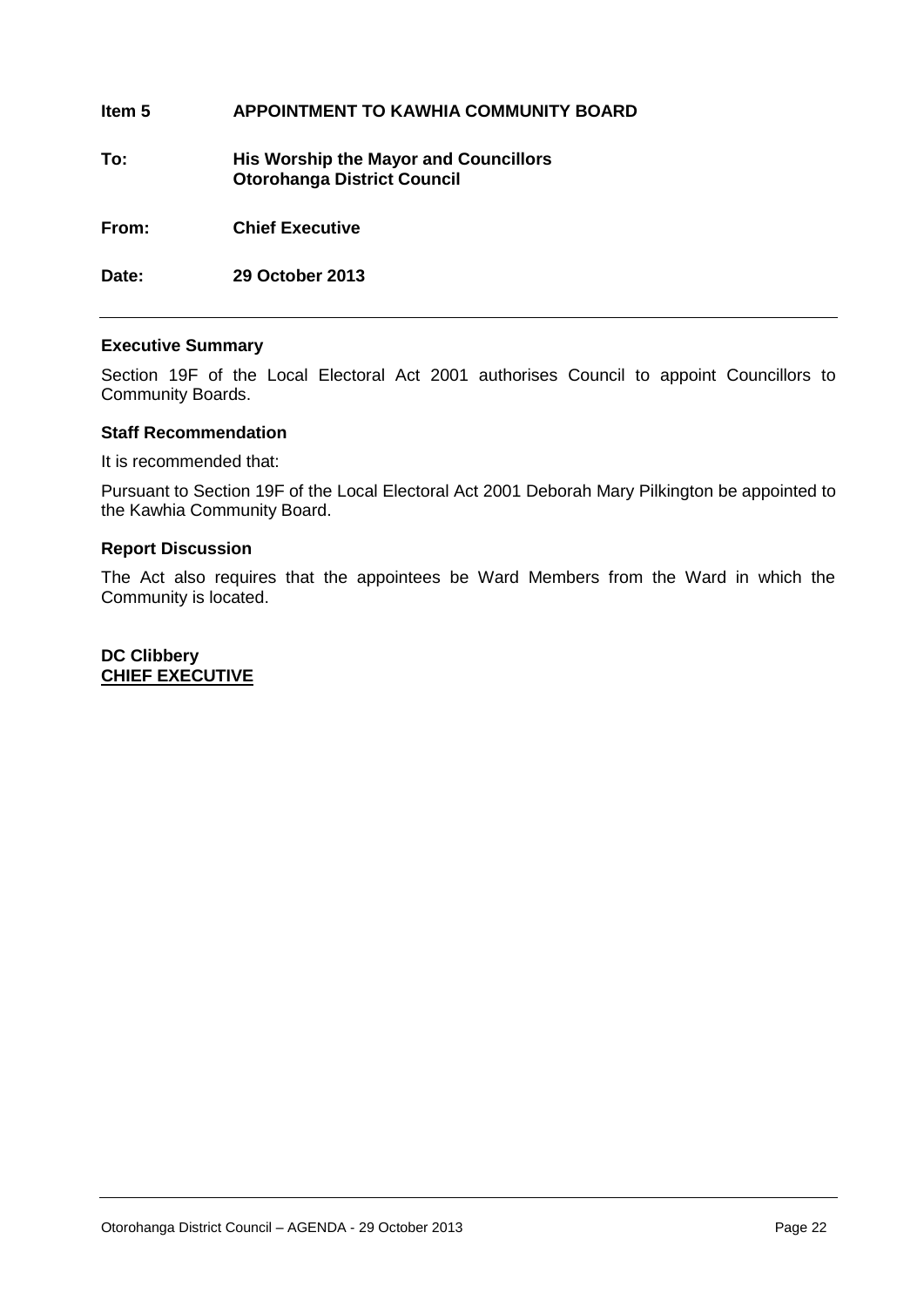**Item 5 APPOINTMENT TO KAWHIA COMMUNITY BOARD**

**To: His Worship the Mayor and Councillors**
**Otorohanga District Council**

**From: Chief Executive**

**Date: 29 October 2013**

---

**Executive Summary**

Section 19F of the Local Electoral Act 2001 authorises Council to appoint Councillors to Community Boards.

**Staff Recommendation**

It is recommended that:

Pursuant to Section 19F of the Local Electoral Act 2001 Deborah Mary Pilkington be appointed to the Kawhia Community Board.

**Report Discussion**

The Act also requires that the appointees be Ward Members from the Ward in which the Community is located.

**DC Clibbery**
**CHIEF EXECUTIVE**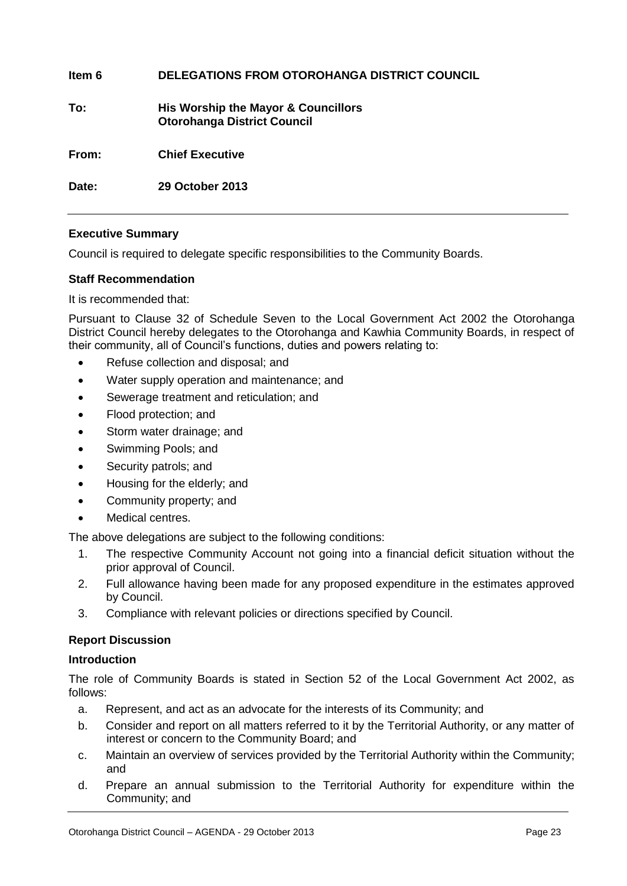**Item 6 DELEGATIONS FROM OTOROHANGA DISTRICT COUNCIL**

**To: His Worship the Mayor & Councillors**
**Otorohanga District Council**

**From: Chief Executive**

**Date: 29 October 2013**

---

**Executive Summary**

Council is required to delegate specific responsibilities to the Community Boards.

**Staff Recommendation**

It is recommended that:

Pursuant to Clause 32 of Schedule Seven to the Local Government Act 2002 the Otorohanga District Council hereby delegates to the Otorohanga and Kawhia Community Boards, in respect of their community, all of Council's functions, duties and powers relating to:

- Refuse collection and disposal; and
- Water supply operation and maintenance; and
- Sewerage treatment and reticulation; and
- Flood protection; and
- Storm water drainage; and
- Swimming Pools; and
- Security patrols; and
- Housing for the elderly; and
- Community property; and
- Medical centres.

The above delegations are subject to the following conditions:

1. The respective Community Account not going into a financial deficit situation without the prior approval of Council.
2. Full allowance having been made for any proposed expenditure in the estimates approved by Council.
3. Compliance with relevant policies or directions specified by Council.

**Report Discussion**

**Introduction**

The role of Community Boards is stated in Section 52 of the Local Government Act 2002, as follows:

a. Represent, and act as an advocate for the interests of its Community; and
b. Consider and report on all matters referred to it by the Territorial Authority, or any matter of interest or concern to the Community Board; and
c. Maintain an overview of services provided by the Territorial Authority within the Community; and
d. Prepare an annual submission to the Territorial Authority for expenditure within the Community; and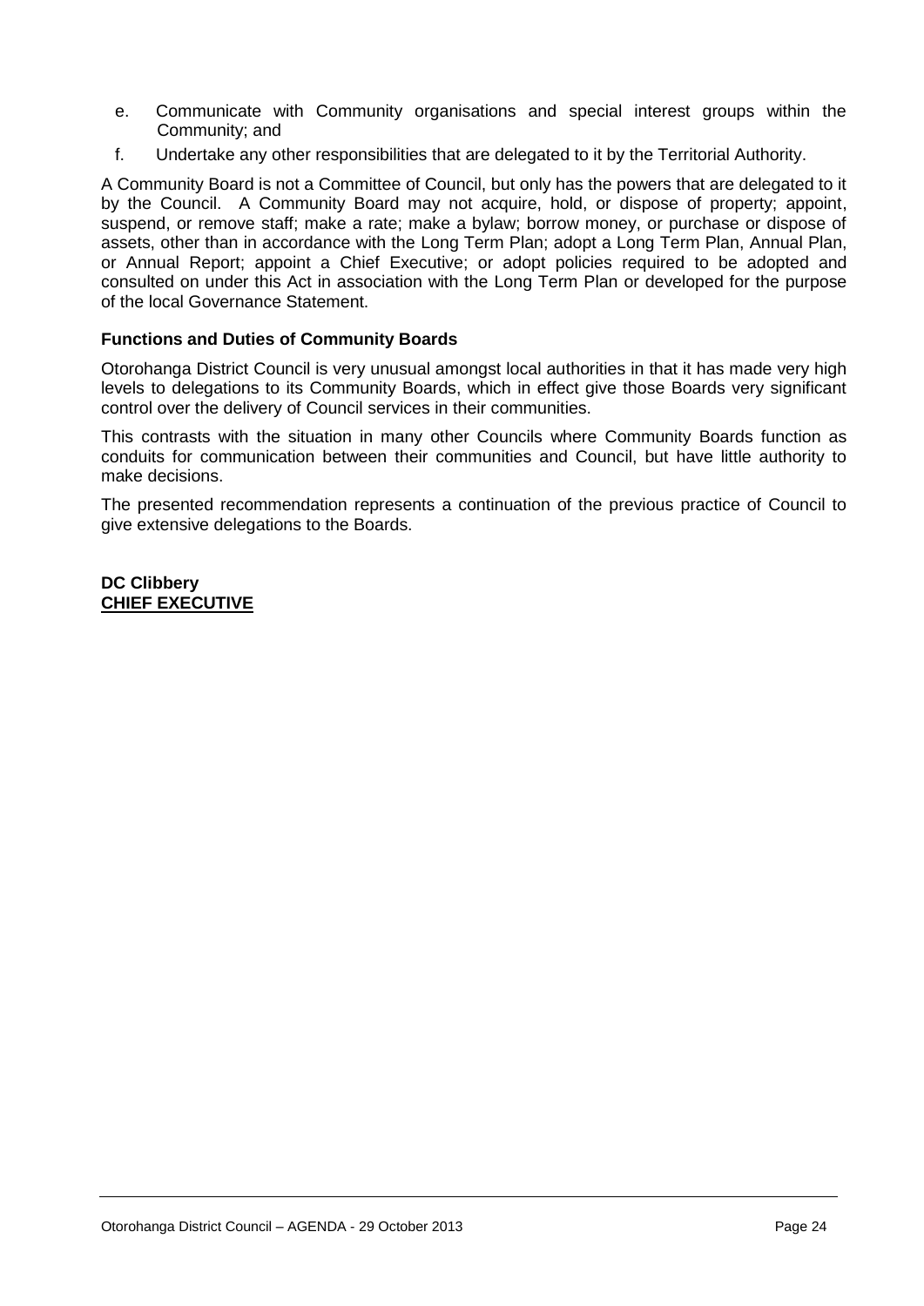e. Communicate with Community organisations and special interest groups within the Community; and

f. Undertake any other responsibilities that are delegated to it by the Territorial Authority.

A Community Board is not a Committee of Council, but only has the powers that are delegated to it by the Council. A Community Board may not acquire, hold, or dispose of property; appoint, suspend, or remove staff; make a rate; make a bylaw; borrow money, or purchase or dispose of assets, other than in accordance with the Long Term Plan; adopt a Long Term Plan, Annual Plan, or Annual Report; appoint a Chief Executive; or adopt policies required to be adopted and consulted on under this Act in association with the Long Term Plan or developed for the purpose of the local Governance Statement.

**Functions and Duties of Community Boards**

Otorohanga District Council is very unusual amongst local authorities in that it has made very high levels to delegations to its Community Boards, which in effect give those Boards very significant control over the delivery of Council services in their communities.

This contrasts with the situation in many other Councils where Community Boards function as conduits for communication between their communities and Council, but have little authority to make decisions.

The presented recommendation represents a continuation of the previous practice of Council to give extensive delegations to the Boards.

**DC Clibbery**
**CHIEF EXECUTIVE**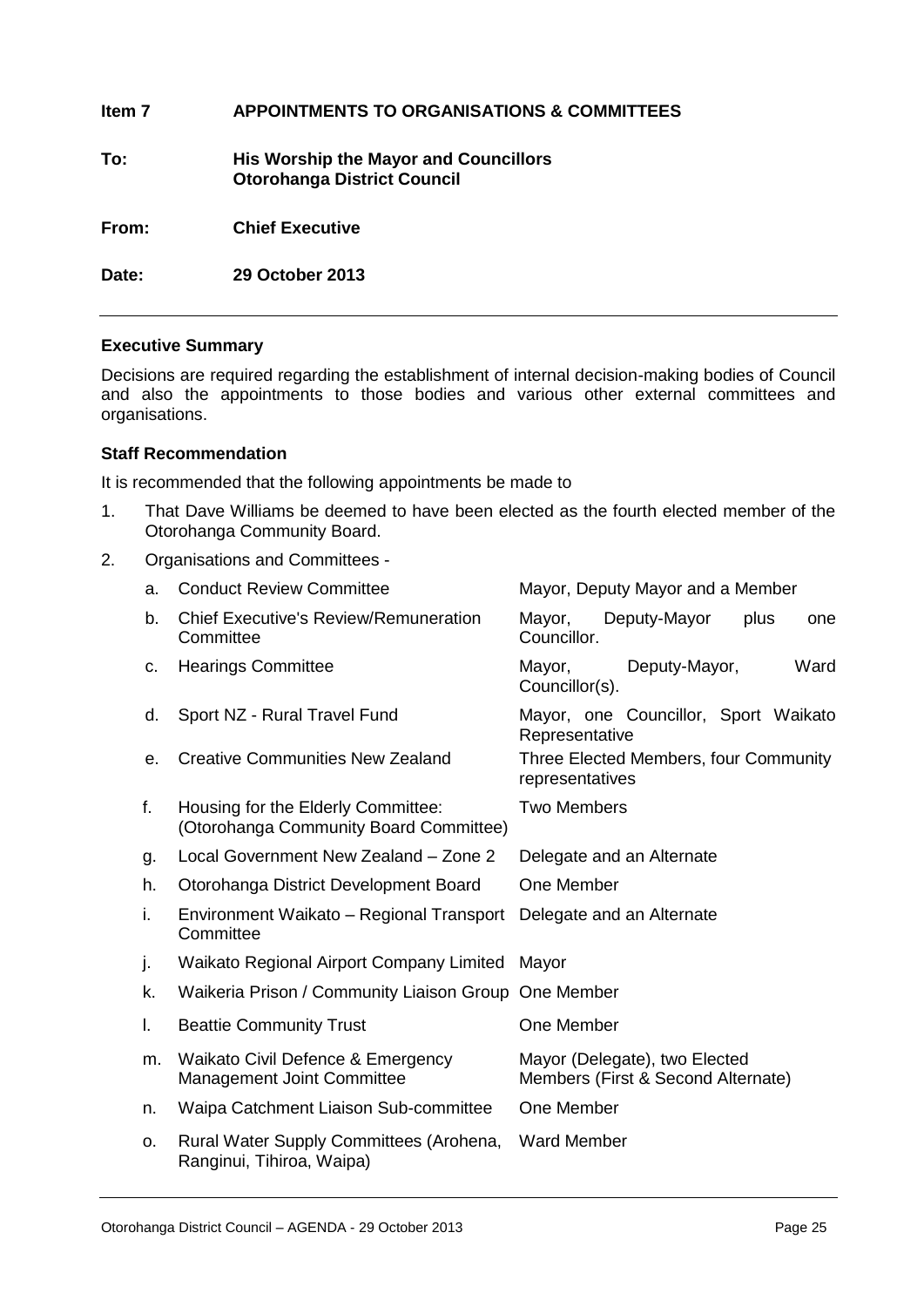**Item 7 APPOINTMENTS TO ORGANISATIONS & COMMITTEES**

**To: His Worship the Mayor and Councillors**
**Otorohanga District Council**

**From: Chief Executive**

**Date: 29 October 2013**

---

**Executive Summary**

Decisions are required regarding the establishment of internal decision-making bodies of Council and also the appointments to those bodies and various other external committees and organisations.

**Staff Recommendation**

It is recommended that the following appointments be made to

1. That Dave Williams be deemed to have been elected as the fourth elected member of the Otorohanga Community Board.

2. Organisations and Committees -

| | Organisation / Committee | Appointment |
|---|---|---|
| a. | Conduct Review Committee | Mayor, Deputy Mayor and a Member |
| b. | Chief Executive's Review/Remuneration Committee | Mayor, Deputy-Mayor plus one Councillor. |
| c. | Hearings Committee | Mayor, Deputy-Mayor, Ward Councillor(s). |
| d. | Sport NZ - Rural Travel Fund | Mayor, one Councillor, Sport Waikato Representative |
| e. | Creative Communities New Zealand | Three Elected Members, four Community representatives |
| f. | Housing for the Elderly Committee: (Otorohanga Community Board Committee) | Two Members |
| g. | Local Government New Zealand – Zone 2 | Delegate and an Alternate |
| h. | Otorohanga District Development Board | One Member |
| i. | Environment Waikato – Regional Transport Committee | Delegate and an Alternate |
| j. | Waikato Regional Airport Company Limited | Mayor |
| k. | Waikeria Prison / Community Liaison Group | One Member |
| l. | Beattie Community Trust | One Member |
| m. | Waikato Civil Defence & Emergency Management Joint Committee | Mayor (Delegate), two Elected Members (First & Second Alternate) |
| n. | Waipa Catchment Liaison Sub-committee | One Member |
| o. | Rural Water Supply Committees (Arohena, Ranginui, Tihiroa, Waipa) | Ward Member |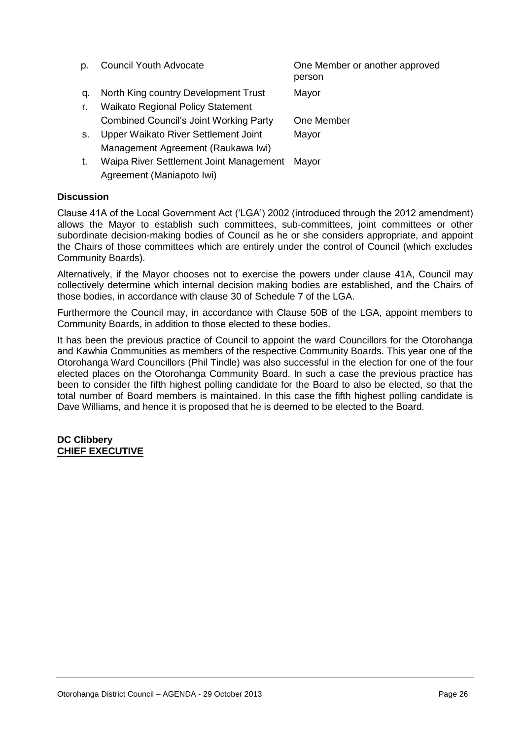| | | |
|---|---|---|
| p. | Council Youth Advocate | One Member or another approved person |
| q. | North King country Development Trust | Mayor |
| r. | Waikato Regional Policy Statement Combined Council's Joint Working Party | One Member |
| s. | Upper Waikato River Settlement Joint Management Agreement (Raukawa Iwi) | Mayor |
| t. | Waipa River Settlement Joint Management Agreement (Maniapoto Iwi) | Mayor |

**Discussion**

Clause 41A of the Local Government Act ('LGA') 2002 (introduced through the 2012 amendment) allows the Mayor to establish such committees, sub-committees, joint committees or other subordinate decision-making bodies of Council as he or she considers appropriate, and appoint the Chairs of those committees which are entirely under the control of Council (which excludes Community Boards).

Alternatively, if the Mayor chooses not to exercise the powers under clause 41A, Council may collectively determine which internal decision making bodies are established, and the Chairs of those bodies, in accordance with clause 30 of Schedule 7 of the LGA.

Furthermore the Council may, in accordance with Clause 50B of the LGA, appoint members to Community Boards, in addition to those elected to these bodies.

It has been the previous practice of Council to appoint the ward Councillors for the Otorohanga and Kawhia Communities as members of the respective Community Boards. This year one of the Otorohanga Ward Councillors (Phil Tindle) was also successful in the election for one of the four elected places on the Otorohanga Community Board. In such a case the previous practice has been to consider the fifth highest polling candidate for the Board to also be elected, so that the total number of Board members is maintained. In this case the fifth highest polling candidate is Dave Williams, and hence it is proposed that he is deemed to be elected to the Board.

**DC Clibbery**
**CHIEF EXECUTIVE**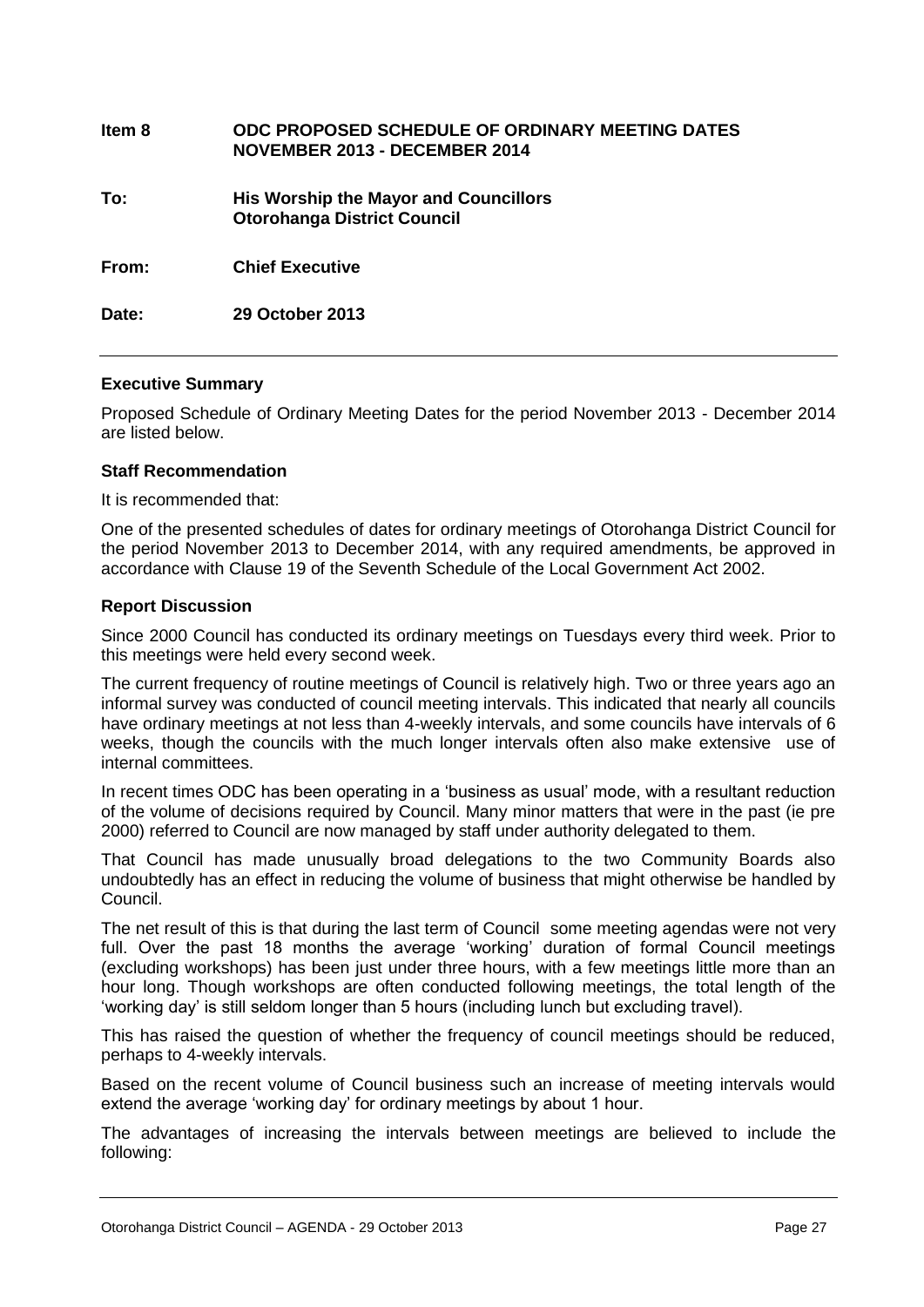| | |
|---|---|
| **Item 8** | **ODC PROPOSED SCHEDULE OF ORDINARY MEETING DATES NOVEMBER 2013 - DECEMBER 2014** |
| **To:** | **His Worship the Mayor and Councillors Otorohanga District Council** |
| **From:** | **Chief Executive** |
| **Date:** | **29 October 2013** |

### Executive Summary

Proposed Schedule of Ordinary Meeting Dates for the period November 2013 - December 2014 are listed below.

### Staff Recommendation

It is recommended that:

One of the presented schedules of dates for ordinary meetings of Otorohanga District Council for the period November 2013 to December 2014, with any required amendments, be approved in accordance with Clause 19 of the Seventh Schedule of the Local Government Act 2002.

### Report Discussion

Since 2000 Council has conducted its ordinary meetings on Tuesdays every third week. Prior to this meetings were held every second week.

The current frequency of routine meetings of Council is relatively high. Two or three years ago an informal survey was conducted of council meeting intervals. This indicated that nearly all councils have ordinary meetings at not less than 4-weekly intervals, and some councils have intervals of 6 weeks, though the councils with the much longer intervals often also make extensive use of internal committees.

In recent times ODC has been operating in a 'business as usual' mode, with a resultant reduction of the volume of decisions required by Council. Many minor matters that were in the past (ie pre 2000) referred to Council are now managed by staff under authority delegated to them.

That Council has made unusually broad delegations to the two Community Boards also undoubtedly has an effect in reducing the volume of business that might otherwise be handled by Council.

The net result of this is that during the last term of Council some meeting agendas were not very full. Over the past 18 months the average 'working' duration of formal Council meetings (excluding workshops) has been just under three hours, with a few meetings little more than an hour long. Though workshops are often conducted following meetings, the total length of the 'working day' is still seldom longer than 5 hours (including lunch but excluding travel).

This has raised the question of whether the frequency of council meetings should be reduced, perhaps to 4-weekly intervals.

Based on the recent volume of Council business such an increase of meeting intervals would extend the average 'working day' for ordinary meetings by about 1 hour.

The advantages of increasing the intervals between meetings are believed to include the following: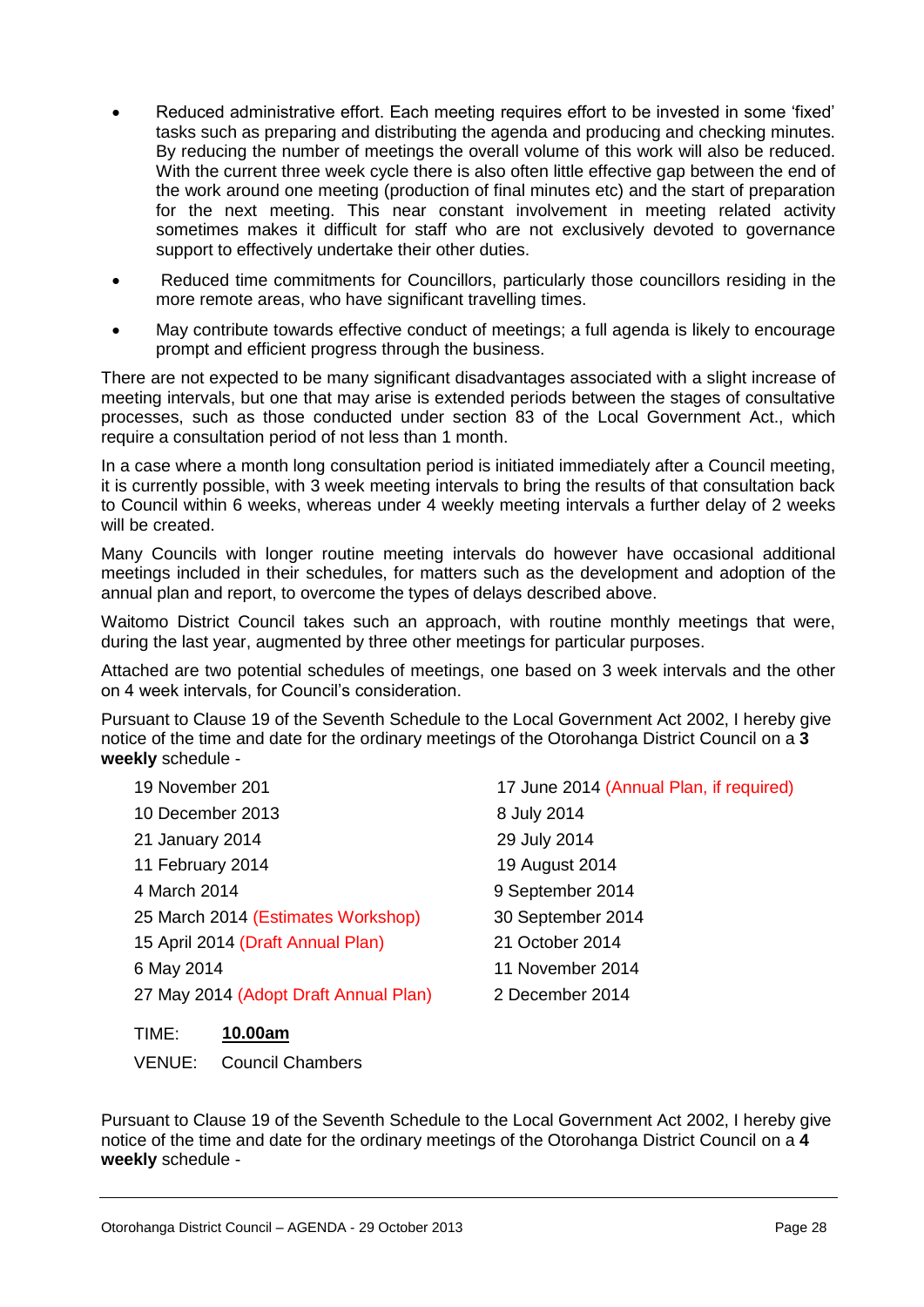- Reduced administrative effort. Each meeting requires effort to be invested in some 'fixed' tasks such as preparing and distributing the agenda and producing and checking minutes. By reducing the number of meetings the overall volume of this work will also be reduced. With the current three week cycle there is also often little effective gap between the end of the work around one meeting (production of final minutes etc) and the start of preparation for the next meeting. This near constant involvement in meeting related activity sometimes makes it difficult for staff who are not exclusively devoted to governance support to effectively undertake their other duties.
- Reduced time commitments for Councillors, particularly those councillors residing in the more remote areas, who have significant travelling times.
- May contribute towards effective conduct of meetings; a full agenda is likely to encourage prompt and efficient progress through the business.

There are not expected to be many significant disadvantages associated with a slight increase of meeting intervals, but one that may arise is extended periods between the stages of consultative processes, such as those conducted under section 83 of the Local Government Act., which require a consultation period of not less than 1 month.

In a case where a month long consultation period is initiated immediately after a Council meeting, it is currently possible, with 3 week meeting intervals to bring the results of that consultation back to Council within 6 weeks, whereas under 4 weekly meeting intervals a further delay of 2 weeks will be created.

Many Councils with longer routine meeting intervals do however have occasional additional meetings included in their schedules, for matters such as the development and adoption of the annual plan and report, to overcome the types of delays described above.

Waitomo District Council takes such an approach, with routine monthly meetings that were, during the last year, augmented by three other meetings for particular purposes.

Attached are two potential schedules of meetings, one based on 3 week intervals and the other on 4 week intervals, for Council's consideration.

Pursuant to Clause 19 of the Seventh Schedule to the Local Government Act 2002, I hereby give notice of the time and date for the ordinary meetings of the Otorohanga District Council on a **3 weekly** schedule -

| | |
|---|---|
| 19 November 201 | 17 June 2014 (Annual Plan, if required) |
| 10 December 2013 | 8 July 2014 |
| 21 January 2014 | 29 July 2014 |
| 11 February 2014 | 19 August 2014 |
| 4 March 2014 | 9 September 2014 |
| 25 March 2014 (Estimates Workshop) | 30 September 2014 |
| 15 April 2014 (Draft Annual Plan) | 21 October 2014 |
| 6 May 2014 | 11 November 2014 |
| 27 May 2014 (Adopt Draft Annual Plan) | 2 December 2014 |

TIME: **10.00am**

VENUE: Council Chambers

Pursuant to Clause 19 of the Seventh Schedule to the Local Government Act 2002, I hereby give notice of the time and date for the ordinary meetings of the Otorohanga District Council on a **4 weekly** schedule -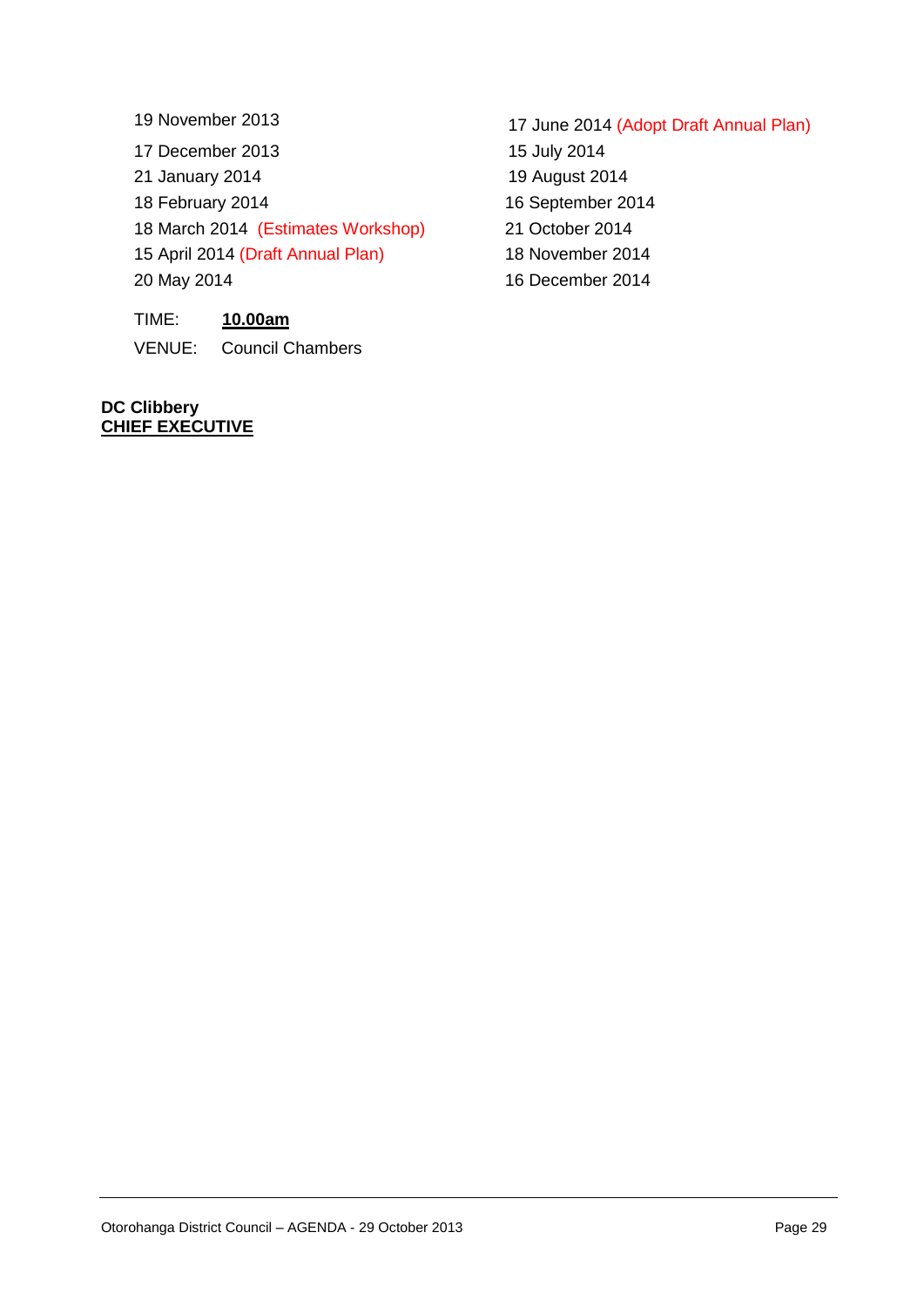19 November 2013
17 December 2013
21 January 2014
18 February 2014
18 March 2014 (Estimates Workshop)
15 April 2014 (Draft Annual Plan)
20 May 2014
17 June 2014 (Adopt Draft Annual Plan)
15 July 2014
19 August 2014
16 September 2014
21 October 2014
18 November 2014
16 December 2014

TIME: **10.00am**

VENUE: Council Chambers

**DC Clibbery**
**CHIEF EXECUTIVE**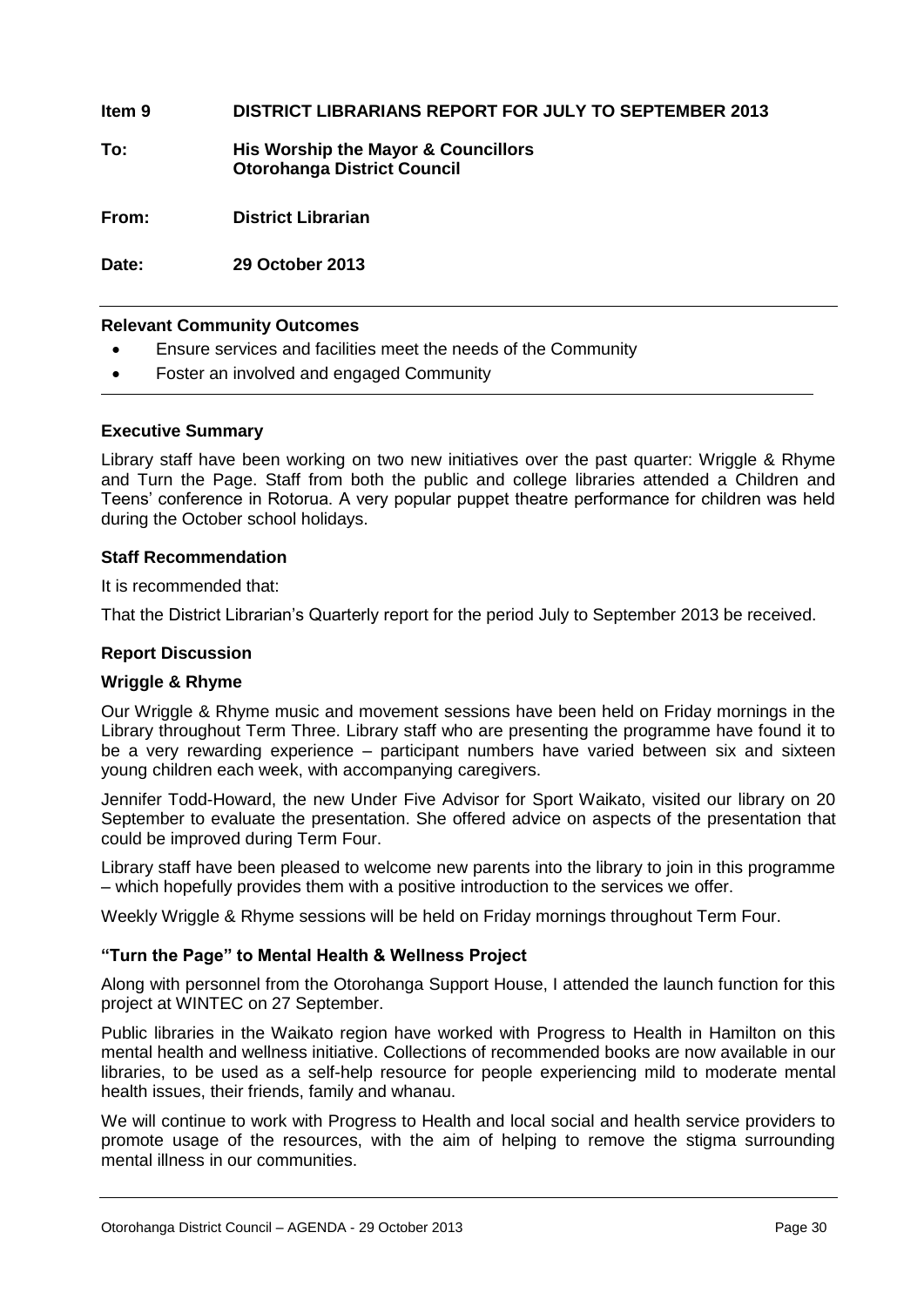**Item 9 DISTRICT LIBRARIANS REPORT FOR JULY TO SEPTEMBER 2013**

**To: His Worship the Mayor & Councillors**
**Otorohanga District Council**

**From: District Librarian**

**Date: 29 October 2013**

**Relevant Community Outcomes**

- Ensure services and facilities meet the needs of the Community
- Foster an involved and engaged Community

**Executive Summary**

Library staff have been working on two new initiatives over the past quarter: Wriggle & Rhyme and Turn the Page. Staff from both the public and college libraries attended a Children and Teens' conference in Rotorua. A very popular puppet theatre performance for children was held during the October school holidays.

**Staff Recommendation**

It is recommended that:

That the District Librarian's Quarterly report for the period July to September 2013 be received.

**Report Discussion**

**Wriggle & Rhyme**

Our Wriggle & Rhyme music and movement sessions have been held on Friday mornings in the Library throughout Term Three. Library staff who are presenting the programme have found it to be a very rewarding experience – participant numbers have varied between six and sixteen young children each week, with accompanying caregivers.

Jennifer Todd-Howard, the new Under Five Advisor for Sport Waikato, visited our library on 20 September to evaluate the presentation. She offered advice on aspects of the presentation that could be improved during Term Four.

Library staff have been pleased to welcome new parents into the library to join in this programme – which hopefully provides them with a positive introduction to the services we offer.

Weekly Wriggle & Rhyme sessions will be held on Friday mornings throughout Term Four.

**"Turn the Page" to Mental Health & Wellness Project**

Along with personnel from the Otorohanga Support House, I attended the launch function for this project at WINTEC on 27 September.

Public libraries in the Waikato region have worked with Progress to Health in Hamilton on this mental health and wellness initiative. Collections of recommended books are now available in our libraries, to be used as a self-help resource for people experiencing mild to moderate mental health issues, their friends, family and whanau.

We will continue to work with Progress to Health and local social and health service providers to promote usage of the resources, with the aim of helping to remove the stigma surrounding mental illness in our communities.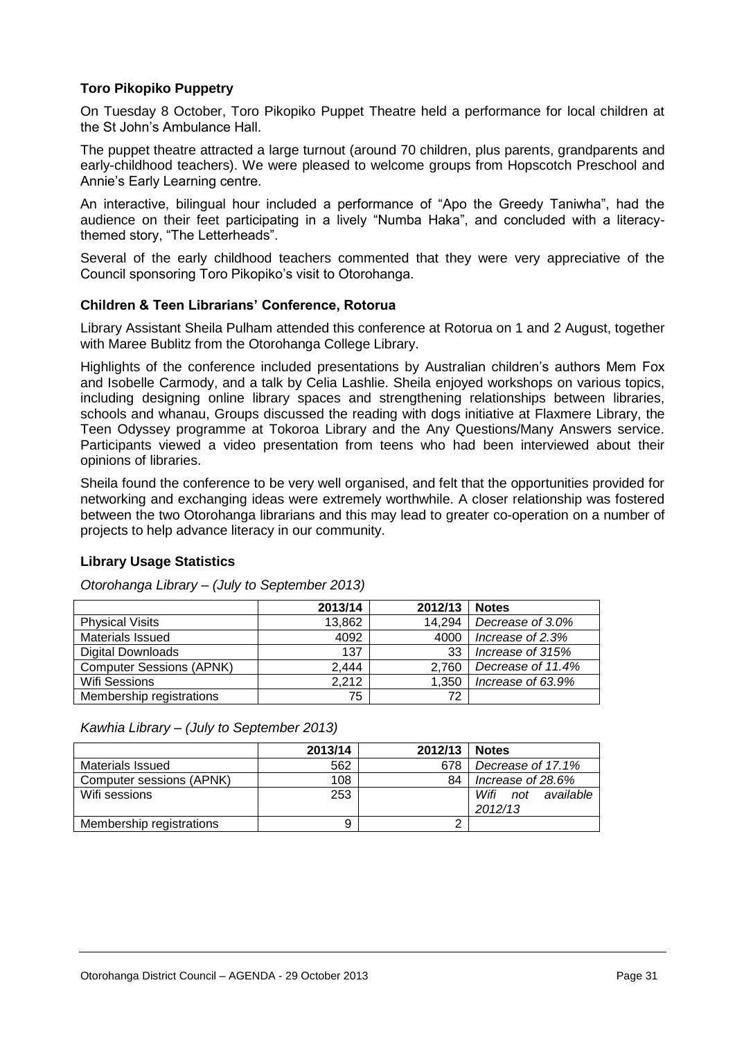### Toro Pikopiko Puppetry

On Tuesday 8 October, Toro Pikopiko Puppet Theatre held a performance for local children at the St John's Ambulance Hall.

The puppet theatre attracted a large turnout (around 70 children, plus parents, grandparents and early-childhood teachers). We were pleased to welcome groups from Hopscotch Preschool and Annie's Early Learning centre.

An interactive, bilingual hour included a performance of "Apo the Greedy Taniwha", had the audience on their feet participating in a lively "Numba Haka", and concluded with a literacy-themed story, "The Letterheads".

Several of the early childhood teachers commented that they were very appreciative of the Council sponsoring Toro Pikopiko's visit to Otorohanga.

### Children & Teen Librarians' Conference, Rotorua

Library Assistant Sheila Pulham attended this conference at Rotorua on 1 and 2 August, together with Maree Bublitz from the Otorohanga College Library.

Highlights of the conference included presentations by Australian children's authors Mem Fox and Isobelle Carmody, and a talk by Celia Lashlie. Sheila enjoyed workshops on various topics, including designing online library spaces and strengthening relationships between libraries, schools and whanau, Groups discussed the reading with dogs initiative at Flaxmere Library, the Teen Odyssey programme at Tokoroa Library and the Any Questions/Many Answers service. Participants viewed a video presentation from teens who had been interviewed about their opinions of libraries.

Sheila found the conference to be very well organised, and felt that the opportunities provided for networking and exchanging ideas were extremely worthwhile. A closer relationship was fostered between the two Otorohanga librarians and this may lead to greater co-operation on a number of projects to help advance literacy in our community.

### Library Usage Statistics

*Otorohanga Library – (July to September 2013)*

| | 2013/14 | 2012/13 | Notes |
|---|---|---|---|
| Physical Visits | 13,862 | 14,294 | *Decrease of 3.0%* |
| Materials Issued | 4092 | 4000 | *Increase of 2.3%* |
| Digital Downloads | 137 | 33 | *Increase of 315%* |
| Computer Sessions (APNK) | 2,444 | 2,760 | *Decrease of 11.4%* |
| Wifi Sessions | 2,212 | 1,350 | *Increase of 63.9%* |
| Membership registrations | 75 | 72 | |

*Kawhia Library – (July to September 2013)*

| | 2013/14 | 2012/13 | Notes |
|---|---|---|---|
| Materials Issued | 562 | 678 | *Decrease of 17.1%* |
| Computer sessions (APNK) | 108 | 84 | *Increase of 28.6%* |
| Wifi sessions | 253 | | *Wifi not available 2012/13* |
| Membership registrations | 9 | 2 | |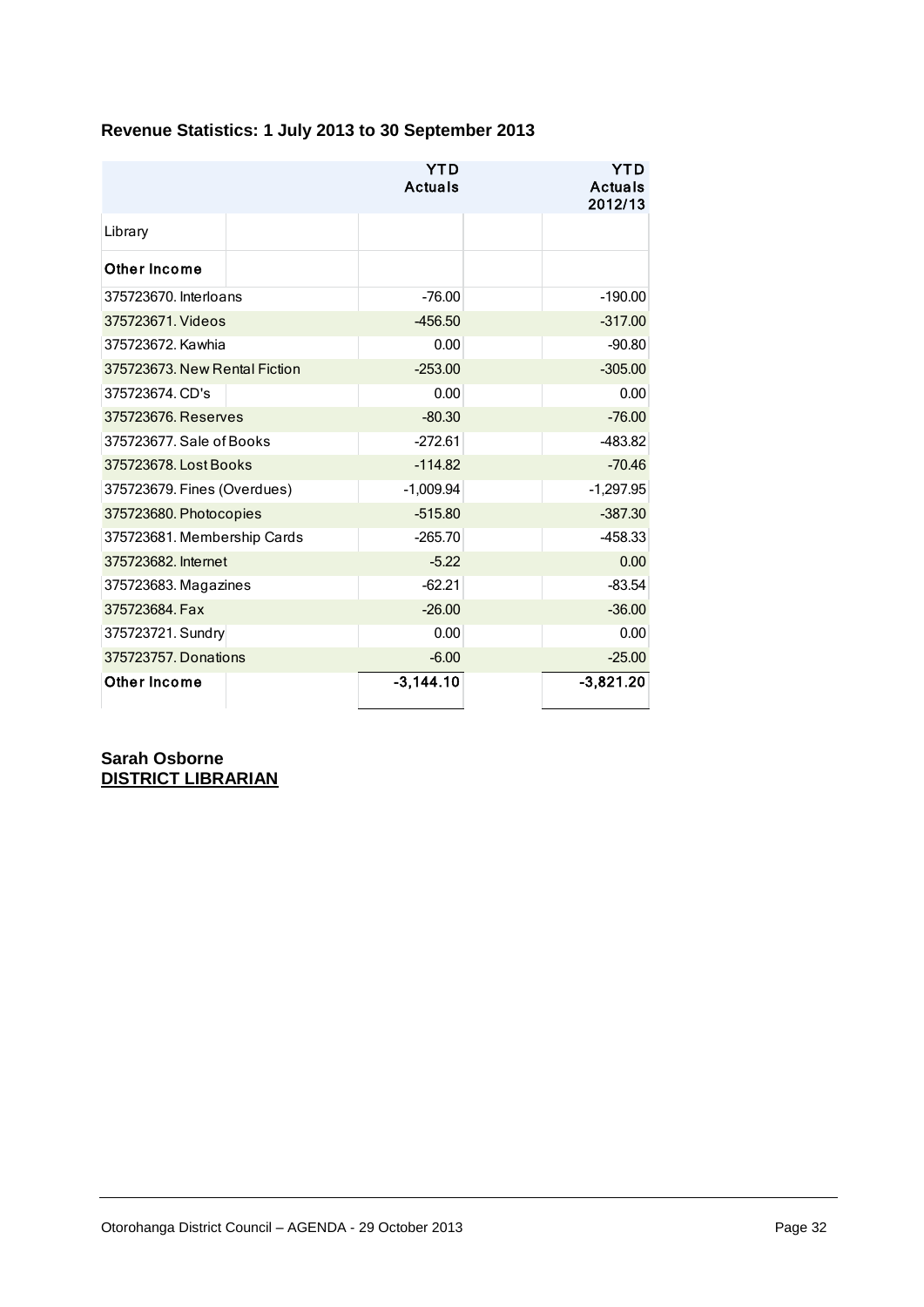### Revenue Statistics: 1 July 2013 to 30 September 2013

| | YTD Actuals | YTD Actuals 2012/13 |
|---|---|---|
| Library | | |
| **Other Income** | | |
| 375723670. Interloans | -76.00 | -190.00 |
| 375723671. Videos | -456.50 | -317.00 |
| 375723672. Kawhia | 0.00 | -90.80 |
| 375723673. New Rental Fiction | -253.00 | -305.00 |
| 375723674. CD's | 0.00 | 0.00 |
| 375723676. Reserves | -80.30 | -76.00 |
| 375723677. Sale of Books | -272.61 | -483.82 |
| 375723678. Lost Books | -114.82 | -70.46 |
| 375723679. Fines (Overdues) | -1,009.94 | -1,297.95 |
| 375723680. Photocopies | -515.80 | -387.30 |
| 375723681. Membership Cards | -265.70 | -458.33 |
| 375723682. Internet | -5.22 | 0.00 |
| 375723683. Magazines | -62.21 | -83.54 |
| 375723684. Fax | -26.00 | -36.00 |
| 375723721. Sundry | 0.00 | 0.00 |
| 375723757. Donations | -6.00 | -25.00 |
| **Other Income** | **-3,144.10** | **-3,821.20** |

**Sarah Osborne**
**DISTRICT LIBRARIAN**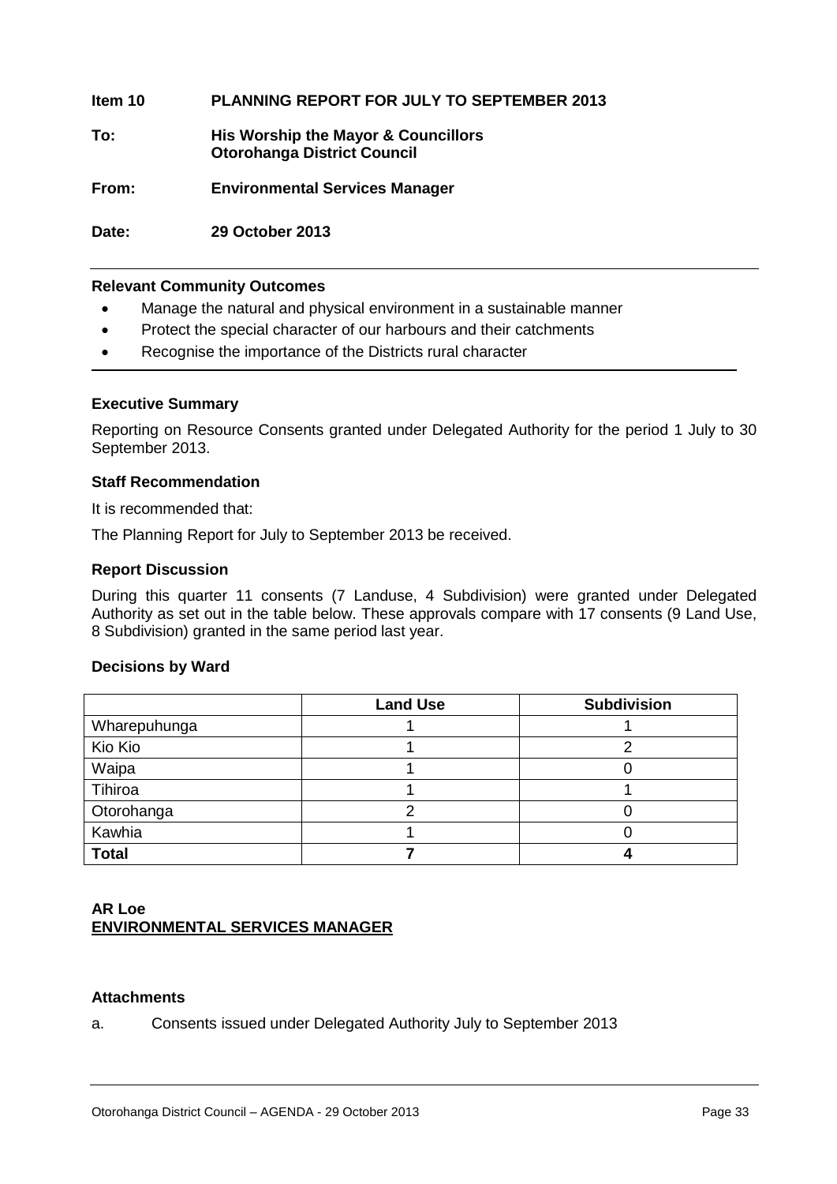**Item 10 PLANNING REPORT FOR JULY TO SEPTEMBER 2013**

**To: His Worship the Mayor & Councillors**
**Otorohanga District Council**

**From: Environmental Services Manager**

**Date: 29 October 2013**

**Relevant Community Outcomes**

- Manage the natural and physical environment in a sustainable manner
- Protect the special character of our harbours and their catchments
- Recognise the importance of the Districts rural character

**Executive Summary**

Reporting on Resource Consents granted under Delegated Authority for the period 1 July to 30 September 2013.

**Staff Recommendation**

It is recommended that:

The Planning Report for July to September 2013 be received.

**Report Discussion**

During this quarter 11 consents (7 Landuse, 4 Subdivision) were granted under Delegated Authority as set out in the table below. These approvals compare with 17 consents (9 Land Use, 8 Subdivision) granted in the same period last year.

**Decisions by Ward**

| | Land Use | Subdivision |
|---|---|---|
| Wharepuhunga | 1 | 1 |
| Kio Kio | 1 | 2 |
| Waipa | 1 | 0 |
| Tihiroa | 1 | 1 |
| Otorohanga | 2 | 0 |
| Kawhia | 1 | 0 |
| **Total** | **7** | **4** |

**AR Loe**
**ENVIRONMENTAL SERVICES MANAGER**

**Attachments**

a. Consents issued under Delegated Authority July to September 2013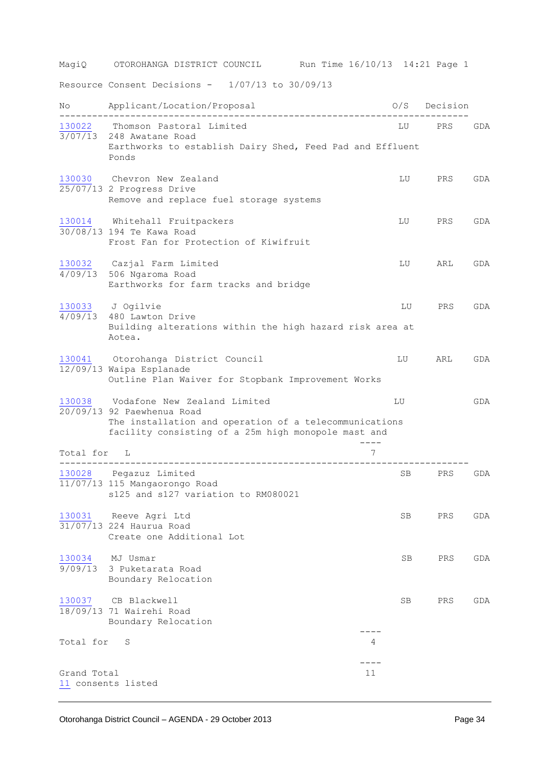MagiQ OTOROHANGA DISTRICT COUNCIL Run Time 16/10/13 14:21 Page 1

Resource Consent Decisions - 1/07/13 to 30/09/13

| No | Applicant/Location/Proposal | O/S | Decision | |
|---|---|---|---|---|
| 130022<br>3/07/13 | Thomson Pastoral Limited<br>248 Awatane Road<br>Earthworks to establish Dairy Shed, Feed Pad and Effluent Ponds | LU | PRS | GDA |
| 130030<br>25/07/13 | Chevron New Zealand<br>2 Progress Drive<br>Remove and replace fuel storage systems | LU | PRS | GDA |
| 130014<br>30/08/13 | Whitehall Fruitpackers<br>194 Te Kawa Road<br>Frost Fan for Protection of Kiwifruit | LU | PRS | GDA |
| 130032<br>4/09/13 | Cazjal Farm Limited<br>506 Ngaroma Road<br>Earthworks for farm tracks and bridge | LU | ARL | GDA |
| 130033<br>4/09/13 | J Ogilvie<br>480 Lawton Drive<br>Building alterations within the high hazard risk area at Aotea. | LU | PRS | GDA |
| 130041<br>12/09/13 | Otorohanga District Council<br>Waipa Esplanade<br>Outline Plan Waiver for Stopbank Improvement Works | LU | ARL | GDA |
| 130038<br>20/09/13 | Vodafone New Zealand Limited<br>92 Paewhenua Road<br>The installation and operation of a telecommunications facility consisting of a 25m high monopole mast and | LU | | GDA |
| Total for L | | 7 | | |
| 130028<br>11/07/13 | Pegazuz Limited<br>115 Mangaorongo Road<br>s125 and s127 variation to RM080021 | SB | PRS | GDA |
| 130031<br>31/07/13 | Reeve Agri Ltd<br>224 Haurua Road<br>Create one Additional Lot | SB | PRS | GDA |
| 130034<br>9/09/13 | MJ Usmar<br>3 Puketarata Road<br>Boundary Relocation | SB | PRS | GDA |
| 130037<br>18/09/13 | CB Blackwell<br>71 Wairehi Road<br>Boundary Relocation | SB | PRS | GDA |
| Total for S | | 4 | | |
| Grand Total | | 11 | | |

11 consents listed

Otorohanga District Council – AGENDA - 29 October 2013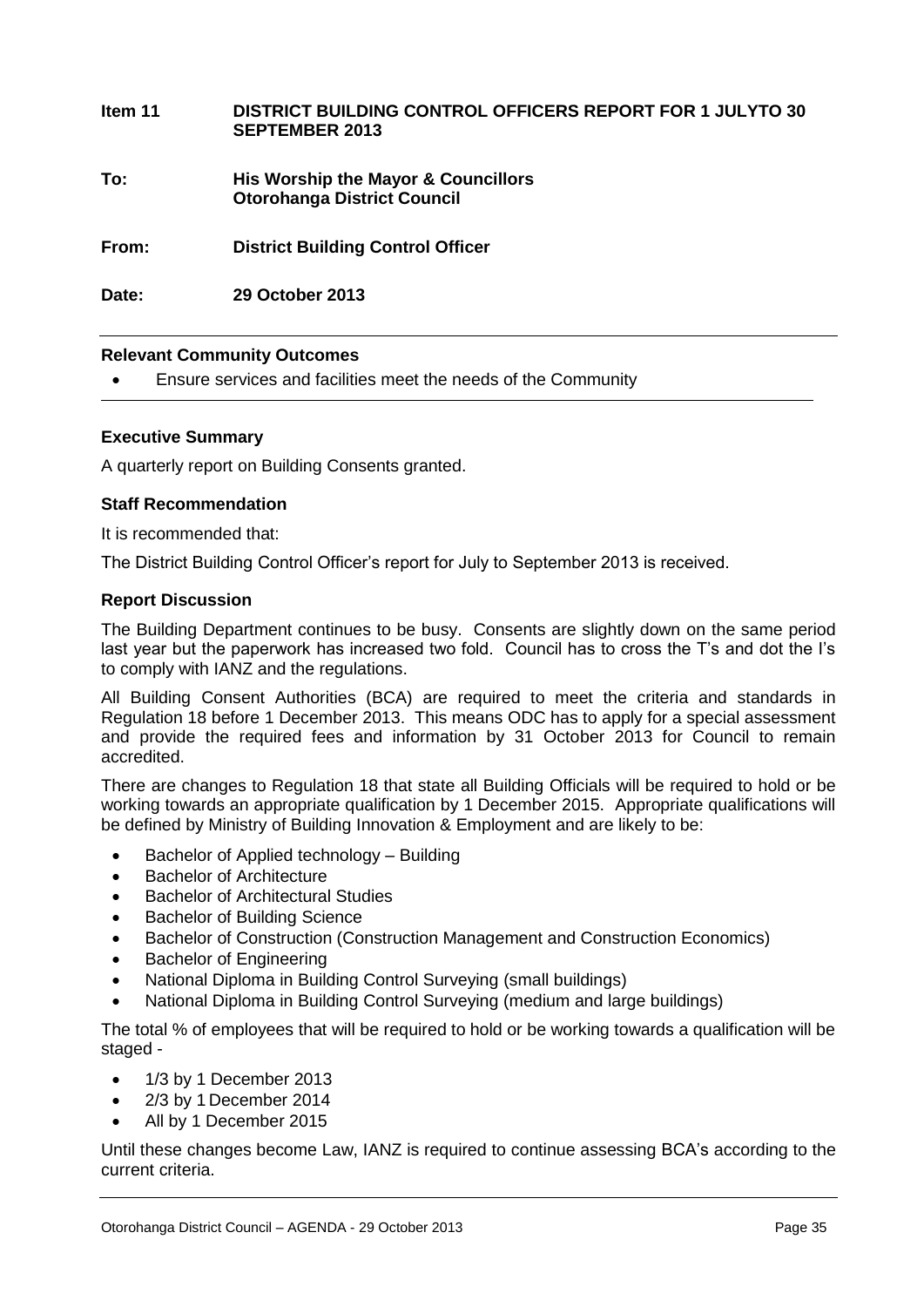**Item 11 DISTRICT BUILDING CONTROL OFFICERS REPORT FOR 1 JULYTO 30 SEPTEMBER 2013**

**To: His Worship the Mayor & Councillors Otorohanga District Council**

**From: District Building Control Officer**

**Date: 29 October 2013**

---

**Relevant Community Outcomes**

- Ensure services and facilities meet the needs of the Community

---

**Executive Summary**

A quarterly report on Building Consents granted.

**Staff Recommendation**

It is recommended that:

The District Building Control Officer's report for July to September 2013 is received.

**Report Discussion**

The Building Department continues to be busy. Consents are slightly down on the same period last year but the paperwork has increased two fold. Council has to cross the T's and dot the I's to comply with IANZ and the regulations.

All Building Consent Authorities (BCA) are required to meet the criteria and standards in Regulation 18 before 1 December 2013. This means ODC has to apply for a special assessment and provide the required fees and information by 31 October 2013 for Council to remain accredited.

There are changes to Regulation 18 that state all Building Officials will be required to hold or be working towards an appropriate qualification by 1 December 2015. Appropriate qualifications will be defined by Ministry of Building Innovation & Employment and are likely to be:

- Bachelor of Applied technology – Building
- Bachelor of Architecture
- Bachelor of Architectural Studies
- Bachelor of Building Science
- Bachelor of Construction (Construction Management and Construction Economics)
- Bachelor of Engineering
- National Diploma in Building Control Surveying (small buildings)
- National Diploma in Building Control Surveying (medium and large buildings)

The total % of employees that will be required to hold or be working towards a qualification will be staged -

- 1/3 by 1 December 2013
- 2/3 by 1 December 2014
- All by 1 December 2015

Until these changes become Law, IANZ is required to continue assessing BCA's according to the current criteria.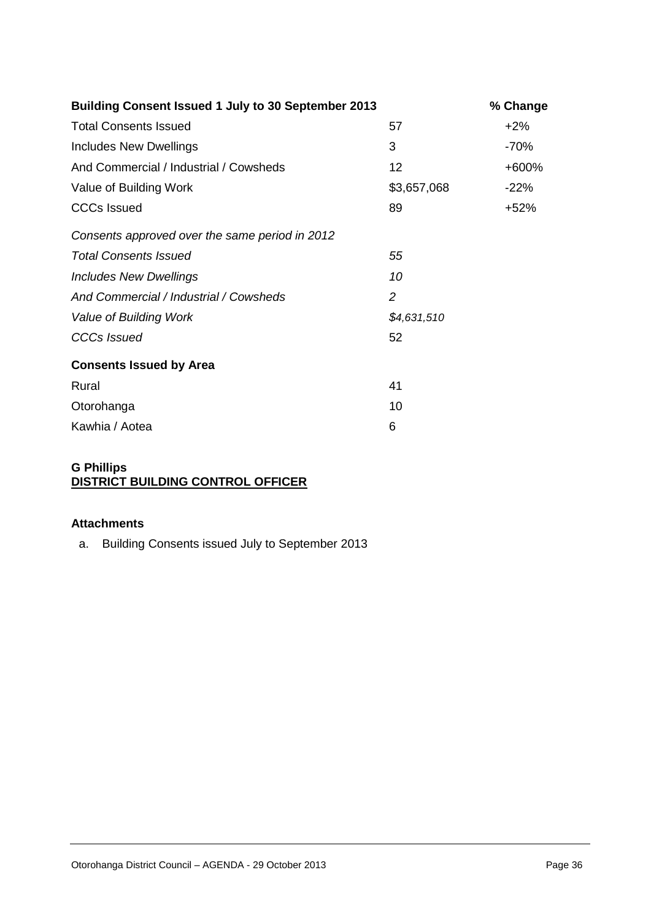| **Building Consent Issued 1 July to 30 September 2013** | | **% Change** |
|---|---|---|
| Total Consents Issued | 57 | +2% |
| Includes New Dwellings | 3 | -70% |
| And Commercial / Industrial / Cowsheds | 12 | +600% |
| Value of Building Work | \$3,657,068 | -22% |
| CCCs Issued | 89 | +52% |
| *Consents approved over the same period in 2012* | | |
| *Total Consents Issued* | *55* | |
| *Includes New Dwellings* | *10* | |
| *And Commercial / Industrial / Cowsheds* | *2* | |
| *Value of Building Work* | *\$4,631,510* | |
| *CCCs Issued* | 52 | |
| **Consents Issued by Area** | | |
| Rural | 41 | |
| Otorohanga | 10 | |
| Kawhia / Aotea | 6 | |

**G Phillips**
**DISTRICT BUILDING CONTROL OFFICER**

**Attachments**

a. Building Consents issued July to September 2013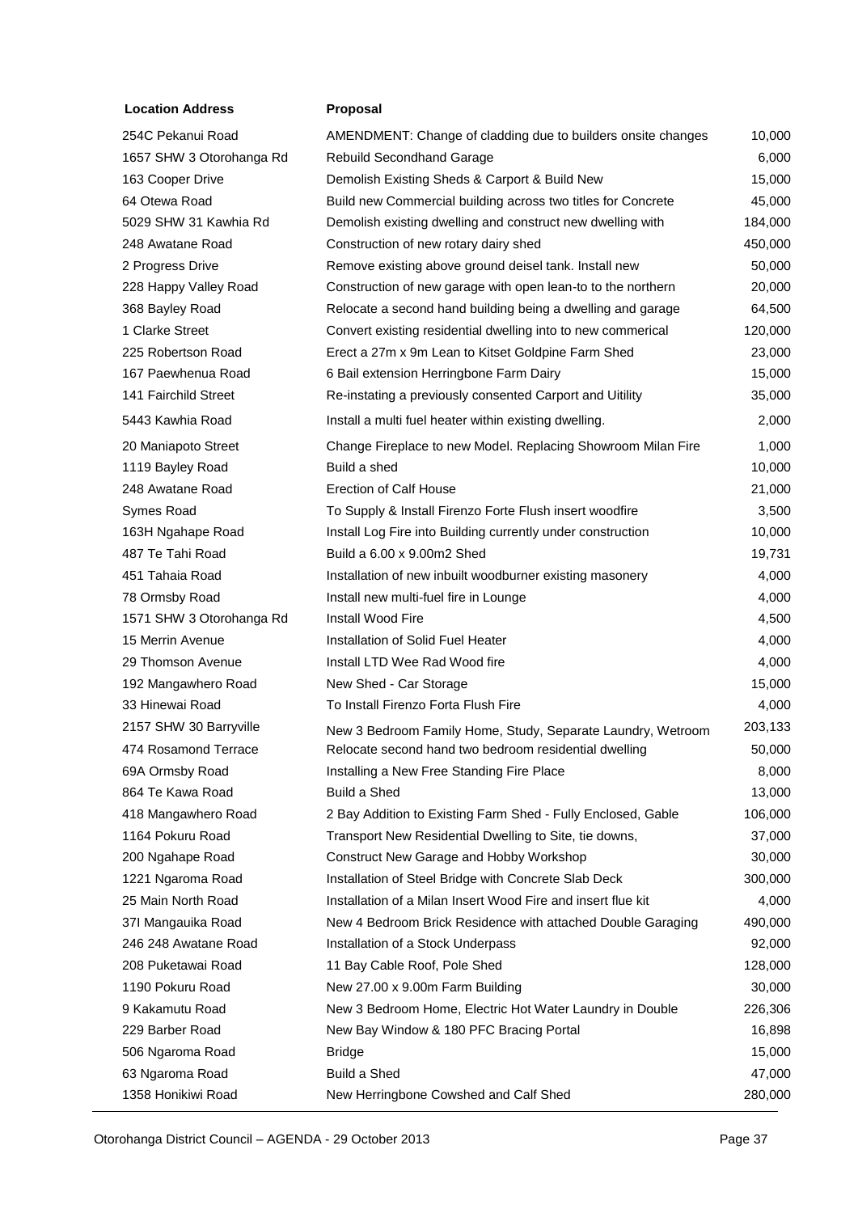| Location Address | Proposal | |
|---|---|---|
| 254C Pekanui Road | AMENDMENT: Change of cladding due to builders onsite changes | 10,000 |
| 1657 SHW 3 Otorohanga Rd | Rebuild Secondhand Garage | 6,000 |
| 163 Cooper Drive | Demolish Existing Sheds & Carport & Build New | 15,000 |
| 64 Otewa Road | Build new Commercial building across two titles for Concrete | 45,000 |
| 5029 SHW 31 Kawhia Rd | Demolish existing dwelling and construct new dwelling with | 184,000 |
| 248 Awatane Road | Construction of new rotary dairy shed | 450,000 |
| 2 Progress Drive | Remove existing above ground deisel tank. Install new | 50,000 |
| 228 Happy Valley Road | Construction of new garage with open lean-to to the northern | 20,000 |
| 368 Bayley Road | Relocate a second hand building being a dwelling and garage | 64,500 |
| 1 Clarke Street | Convert existing residential dwelling into to new commerical | 120,000 |
| 225 Robertson Road | Erect a 27m x 9m Lean to Kitset Goldpine Farm Shed | 23,000 |
| 167 Paewhenua Road | 6 Bail extension Herringbone Farm Dairy | 15,000 |
| 141 Fairchild Street | Re-instating a previously consented Carport and Uitility | 35,000 |
| 5443 Kawhia Road | Install a multi fuel heater within existing dwelling. | 2,000 |
| 20 Maniapoto Street | Change Fireplace to new Model. Replacing Showroom Milan Fire | 1,000 |
| 1119 Bayley Road | Build a shed | 10,000 |
| 248 Awatane Road | Erection of Calf House | 21,000 |
| Symes Road | To Supply & Install Firenzo Forte Flush insert woodfire | 3,500 |
| 163H Ngahape Road | Install Log Fire into Building currently under construction | 10,000 |
| 487 Te Tahi Road | Build a 6.00 x 9.00m2 Shed | 19,731 |
| 451 Tahaia Road | Installation of new inbuilt woodburner existing masonery | 4,000 |
| 78 Ormsby Road | Install new multi-fuel fire in Lounge | 4,000 |
| 1571 SHW 3 Otorohanga Rd | Install Wood Fire | 4,500 |
| 15 Merrin Avenue | Installation of Solid Fuel Heater | 4,000 |
| 29 Thomson Avenue | Install LTD Wee Rad Wood fire | 4,000 |
| 192 Mangawhero Road | New Shed - Car Storage | 15,000 |
| 33 Hinewai Road | To Install Firenzo Forta Flush Fire | 4,000 |
| 2157 SHW 30 Barryville | New 3 Bedroom Family Home, Study, Separate Laundry, Wetroom | 203,133 |
| 474 Rosamond Terrace | Relocate second hand two bedroom residential dwelling | 50,000 |
| 69A Ormsby Road | Installing a New Free Standing Fire Place | 8,000 |
| 864 Te Kawa Road | Build a Shed | 13,000 |
| 418 Mangawhero Road | 2 Bay Addition to Existing Farm Shed - Fully Enclosed, Gable | 106,000 |
| 1164 Pokuru Road | Transport New Residential Dwelling to Site, tie downs, | 37,000 |
| 200 Ngahape Road | Construct New Garage and Hobby Workshop | 30,000 |
| 1221 Ngaroma Road | Installation of Steel Bridge with Concrete Slab Deck | 300,000 |
| 25 Main North Road | Installation of a Milan Insert Wood Fire and insert flue kit | 4,000 |
| 37I Mangauika Road | New 4 Bedroom Brick Residence with attached Double Garaging | 490,000 |
| 246 248 Awatane Road | Installation of a Stock Underpass | 92,000 |
| 208 Puketawai Road | 11 Bay Cable Roof, Pole Shed | 128,000 |
| 1190 Pokuru Road | New 27.00 x 9.00m Farm Building | 30,000 |
| 9 Kakamutu Road | New 3 Bedroom Home, Electric Hot Water Laundry in Double | 226,306 |
| 229 Barber Road | New Bay Window & 180 PFC Bracing Portal | 16,898 |
| 506 Ngaroma Road | Bridge | 15,000 |
| 63 Ngaroma Road | Build a Shed | 47,000 |
| 1358 Honikiwi Road | New Herringbone Cowshed and Calf Shed | 280,000 |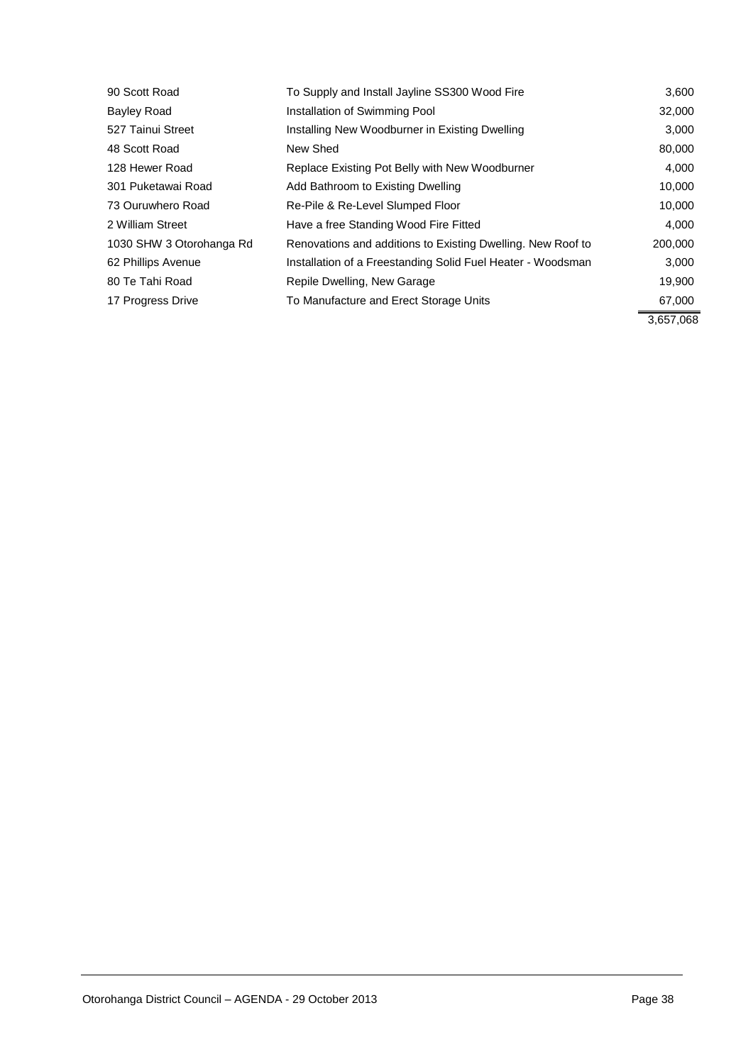| | | |
|---|---|---|
| 90 Scott Road | To Supply and Install Jayline SS300 Wood Fire | 3,600 |
| Bayley Road | Installation of Swimming Pool | 32,000 |
| 527 Tainui Street | Installing New Woodburner in Existing Dwelling | 3,000 |
| 48 Scott Road | New Shed | 80,000 |
| 128 Hewer Road | Replace Existing Pot Belly with New Woodburner | 4,000 |
| 301 Puketawai Road | Add Bathroom to Existing Dwelling | 10,000 |
| 73 Ouruwhero Road | Re-Pile & Re-Level Slumped Floor | 10,000 |
| 2 William Street | Have a free Standing Wood Fire Fitted | 4,000 |
| 1030 SHW 3 Otorohanga Rd | Renovations and additions to Existing Dwelling. New Roof to | 200,000 |
| 62 Phillips Avenue | Installation of a Freestanding Solid Fuel Heater - Woodsman | 3,000 |
| 80 Te Tahi Road | Repile Dwelling, New Garage | 19,900 |
| 17 Progress Drive | To Manufacture and Erect Storage Units | 67,000 |
| | | 3,657,068 |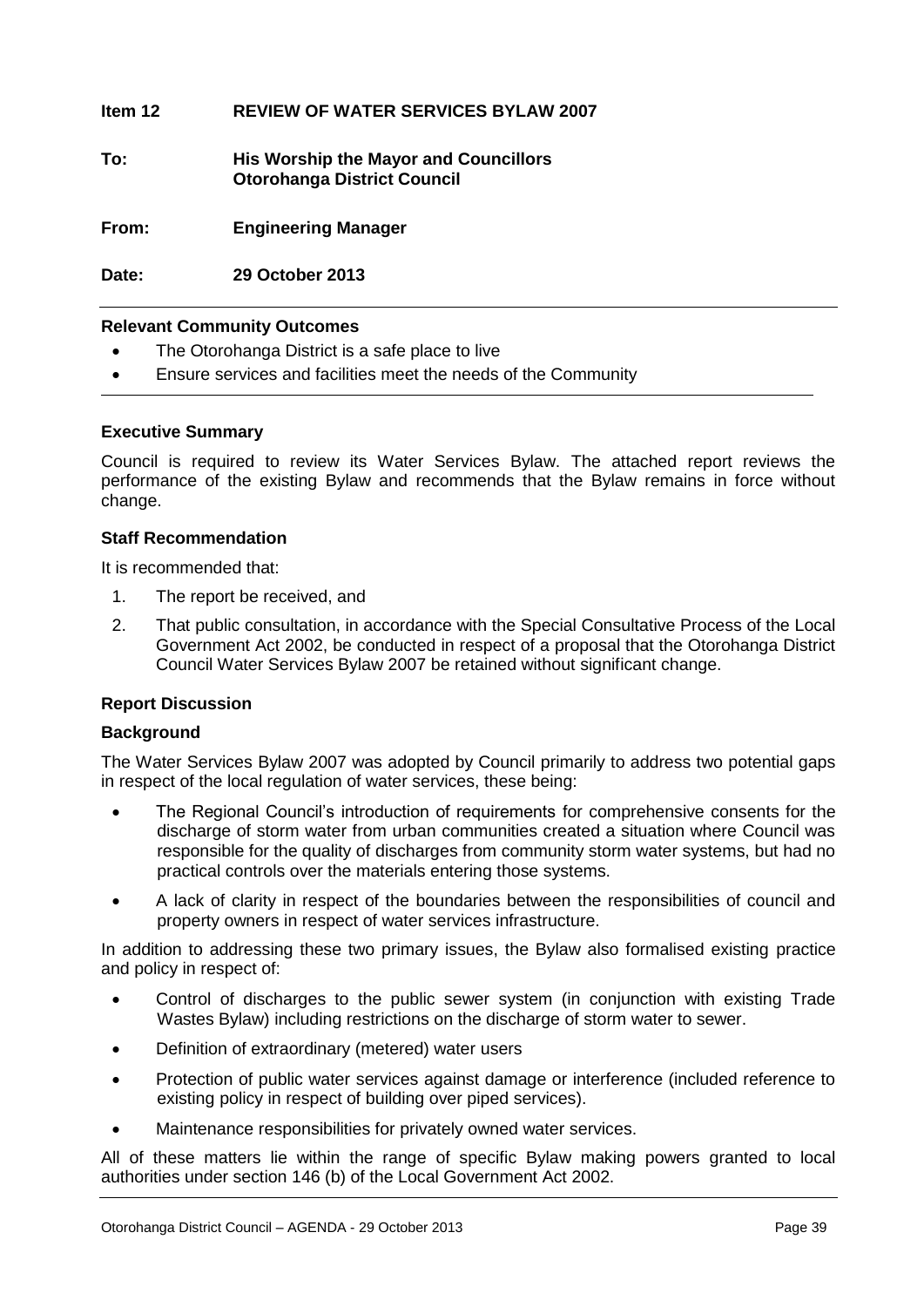**Item 12 REVIEW OF WATER SERVICES BYLAW 2007**

**To: His Worship the Mayor and Councillors**
**Otorohanga District Council**

**From: Engineering Manager**

**Date: 29 October 2013**

**Relevant Community Outcomes**

- The Otorohanga District is a safe place to live
- Ensure services and facilities meet the needs of the Community

**Executive Summary**

Council is required to review its Water Services Bylaw. The attached report reviews the performance of the existing Bylaw and recommends that the Bylaw remains in force without change.

**Staff Recommendation**

It is recommended that:

1. The report be received, and
2. That public consultation, in accordance with the Special Consultative Process of the Local Government Act 2002, be conducted in respect of a proposal that the Otorohanga District Council Water Services Bylaw 2007 be retained without significant change.

**Report Discussion**

**Background**

The Water Services Bylaw 2007 was adopted by Council primarily to address two potential gaps in respect of the local regulation of water services, these being:

- The Regional Council's introduction of requirements for comprehensive consents for the discharge of storm water from urban communities created a situation where Council was responsible for the quality of discharges from community storm water systems, but had no practical controls over the materials entering those systems.
- A lack of clarity in respect of the boundaries between the responsibilities of council and property owners in respect of water services infrastructure.

In addition to addressing these two primary issues, the Bylaw also formalised existing practice and policy in respect of:

- Control of discharges to the public sewer system (in conjunction with existing Trade Wastes Bylaw) including restrictions on the discharge of storm water to sewer.
- Definition of extraordinary (metered) water users
- Protection of public water services against damage or interference (included reference to existing policy in respect of building over piped services).
- Maintenance responsibilities for privately owned water services.

All of these matters lie within the range of specific Bylaw making powers granted to local authorities under section 146 (b) of the Local Government Act 2002.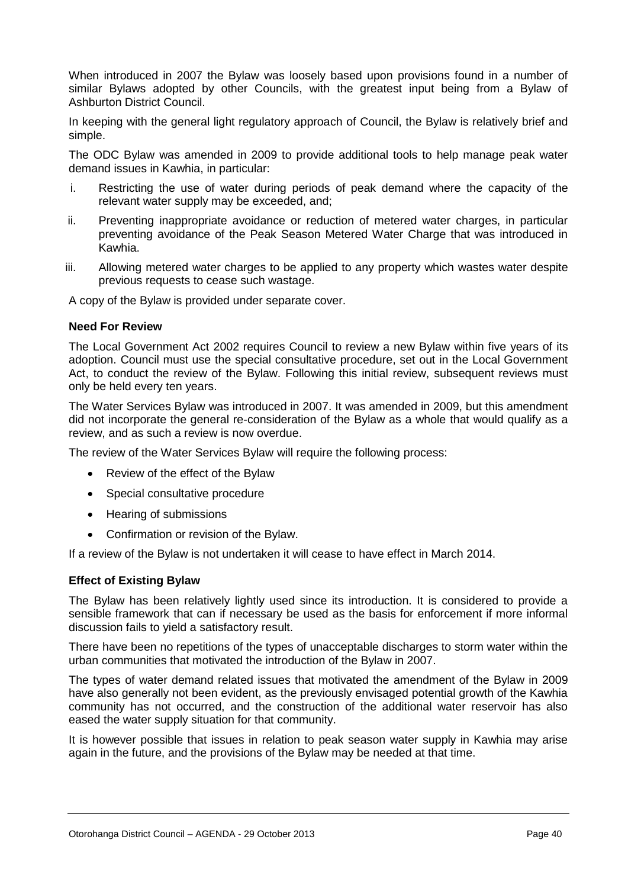When introduced in 2007 the Bylaw was loosely based upon provisions found in a number of similar Bylaws adopted by other Councils, with the greatest input being from a Bylaw of Ashburton District Council.

In keeping with the general light regulatory approach of Council, the Bylaw is relatively brief and simple.

The ODC Bylaw was amended in 2009 to provide additional tools to help manage peak water demand issues in Kawhia, in particular:

i. Restricting the use of water during periods of peak demand where the capacity of the relevant water supply may be exceeded, and;

ii. Preventing inappropriate avoidance or reduction of metered water charges, in particular preventing avoidance of the Peak Season Metered Water Charge that was introduced in Kawhia.

iii. Allowing metered water charges to be applied to any property which wastes water despite previous requests to cease such wastage.

A copy of the Bylaw is provided under separate cover.

**Need For Review**

The Local Government Act 2002 requires Council to review a new Bylaw within five years of its adoption. Council must use the special consultative procedure, set out in the Local Government Act, to conduct the review of the Bylaw. Following this initial review, subsequent reviews must only be held every ten years.

The Water Services Bylaw was introduced in 2007. It was amended in 2009, but this amendment did not incorporate the general re-consideration of the Bylaw as a whole that would qualify as a review, and as such a review is now overdue.

The review of the Water Services Bylaw will require the following process:

- Review of the effect of the Bylaw
- Special consultative procedure
- Hearing of submissions
- Confirmation or revision of the Bylaw.

If a review of the Bylaw is not undertaken it will cease to have effect in March 2014.

**Effect of Existing Bylaw**

The Bylaw has been relatively lightly used since its introduction. It is considered to provide a sensible framework that can if necessary be used as the basis for enforcement if more informal discussion fails to yield a satisfactory result.

There have been no repetitions of the types of unacceptable discharges to storm water within the urban communities that motivated the introduction of the Bylaw in 2007.

The types of water demand related issues that motivated the amendment of the Bylaw in 2009 have also generally not been evident, as the previously envisaged potential growth of the Kawhia community has not occurred, and the construction of the additional water reservoir has also eased the water supply situation for that community.

It is however possible that issues in relation to peak season water supply in Kawhia may arise again in the future, and the provisions of the Bylaw may be needed at that time.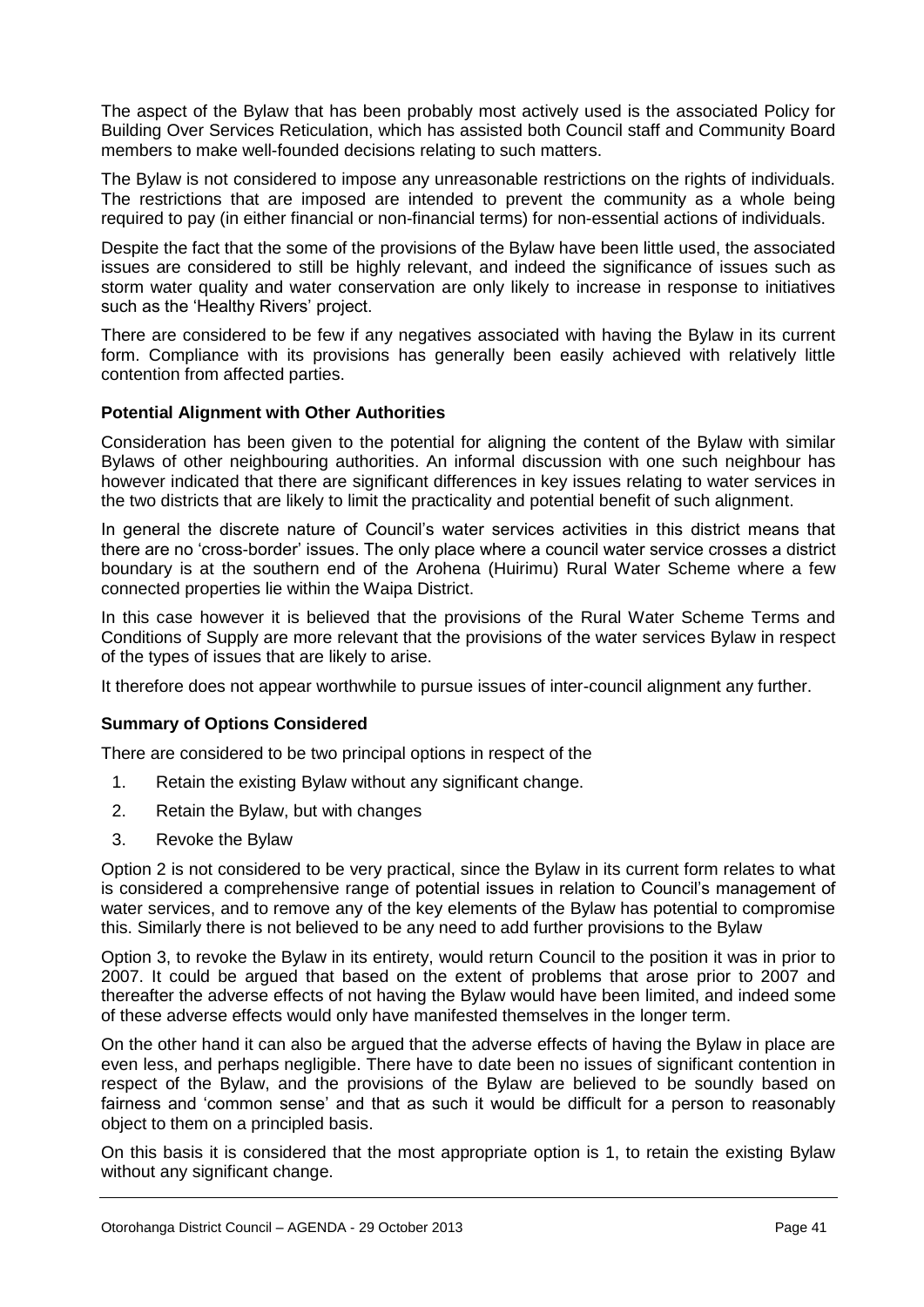The aspect of the Bylaw that has been probably most actively used is the associated Policy for Building Over Services Reticulation, which has assisted both Council staff and Community Board members to make well-founded decisions relating to such matters.

The Bylaw is not considered to impose any unreasonable restrictions on the rights of individuals. The restrictions that are imposed are intended to prevent the community as a whole being required to pay (in either financial or non-financial terms) for non-essential actions of individuals.

Despite the fact that the some of the provisions of the Bylaw have been little used, the associated issues are considered to still be highly relevant, and indeed the significance of issues such as storm water quality and water conservation are only likely to increase in response to initiatives such as the 'Healthy Rivers' project.

There are considered to be few if any negatives associated with having the Bylaw in its current form. Compliance with its provisions has generally been easily achieved with relatively little contention from affected parties.

**Potential Alignment with Other Authorities**

Consideration has been given to the potential for aligning the content of the Bylaw with similar Bylaws of other neighbouring authorities. An informal discussion with one such neighbour has however indicated that there are significant differences in key issues relating to water services in the two districts that are likely to limit the practicality and potential benefit of such alignment.

In general the discrete nature of Council's water services activities in this district means that there are no 'cross-border' issues. The only place where a council water service crosses a district boundary is at the southern end of the Arohena (Huirimu) Rural Water Scheme where a few connected properties lie within the Waipa District.

In this case however it is believed that the provisions of the Rural Water Scheme Terms and Conditions of Supply are more relevant that the provisions of the water services Bylaw in respect of the types of issues that are likely to arise.

It therefore does not appear worthwhile to pursue issues of inter-council alignment any further.

**Summary of Options Considered**

There are considered to be two principal options in respect of the

1. Retain the existing Bylaw without any significant change.
2. Retain the Bylaw, but with changes
3. Revoke the Bylaw

Option 2 is not considered to be very practical, since the Bylaw in its current form relates to what is considered a comprehensive range of potential issues in relation to Council's management of water services, and to remove any of the key elements of the Bylaw has potential to compromise this. Similarly there is not believed to be any need to add further provisions to the Bylaw

Option 3, to revoke the Bylaw in its entirety, would return Council to the position it was in prior to 2007. It could be argued that based on the extent of problems that arose prior to 2007 and thereafter the adverse effects of not having the Bylaw would have been limited, and indeed some of these adverse effects would only have manifested themselves in the longer term.

On the other hand it can also be argued that the adverse effects of having the Bylaw in place are even less, and perhaps negligible. There have to date been no issues of significant contention in respect of the Bylaw, and the provisions of the Bylaw are believed to be soundly based on fairness and 'common sense' and that as such it would be difficult for a person to reasonably object to them on a principled basis.

On this basis it is considered that the most appropriate option is 1, to retain the existing Bylaw without any significant change.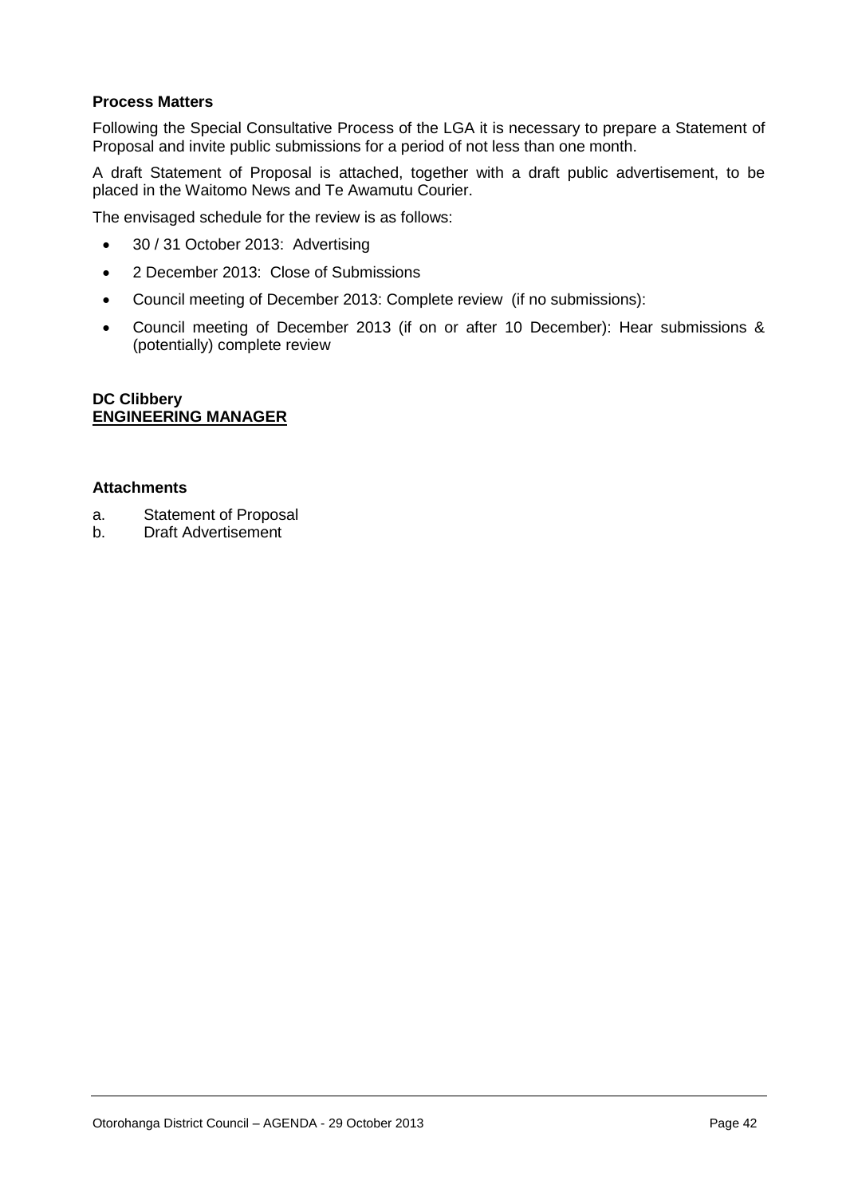### Process Matters

Following the Special Consultative Process of the LGA it is necessary to prepare a Statement of Proposal and invite public submissions for a period of not less than one month.

A draft Statement of Proposal is attached, together with a draft public advertisement, to be placed in the Waitomo News and Te Awamutu Courier.

The envisaged schedule for the review is as follows:

- 30 / 31 October 2013: Advertising
- 2 December 2013: Close of Submissions
- Council meeting of December 2013: Complete review (if no submissions):
- Council meeting of December 2013 (if on or after 10 December): Hear submissions & (potentially) complete review

**DC Clibbery**
**ENGINEERING MANAGER**

### Attachments

a. Statement of Proposal
b. Draft Advertisement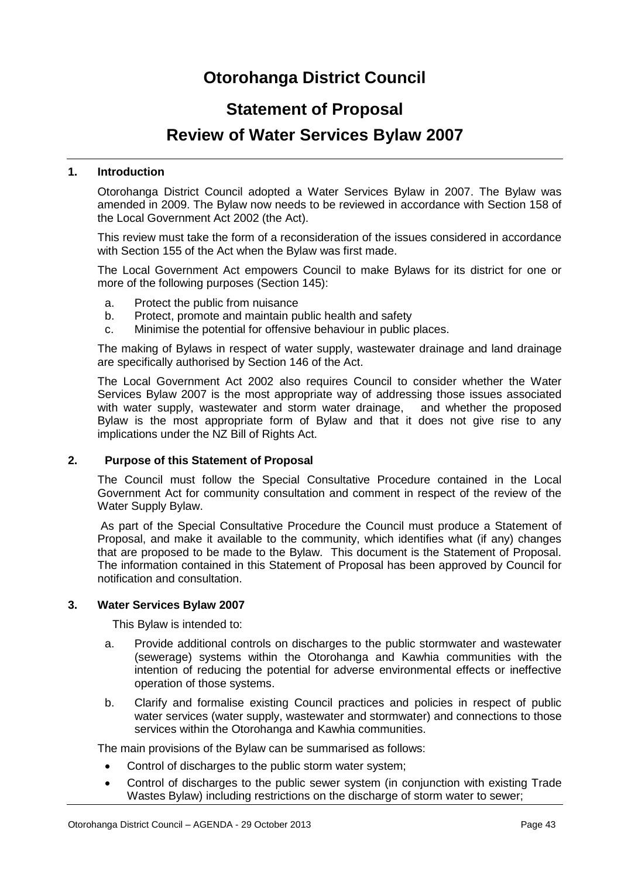# Otorohanga District Council

## Statement of Proposal

## Review of Water Services Bylaw 2007

### 1. Introduction

Otorohanga District Council adopted a Water Services Bylaw in 2007. The Bylaw was amended in 2009. The Bylaw now needs to be reviewed in accordance with Section 158 of the Local Government Act 2002 (the Act).

This review must take the form of a reconsideration of the issues considered in accordance with Section 155 of the Act when the Bylaw was first made.

The Local Government Act empowers Council to make Bylaws for its district for one or more of the following purposes (Section 145):

a. Protect the public from nuisance
b. Protect, promote and maintain public health and safety
c. Minimise the potential for offensive behaviour in public places.

The making of Bylaws in respect of water supply, wastewater drainage and land drainage are specifically authorised by Section 146 of the Act.

The Local Government Act 2002 also requires Council to consider whether the Water Services Bylaw 2007 is the most appropriate way of addressing those issues associated with water supply, wastewater and storm water drainage, and whether the proposed Bylaw is the most appropriate form of Bylaw and that it does not give rise to any implications under the NZ Bill of Rights Act.

### 2. Purpose of this Statement of Proposal

The Council must follow the Special Consultative Procedure contained in the Local Government Act for community consultation and comment in respect of the review of the Water Supply Bylaw.

As part of the Special Consultative Procedure the Council must produce a Statement of Proposal, and make it available to the community, which identifies what (if any) changes that are proposed to be made to the Bylaw. This document is the Statement of Proposal. The information contained in this Statement of Proposal has been approved by Council for notification and consultation.

### 3. Water Services Bylaw 2007

This Bylaw is intended to:

a. Provide additional controls on discharges to the public stormwater and wastewater (sewerage) systems within the Otorohanga and Kawhia communities with the intention of reducing the potential for adverse environmental effects or ineffective operation of those systems.

b. Clarify and formalise existing Council practices and policies in respect of public water services (water supply, wastewater and stormwater) and connections to those services within the Otorohanga and Kawhia communities.

The main provisions of the Bylaw can be summarised as follows:

- Control of discharges to the public storm water system;
- Control of discharges to the public sewer system (in conjunction with existing Trade Wastes Bylaw) including restrictions on the discharge of storm water to sewer;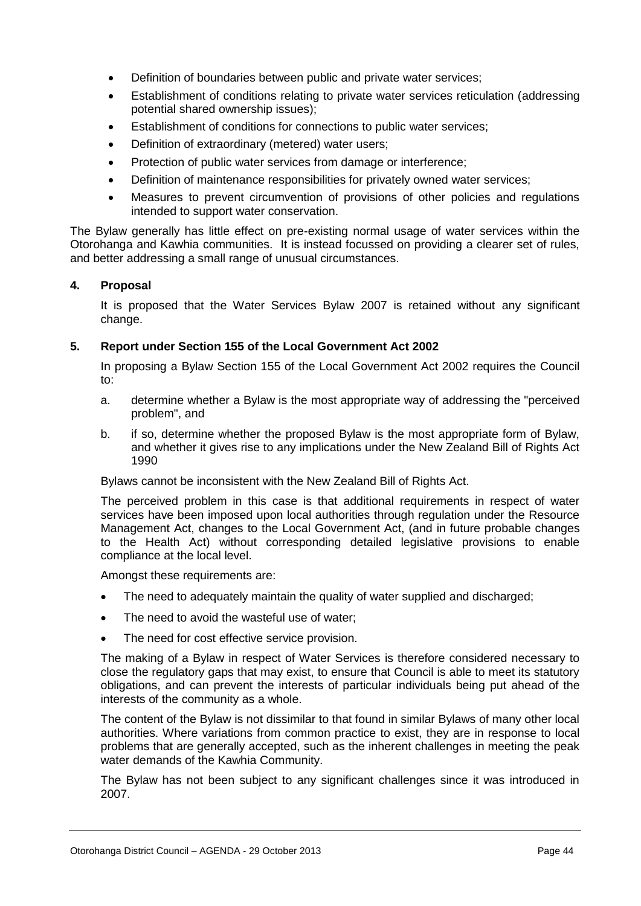- Definition of boundaries between public and private water services;
- Establishment of conditions relating to private water services reticulation (addressing potential shared ownership issues);
- Establishment of conditions for connections to public water services;
- Definition of extraordinary (metered) water users;
- Protection of public water services from damage or interference;
- Definition of maintenance responsibilities for privately owned water services;
- Measures to prevent circumvention of provisions of other policies and regulations intended to support water conservation.

The Bylaw generally has little effect on pre-existing normal usage of water services within the Otorohanga and Kawhia communities. It is instead focussed on providing a clearer set of rules, and better addressing a small range of unusual circumstances.

## 4. Proposal

It is proposed that the Water Services Bylaw 2007 is retained without any significant change.

## 5. Report under Section 155 of the Local Government Act 2002

In proposing a Bylaw Section 155 of the Local Government Act 2002 requires the Council to:

a. determine whether a Bylaw is the most appropriate way of addressing the "perceived problem", and

b. if so, determine whether the proposed Bylaw is the most appropriate form of Bylaw, and whether it gives rise to any implications under the New Zealand Bill of Rights Act 1990

Bylaws cannot be inconsistent with the New Zealand Bill of Rights Act.

The perceived problem in this case is that additional requirements in respect of water services have been imposed upon local authorities through regulation under the Resource Management Act, changes to the Local Government Act, (and in future probable changes to the Health Act) without corresponding detailed legislative provisions to enable compliance at the local level.

Amongst these requirements are:

- The need to adequately maintain the quality of water supplied and discharged;
- The need to avoid the wasteful use of water;
- The need for cost effective service provision.

The making of a Bylaw in respect of Water Services is therefore considered necessary to close the regulatory gaps that may exist, to ensure that Council is able to meet its statutory obligations, and can prevent the interests of particular individuals being put ahead of the interests of the community as a whole.

The content of the Bylaw is not dissimilar to that found in similar Bylaws of many other local authorities. Where variations from common practice to exist, they are in response to local problems that are generally accepted, such as the inherent challenges in meeting the peak water demands of the Kawhia Community.

The Bylaw has not been subject to any significant challenges since it was introduced in 2007.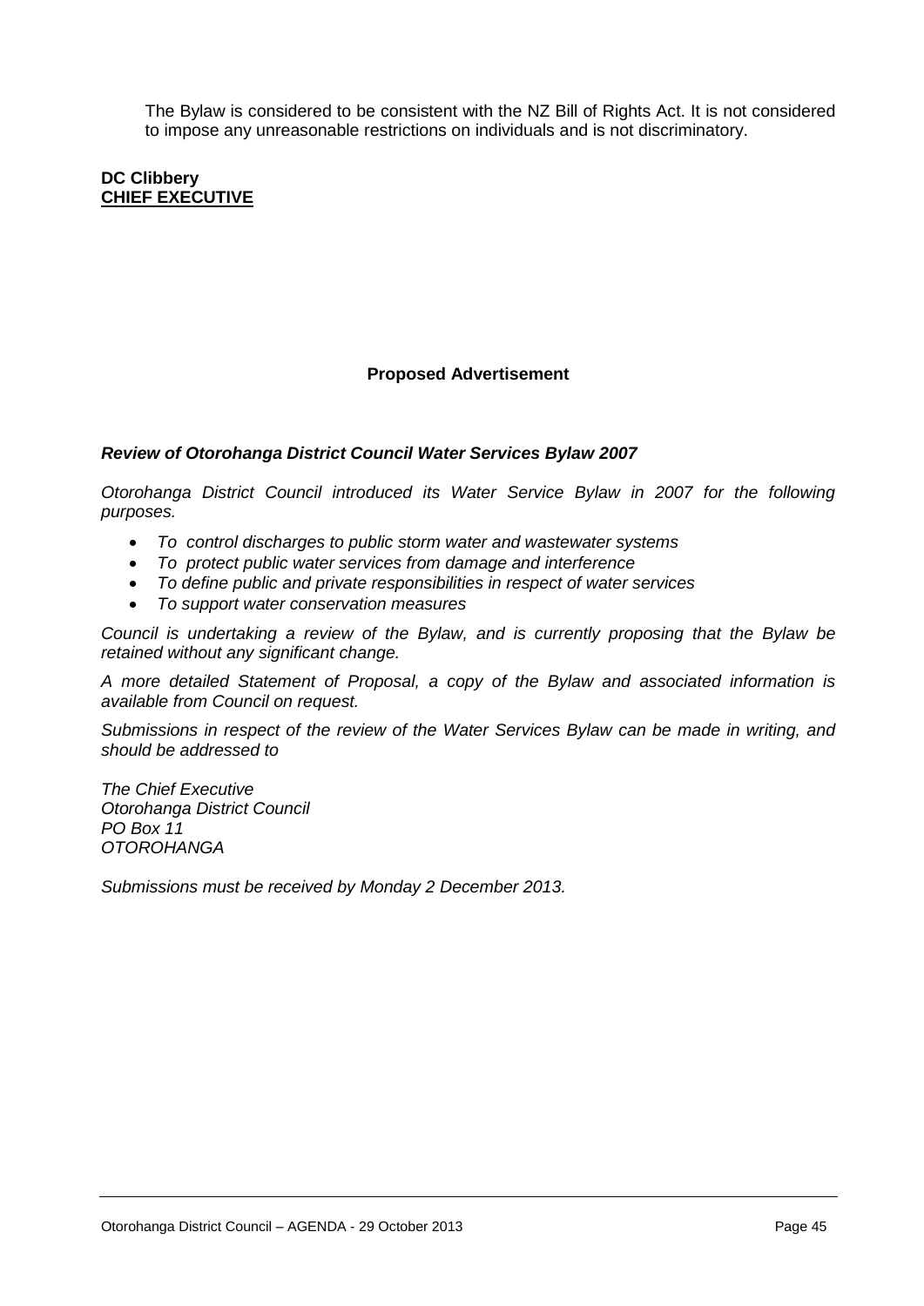The Bylaw is considered to be consistent with the NZ Bill of Rights Act. It is not considered to impose any unreasonable restrictions on individuals and is not discriminatory.

**DC Clibbery**
**CHIEF EXECUTIVE**

**Proposed Advertisement**

***Review of Otorohanga District Council Water Services Bylaw 2007***

*Otorohanga District Council introduced its Water Service Bylaw in 2007 for the following purposes.*

- *To control discharges to public storm water and wastewater systems*
- *To protect public water services from damage and interference*
- *To define public and private responsibilities in respect of water services*
- *To support water conservation measures*

*Council is undertaking a review of the Bylaw, and is currently proposing that the Bylaw be retained without any significant change.*

*A more detailed Statement of Proposal, a copy of the Bylaw and associated information is available from Council on request.*

*Submissions in respect of the review of the Water Services Bylaw can be made in writing, and should be addressed to*

*The Chief Executive*
*Otorohanga District Council*
*PO Box 11*
*OTOROHANGA*

*Submissions must be received by Monday 2 December 2013.*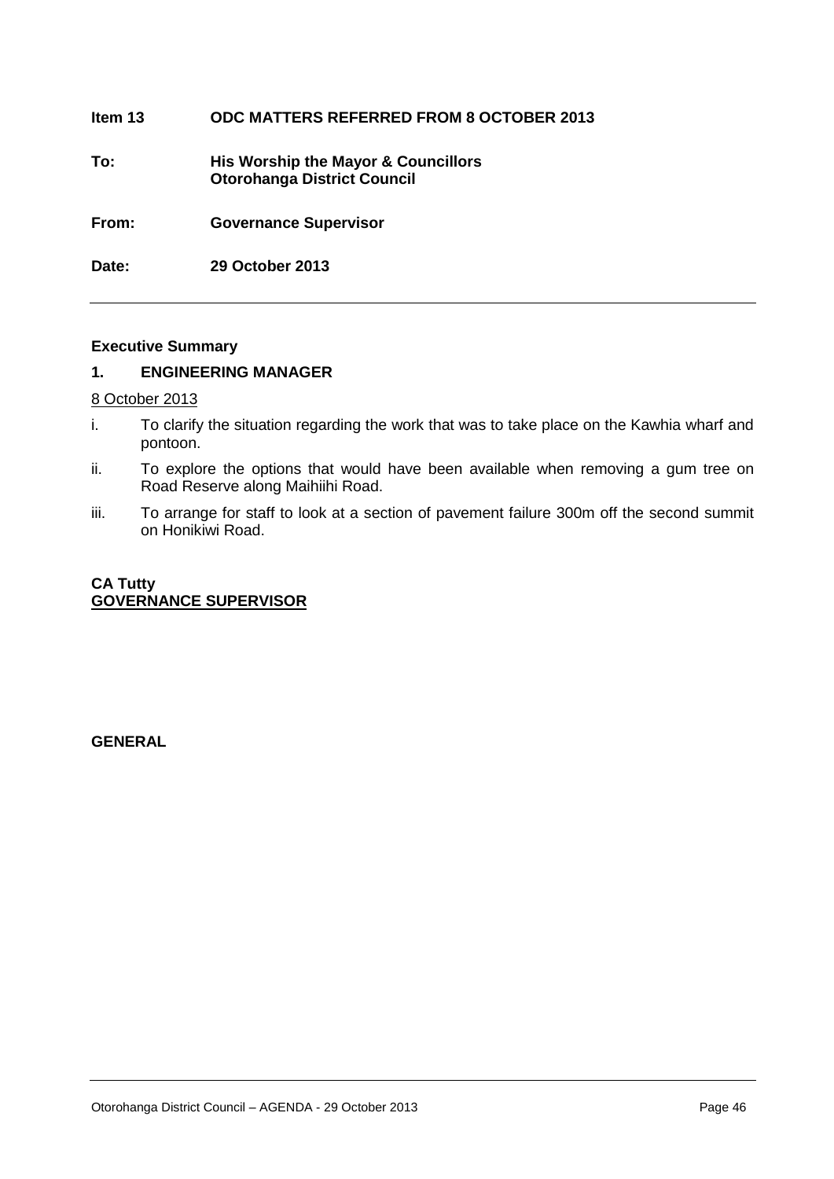**Item 13 ODC MATTERS REFERRED FROM 8 OCTOBER 2013**

**To: His Worship the Mayor & Councillors**
**Otorohanga District Council**

**From: Governance Supervisor**

**Date: 29 October 2013**

---

**Executive Summary**

**1. ENGINEERING MANAGER**

8 October 2013

i. To clarify the situation regarding the work that was to take place on the Kawhia wharf and pontoon.

ii. To explore the options that would have been available when removing a gum tree on Road Reserve along Maihiihi Road.

iii. To arrange for staff to look at a section of pavement failure 300m off the second summit on Honikiwi Road.

**CA Tutty**
**GOVERNANCE SUPERVISOR**

**GENERAL**